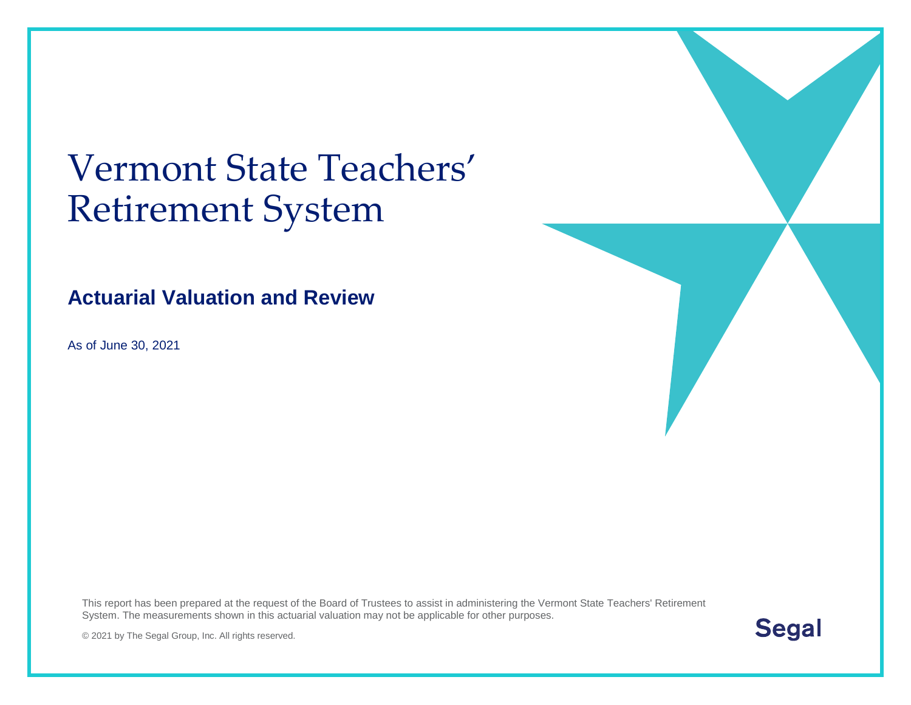# Vermont State Teachers' Retirement System

## Actuarial Valuation and Review

As of June 30, 2021

This report has been prepared at the request of the Board of Trustees to assist in administering the Vermont State Teachers' Retirement System. The measurements shown in this actuarial valuation may not be applicable for other purposes.

© 2021 by The Segal Group, Inc. All rights reserved.

Segal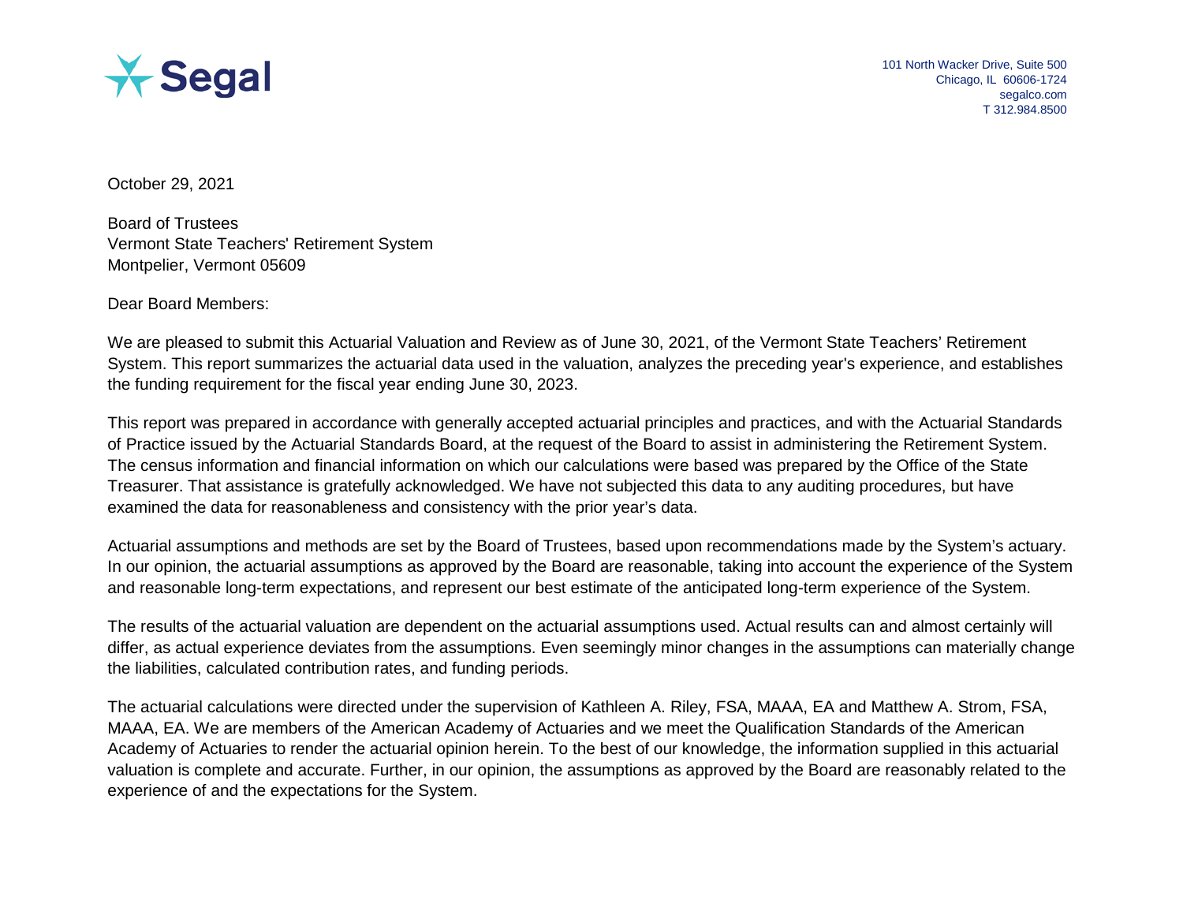Segal

101 North Wacker Drive, Suite 500
Chicago, IL 60606-1724
segalco.com
T 312.984.8500

October 29, 2021

Board of Trustees
Vermont State Teachers' Retirement System
Montpelier, Vermont 05609

Dear Board Members:

We are pleased to submit this Actuarial Valuation and Review as of June 30, 2021, of the Vermont State Teachers' Retirement System. This report summarizes the actuarial data used in the valuation, analyzes the preceding year's experience, and establishes the funding requirement for the fiscal year ending June 30, 2023.

This report was prepared in accordance with generally accepted actuarial principles and practices, and with the Actuarial Standards of Practice issued by the Actuarial Standards Board, at the request of the Board to assist in administering the Retirement System. The census information and financial information on which our calculations were based was prepared by the Office of the State Treasurer. That assistance is gratefully acknowledged. We have not subjected this data to any auditing procedures, but have examined the data for reasonableness and consistency with the prior year's data.

Actuarial assumptions and methods are set by the Board of Trustees, based upon recommendations made by the System's actuary. In our opinion, the actuarial assumptions as approved by the Board are reasonable, taking into account the experience of the System and reasonable long-term expectations, and represent our best estimate of the anticipated long-term experience of the System.

The results of the actuarial valuation are dependent on the actuarial assumptions used. Actual results can and almost certainly will differ, as actual experience deviates from the assumptions. Even seemingly minor changes in the assumptions can materially change the liabilities, calculated contribution rates, and funding periods.

The actuarial calculations were directed under the supervision of Kathleen A. Riley, FSA, MAAA, EA and Matthew A. Strom, FSA, MAAA, EA. We are members of the American Academy of Actuaries and we meet the Qualification Standards of the American Academy of Actuaries to render the actuarial opinion herein. To the best of our knowledge, the information supplied in this actuarial valuation is complete and accurate. Further, in our opinion, the assumptions as approved by the Board are reasonably related to the experience of and the expectations for the System.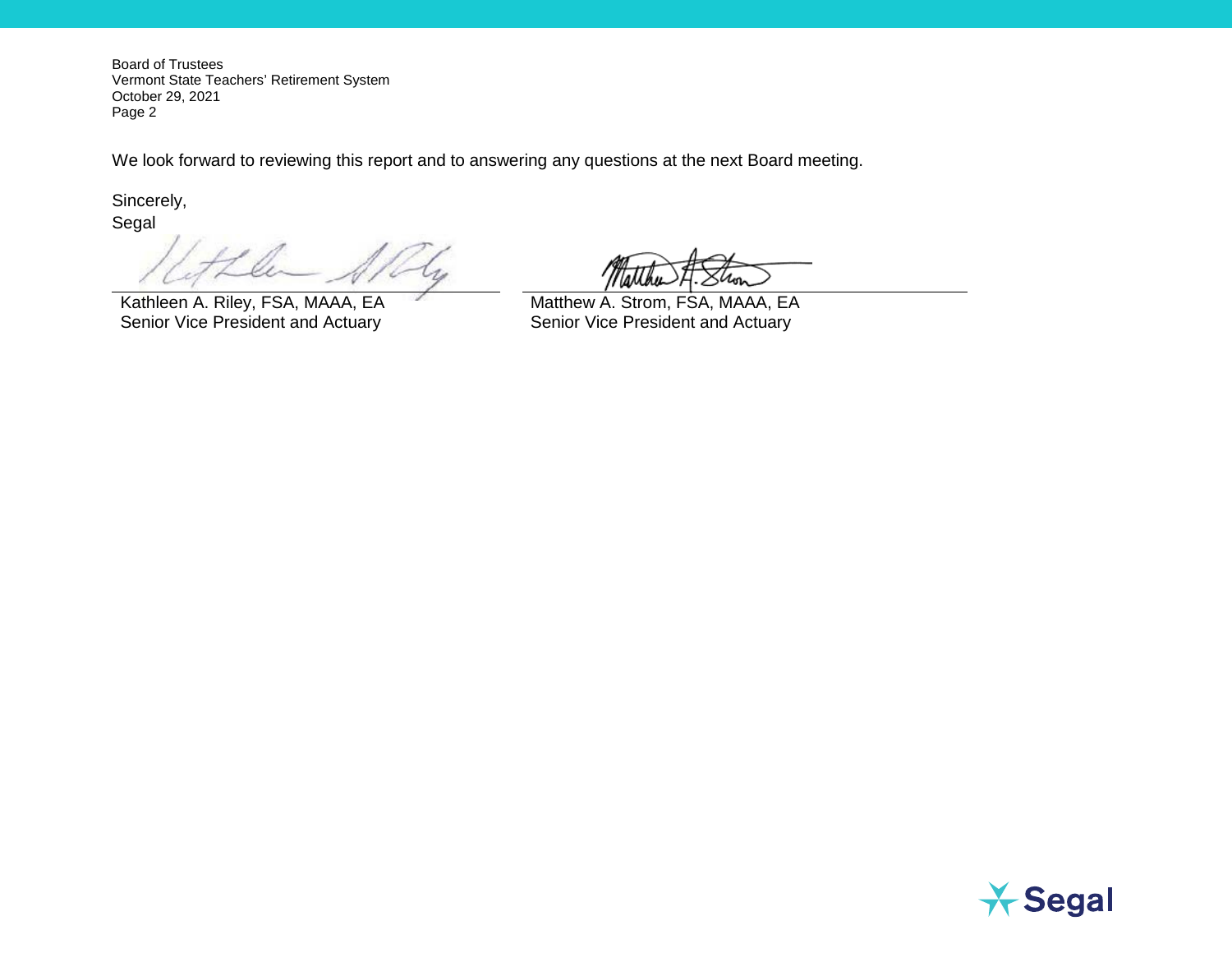Board of Trustees
Vermont State Teachers' Retirement System
October 29, 2021
Page 2

We look forward to reviewing this report and to answering any questions at the next Board meeting.

Sincerely,
Segal

Kathleen A. Riley, FSA, MAAA, EA
Senior Vice President and Actuary

Matthew A. Strom, FSA, MAAA, EA
Senior Vice President and Actuary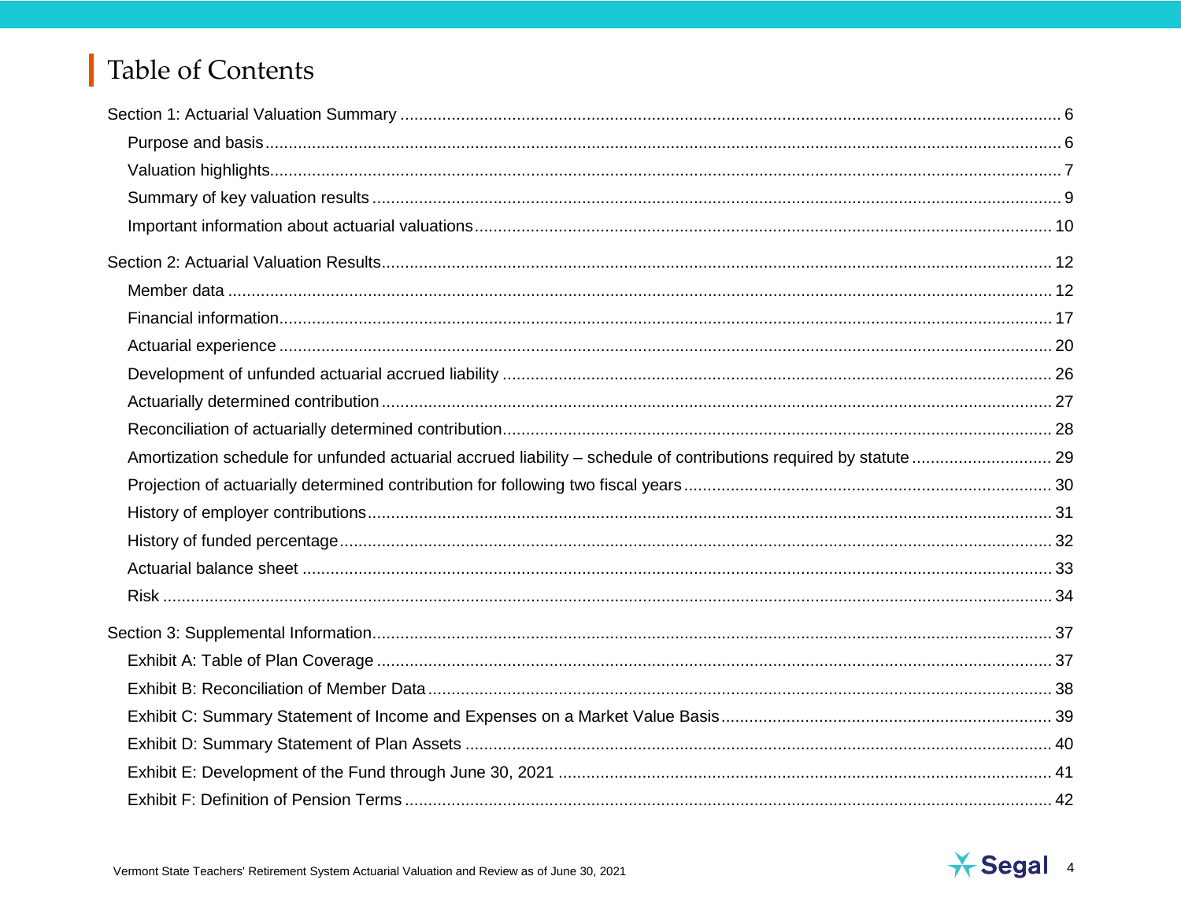# Table of Contents

Section 1: Actuarial Valuation Summary ........ 6

- Purpose and basis ........ 6
- Valuation highlights ........ 7
- Summary of key valuation results ........ 9
- Important information about actuarial valuations ........ 10

Section 2: Actuarial Valuation Results ........ 12

- Member data ........ 12
- Financial information ........ 17
- Actuarial experience ........ 20
- Development of unfunded actuarial accrued liability ........ 26
- Actuarially determined contribution ........ 27
- Reconciliation of actuarially determined contribution ........ 28
- Amortization schedule for unfunded actuarial accrued liability – schedule of contributions required by statute ........ 29
- Projection of actuarially determined contribution for following two fiscal years ........ 30
- History of employer contributions ........ 31
- History of funded percentage ........ 32
- Actuarial balance sheet ........ 33
- Risk ........ 34

Section 3: Supplemental Information ........ 37

- Exhibit A: Table of Plan Coverage ........ 37
- Exhibit B: Reconciliation of Member Data ........ 38
- Exhibit C: Summary Statement of Income and Expenses on a Market Value Basis ........ 39
- Exhibit D: Summary Statement of Plan Assets ........ 40
- Exhibit E: Development of the Fund through June 30, 2021 ........ 41
- Exhibit F: Definition of Pension Terms ........ 42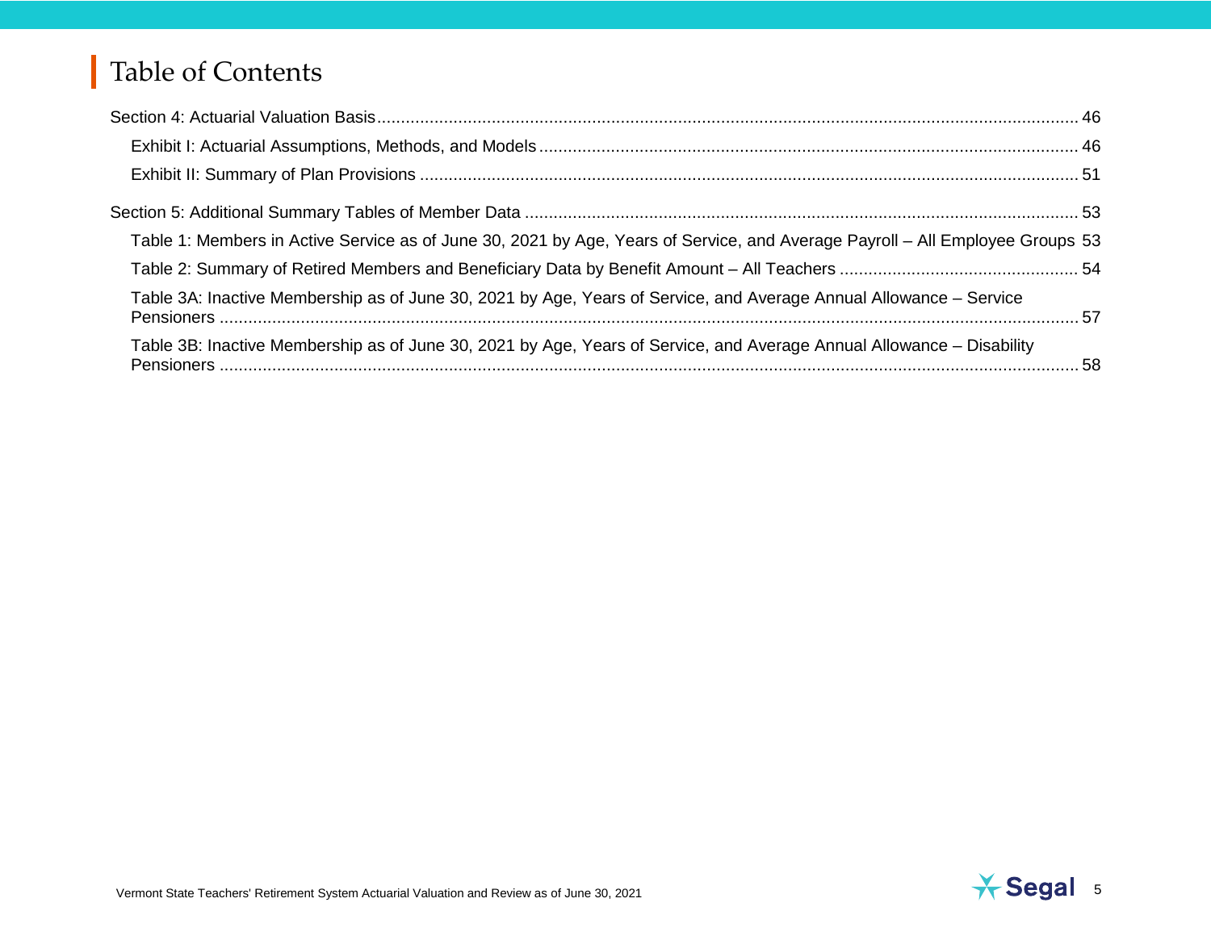# Table of Contents

Section 4: Actuarial Valuation Basis ........ 46

- Exhibit I: Actuarial Assumptions, Methods, and Models ........ 46
- Exhibit II: Summary of Plan Provisions ........ 51

Section 5: Additional Summary Tables of Member Data ........ 53

- Table 1: Members in Active Service as of June 30, 2021 by Age, Years of Service, and Average Payroll – All Employee Groups 53
- Table 2: Summary of Retired Members and Beneficiary Data by Benefit Amount – All Teachers ........ 54
- Table 3A: Inactive Membership as of June 30, 2021 by Age, Years of Service, and Average Annual Allowance – Service Pensioners ........ 57
- Table 3B: Inactive Membership as of June 30, 2021 by Age, Years of Service, and Average Annual Allowance – Disability Pensioners ........ 58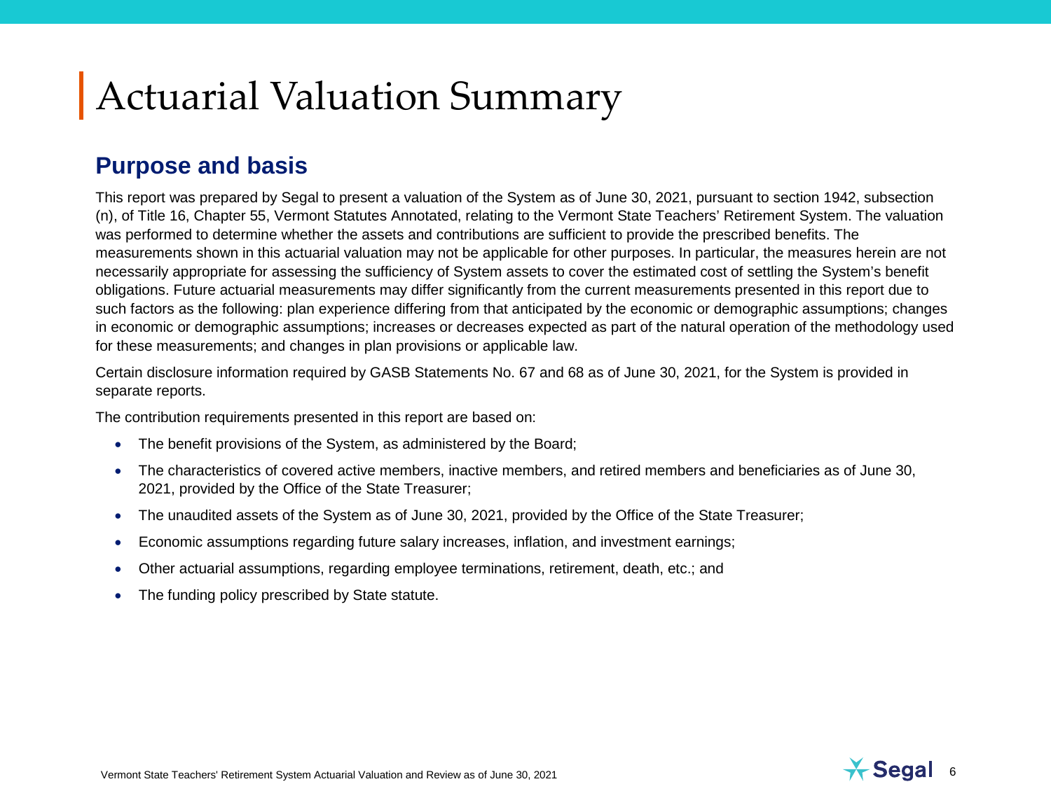# Actuarial Valuation Summary

## Purpose and basis

This report was prepared by Segal to present a valuation of the System as of June 30, 2021, pursuant to section 1942, subsection (n), of Title 16, Chapter 55, Vermont Statutes Annotated, relating to the Vermont State Teachers' Retirement System. The valuation was performed to determine whether the assets and contributions are sufficient to provide the prescribed benefits. The measurements shown in this actuarial valuation may not be applicable for other purposes. In particular, the measures herein are not necessarily appropriate for assessing the sufficiency of System assets to cover the estimated cost of settling the System's benefit obligations. Future actuarial measurements may differ significantly from the current measurements presented in this report due to such factors as the following: plan experience differing from that anticipated by the economic or demographic assumptions; changes in economic or demographic assumptions; increases or decreases expected as part of the natural operation of the methodology used for these measurements; and changes in plan provisions or applicable law.

Certain disclosure information required by GASB Statements No. 67 and 68 as of June 30, 2021, for the System is provided in separate reports.

The contribution requirements presented in this report are based on:

- The benefit provisions of the System, as administered by the Board;
- The characteristics of covered active members, inactive members, and retired members and beneficiaries as of June 30, 2021, provided by the Office of the State Treasurer;
- The unaudited assets of the System as of June 30, 2021, provided by the Office of the State Treasurer;
- Economic assumptions regarding future salary increases, inflation, and investment earnings;
- Other actuarial assumptions, regarding employee terminations, retirement, death, etc.; and
- The funding policy prescribed by State statute.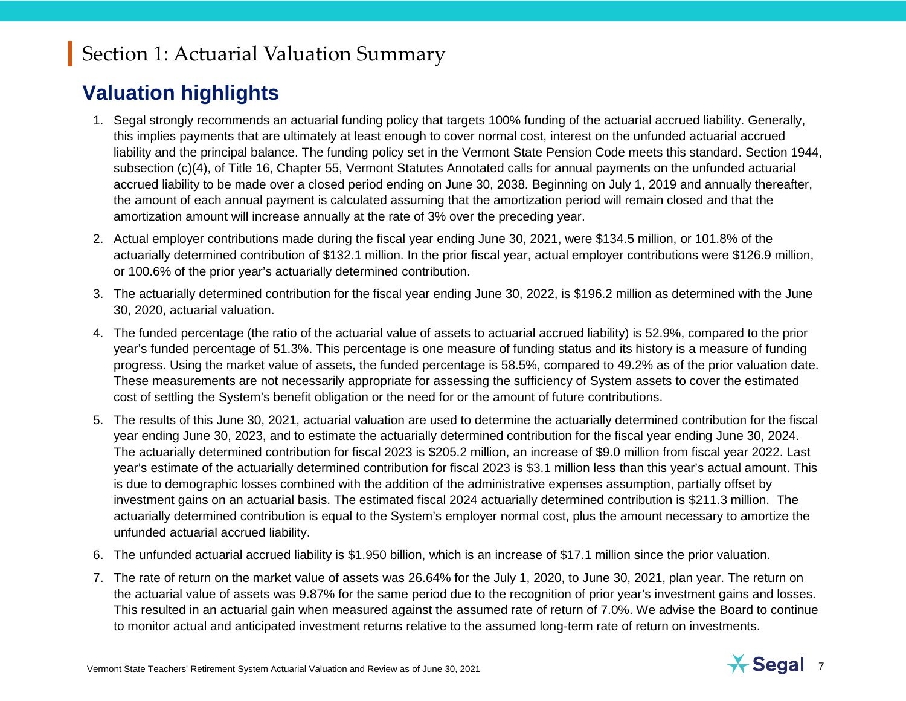# Section 1: Actuarial Valuation Summary

## Valuation highlights

1. Segal strongly recommends an actuarial funding policy that targets 100% funding of the actuarial accrued liability. Generally, this implies payments that are ultimately at least enough to cover normal cost, interest on the unfunded actuarial accrued liability and the principal balance. The funding policy set in the Vermont State Pension Code meets this standard. Section 1944, subsection (c)(4), of Title 16, Chapter 55, Vermont Statutes Annotated calls for annual payments on the unfunded actuarial accrued liability to be made over a closed period ending on June 30, 2038. Beginning on July 1, 2019 and annually thereafter, the amount of each annual payment is calculated assuming that the amortization period will remain closed and that the amortization amount will increase annually at the rate of 3% over the preceding year.

2. Actual employer contributions made during the fiscal year ending June 30, 2021, were $134.5 million, or 101.8% of the actuarially determined contribution of $132.1 million. In the prior fiscal year, actual employer contributions were $126.9 million, or 100.6% of the prior year's actuarially determined contribution.

3. The actuarially determined contribution for the fiscal year ending June 30, 2022, is $196.2 million as determined with the June 30, 2020, actuarial valuation.

4. The funded percentage (the ratio of the actuarial value of assets to actuarial accrued liability) is 52.9%, compared to the prior year's funded percentage of 51.3%. This percentage is one measure of funding status and its history is a measure of funding progress. Using the market value of assets, the funded percentage is 58.5%, compared to 49.2% as of the prior valuation date. These measurements are not necessarily appropriate for assessing the sufficiency of System assets to cover the estimated cost of settling the System's benefit obligation or the need for or the amount of future contributions.

5. The results of this June 30, 2021, actuarial valuation are used to determine the actuarially determined contribution for the fiscal year ending June 30, 2023, and to estimate the actuarially determined contribution for the fiscal year ending June 30, 2024. The actuarially determined contribution for fiscal 2023 is $205.2 million, an increase of $9.0 million from fiscal year 2022. Last year's estimate of the actuarially determined contribution for fiscal 2023 is $3.1 million less than this year's actual amount. This is due to demographic losses combined with the addition of the administrative expenses assumption, partially offset by investment gains on an actuarial basis. The estimated fiscal 2024 actuarially determined contribution is $211.3 million. The actuarially determined contribution is equal to the System's employer normal cost, plus the amount necessary to amortize the unfunded actuarial accrued liability.

6. The unfunded actuarial accrued liability is $1.950 billion, which is an increase of $17.1 million since the prior valuation.

7. The rate of return on the market value of assets was 26.64% for the July 1, 2020, to June 30, 2021, plan year. The return on the actuarial value of assets was 9.87% for the same period due to the recognition of prior year's investment gains and losses. This resulted in an actuarial gain when measured against the assumed rate of return of 7.0%. We advise the Board to continue to monitor actual and anticipated investment returns relative to the assumed long-term rate of return on investments.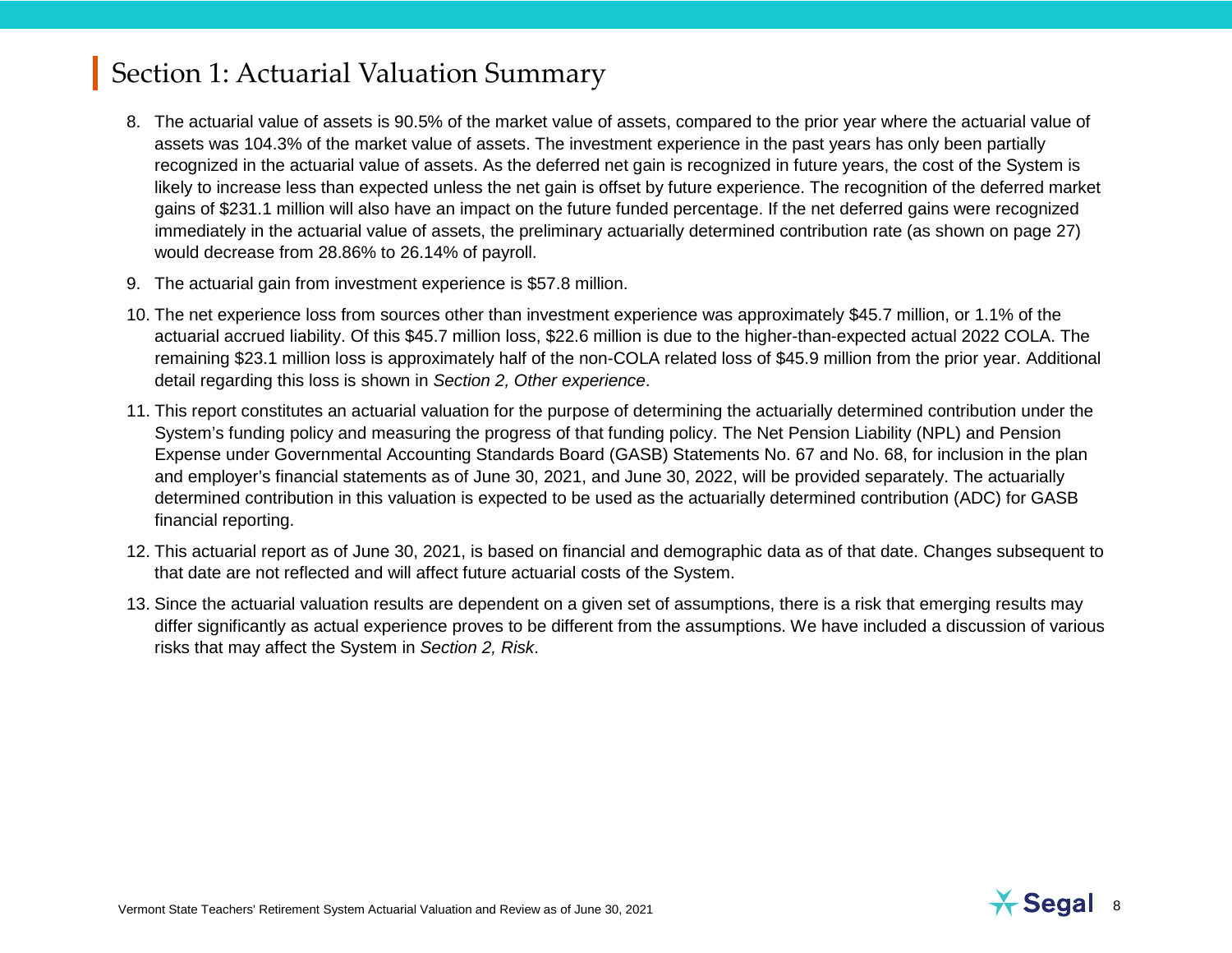# Section 1: Actuarial Valuation Summary

8. The actuarial value of assets is 90.5% of the market value of assets, compared to the prior year where the actuarial value of assets was 104.3% of the market value of assets. The investment experience in the past years has only been partially recognized in the actuarial value of assets. As the deferred net gain is recognized in future years, the cost of the System is likely to increase less than expected unless the net gain is offset by future experience. The recognition of the deferred market gains of $231.1 million will also have an impact on the future funded percentage. If the net deferred gains were recognized immediately in the actuarial value of assets, the preliminary actuarially determined contribution rate (as shown on page 27) would decrease from 28.86% to 26.14% of payroll.

9. The actuarial gain from investment experience is $57.8 million.

10. The net experience loss from sources other than investment experience was approximately $45.7 million, or 1.1% of the actuarial accrued liability. Of this $45.7 million loss, $22.6 million is due to the higher-than-expected actual 2022 COLA. The remaining $23.1 million loss is approximately half of the non-COLA related loss of $45.9 million from the prior year. Additional detail regarding this loss is shown in *Section 2, Other experience*.

11. This report constitutes an actuarial valuation for the purpose of determining the actuarially determined contribution under the System's funding policy and measuring the progress of that funding policy. The Net Pension Liability (NPL) and Pension Expense under Governmental Accounting Standards Board (GASB) Statements No. 67 and No. 68, for inclusion in the plan and employer's financial statements as of June 30, 2021, and June 30, 2022, will be provided separately. The actuarially determined contribution in this valuation is expected to be used as the actuarially determined contribution (ADC) for GASB financial reporting.

12. This actuarial report as of June 30, 2021, is based on financial and demographic data as of that date. Changes subsequent to that date are not reflected and will affect future actuarial costs of the System.

13. Since the actuarial valuation results are dependent on a given set of assumptions, there is a risk that emerging results may differ significantly as actual experience proves to be different from the assumptions. We have included a discussion of various risks that may affect the System in *Section 2, Risk*.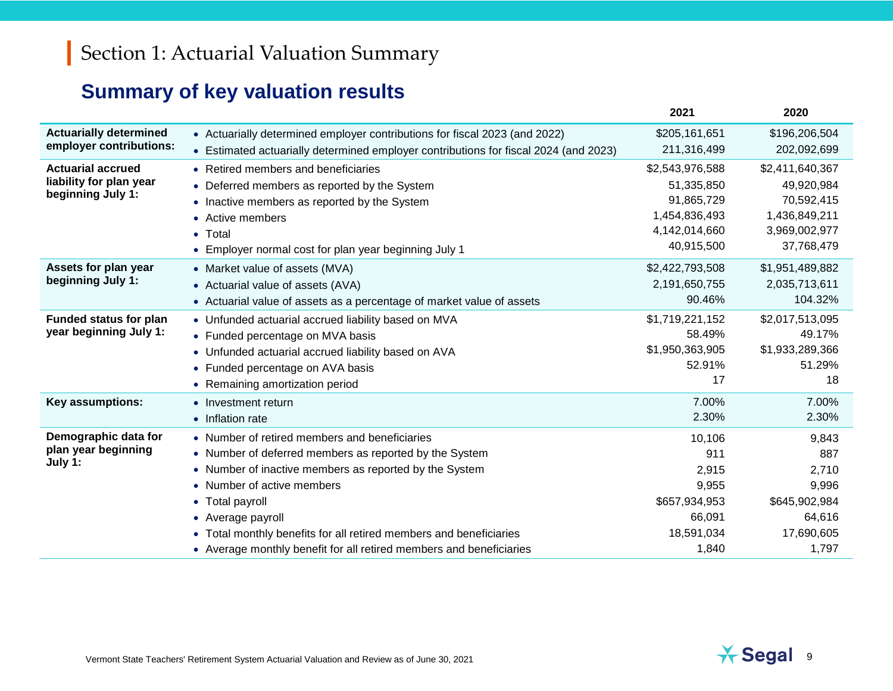# Section 1: Actuarial Valuation Summary

## Summary of key valuation results

| | | 2021 | 2020 |
|---|---|---|---|
| **Actuarially determined employer contributions:** | • Actuarially determined employer contributions for fiscal 2023 (and 2022) | $205,161,651 | $196,206,504 |
| | • Estimated actuarially determined employer contributions for fiscal 2024 (and 2023) | 211,316,499 | 202,092,699 |
| **Actuarial accrued liability for plan year beginning July 1:** | • Retired members and beneficiaries | $2,543,976,588 | $2,411,640,367 |
| | • Deferred members as reported by the System | 51,335,850 | 49,920,984 |
| | • Inactive members as reported by the System | 91,865,729 | 70,592,415 |
| | • Active members | 1,454,836,493 | 1,436,849,211 |
| | • Total | 4,142,014,660 | 3,969,002,977 |
| | • Employer normal cost for plan year beginning July 1 | 40,915,500 | 37,768,479 |
| **Assets for plan year beginning July 1:** | • Market value of assets (MVA) | $2,422,793,508 | $1,951,489,882 |
| | • Actuarial value of assets (AVA) | 2,191,650,755 | 2,035,713,611 |
| | • Actuarial value of assets as a percentage of market value of assets | 90.46% | 104.32% |
| **Funded status for plan year beginning July 1:** | • Unfunded actuarial accrued liability based on MVA | $1,719,221,152 | $2,017,513,095 |
| | • Funded percentage on MVA basis | 58.49% | 49.17% |
| | • Unfunded actuarial accrued liability based on AVA | $1,950,363,905 | $1,933,289,366 |
| | • Funded percentage on AVA basis | 52.91% | 51.29% |
| | • Remaining amortization period | 17 | 18 |
| **Key assumptions:** | • Investment return | 7.00% | 7.00% |
| | • Inflation rate | 2.30% | 2.30% |
| **Demographic data for plan year beginning July 1:** | • Number of retired members and beneficiaries | 10,106 | 9,843 |
| | • Number of deferred members as reported by the System | 911 | 887 |
| | • Number of inactive members as reported by the System | 2,915 | 2,710 |
| | • Number of active members | 9,955 | 9,996 |
| | • Total payroll | $657,934,953 | $645,902,984 |
| | • Average payroll | 66,091 | 64,616 |
| | • Total monthly benefits for all retired members and beneficiaries | 18,591,034 | 17,690,605 |
| | • Average monthly benefit for all retired members and beneficiaries | 1,840 | 1,797 |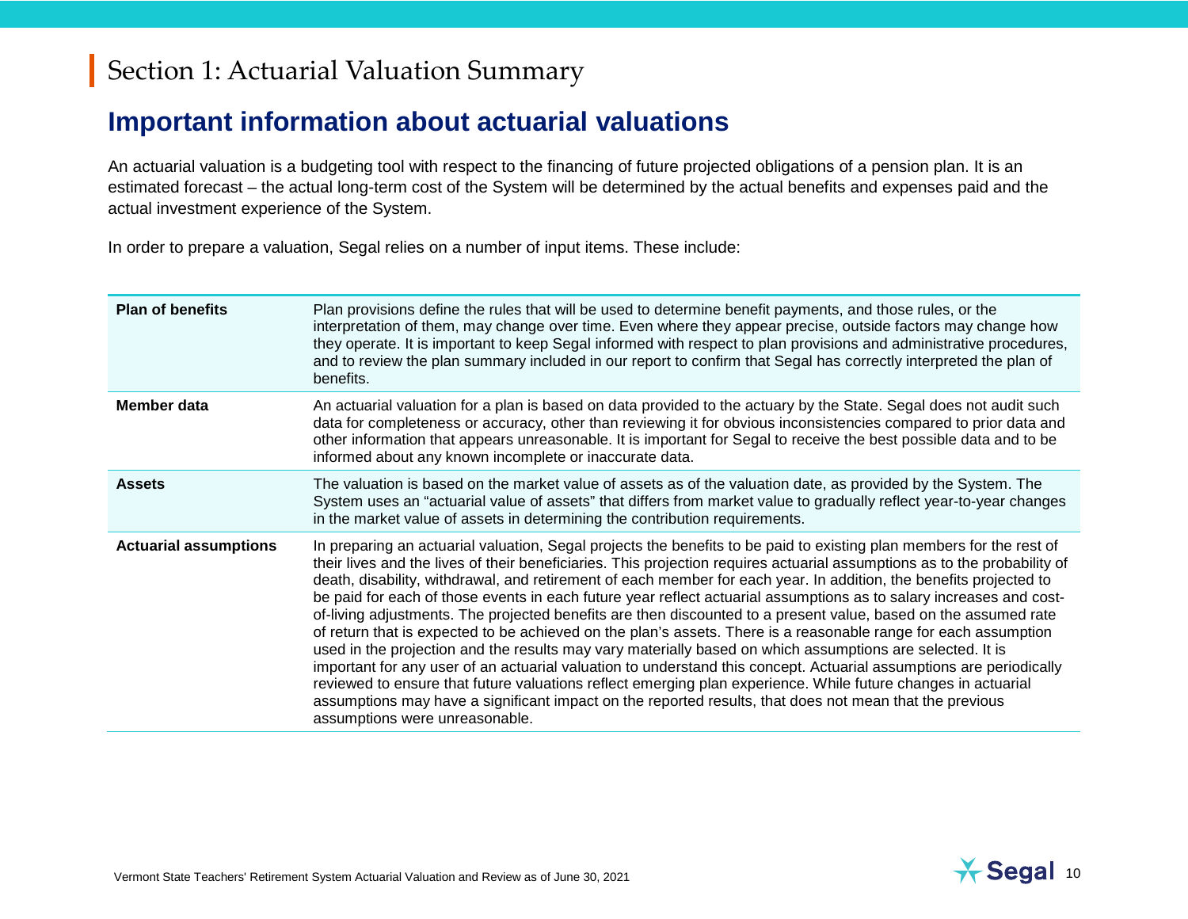# Section 1: Actuarial Valuation Summary

## Important information about actuarial valuations

An actuarial valuation is a budgeting tool with respect to the financing of future projected obligations of a pension plan. It is an estimated forecast – the actual long-term cost of the System will be determined by the actual benefits and expenses paid and the actual investment experience of the System.

In order to prepare a valuation, Segal relies on a number of input items. These include:

| | |
|---|---|
| **Plan of benefits** | Plan provisions define the rules that will be used to determine benefit payments, and those rules, or the interpretation of them, may change over time. Even where they appear precise, outside factors may change how they operate. It is important to keep Segal informed with respect to plan provisions and administrative procedures, and to review the plan summary included in our report to confirm that Segal has correctly interpreted the plan of benefits. |
| **Member data** | An actuarial valuation for a plan is based on data provided to the actuary by the State. Segal does not audit such data for completeness or accuracy, other than reviewing it for obvious inconsistencies compared to prior data and other information that appears unreasonable. It is important for Segal to receive the best possible data and to be informed about any known incomplete or inaccurate data. |
| **Assets** | The valuation is based on the market value of assets as of the valuation date, as provided by the System. The System uses an "actuarial value of assets" that differs from market value to gradually reflect year-to-year changes in the market value of assets in determining the contribution requirements. |
| **Actuarial assumptions** | In preparing an actuarial valuation, Segal projects the benefits to be paid to existing plan members for the rest of their lives and the lives of their beneficiaries. This projection requires actuarial assumptions as to the probability of death, disability, withdrawal, and retirement of each member for each year. In addition, the benefits projected to be paid for each of those events in each future year reflect actuarial assumptions as to salary increases and cost-of-living adjustments. The projected benefits are then discounted to a present value, based on the assumed rate of return that is expected to be achieved on the plan's assets. There is a reasonable range for each assumption used in the projection and the results may vary materially based on which assumptions are selected. It is important for any user of an actuarial valuation to understand this concept. Actuarial assumptions are periodically reviewed to ensure that future valuations reflect emerging plan experience. While future changes in actuarial assumptions may have a significant impact on the reported results, that does not mean that the previous assumptions were unreasonable. |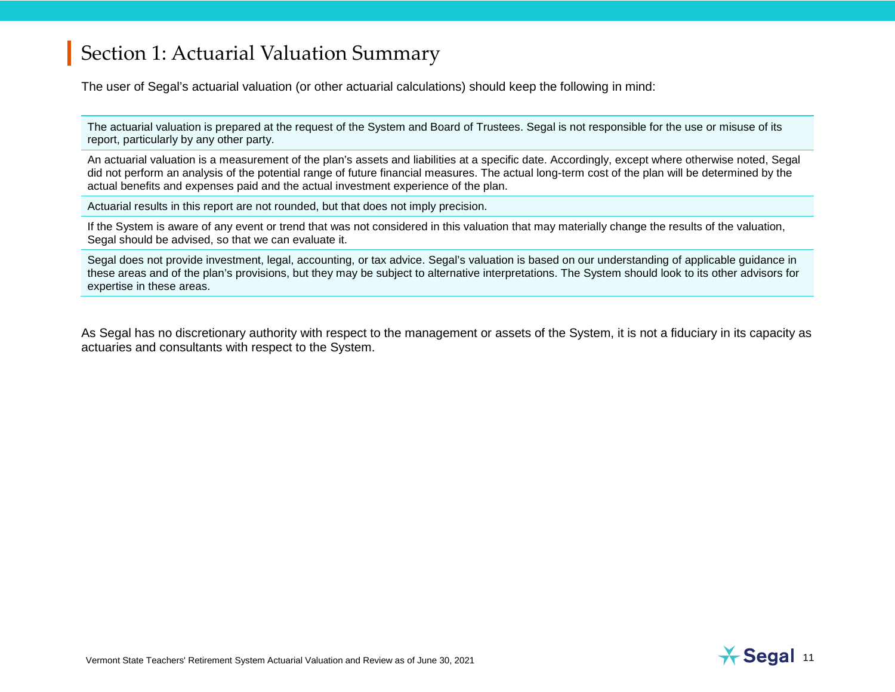# Section 1: Actuarial Valuation Summary

The user of Segal's actuarial valuation (or other actuarial calculations) should keep the following in mind:

| |
|---|
| The actuarial valuation is prepared at the request of the System and Board of Trustees. Segal is not responsible for the use or misuse of its report, particularly by any other party. |
| An actuarial valuation is a measurement of the plan's assets and liabilities at a specific date. Accordingly, except where otherwise noted, Segal did not perform an analysis of the potential range of future financial measures. The actual long-term cost of the plan will be determined by the actual benefits and expenses paid and the actual investment experience of the plan. |
| Actuarial results in this report are not rounded, but that does not imply precision. |
| If the System is aware of any event or trend that was not considered in this valuation that may materially change the results of the valuation, Segal should be advised, so that we can evaluate it. |
| Segal does not provide investment, legal, accounting, or tax advice. Segal's valuation is based on our understanding of applicable guidance in these areas and of the plan's provisions, but they may be subject to alternative interpretations. The System should look to its other advisors for expertise in these areas. |

As Segal has no discretionary authority with respect to the management or assets of the System, it is not a fiduciary in its capacity as actuaries and consultants with respect to the System.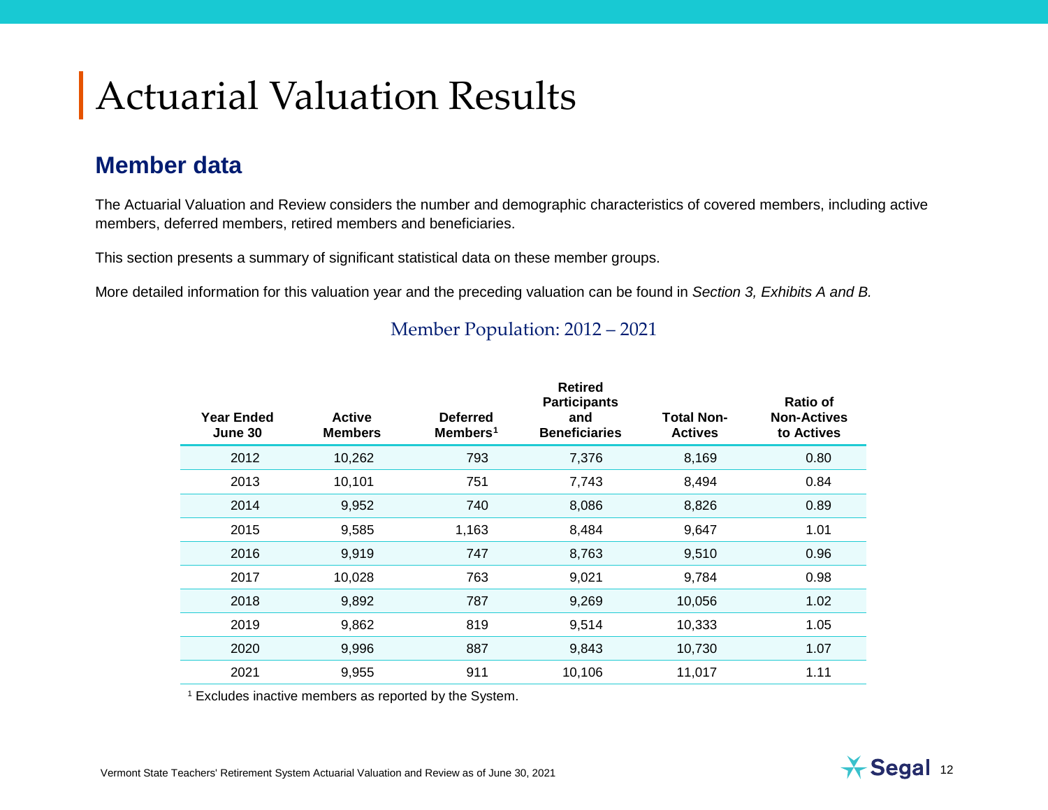# Actuarial Valuation Results

## Member data

The Actuarial Valuation and Review considers the number and demographic characteristics of covered members, including active members, deferred members, retired members and beneficiaries.

This section presents a summary of significant statistical data on these member groups.

More detailed information for this valuation year and the preceding valuation can be found in *Section 3, Exhibits A and B.*

### Member Population: 2012 – 2021

| Year Ended June 30 | Active Members | Deferred Members[1] | Retired Participants and Beneficiaries | Total Non-Actives | Ratio of Non-Actives to Actives |
|---|---|---|---|---|---|
| 2012 | 10,262 | 793 | 7,376 | 8,169 | 0.80 |
| 2013 | 10,101 | 751 | 7,743 | 8,494 | 0.84 |
| 2014 | 9,952 | 740 | 8,086 | 8,826 | 0.89 |
| 2015 | 9,585 | 1,163 | 8,484 | 9,647 | 1.01 |
| 2016 | 9,919 | 747 | 8,763 | 9,510 | 0.96 |
| 2017 | 10,028 | 763 | 9,021 | 9,784 | 0.98 |
| 2018 | 9,892 | 787 | 9,269 | 10,056 | 1.02 |
| 2019 | 9,862 | 819 | 9,514 | 10,333 | 1.05 |
| 2020 | 9,996 | 887 | 9,843 | 10,730 | 1.07 |
| 2021 | 9,955 | 911 | 10,106 | 11,017 | 1.11 |

[1] Excludes inactive members as reported by the System.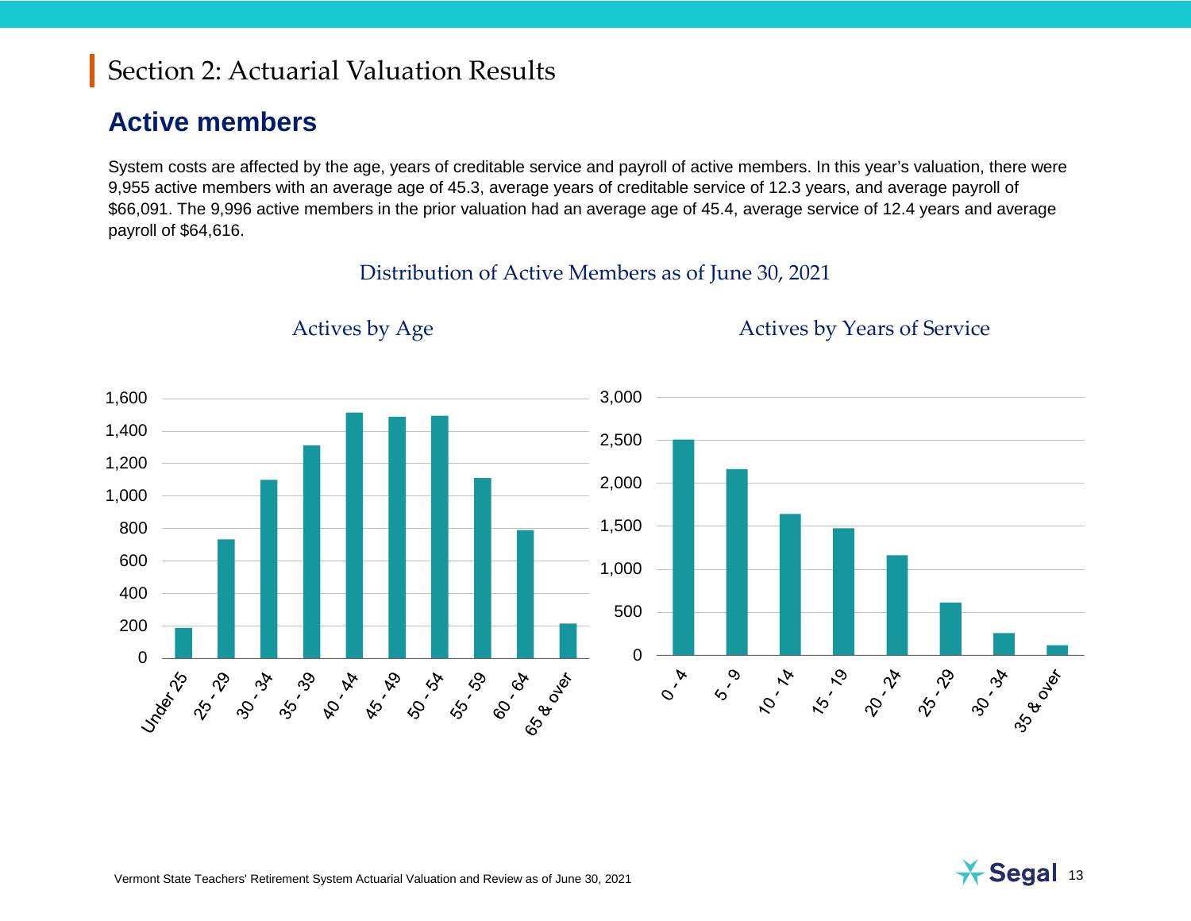# Section 2: Actuarial Valuation Results

## Active members

System costs are affected by the age, years of creditable service and payroll of active members. In this year's valuation, there were 9,955 active members with an average age of 45.3, average years of creditable service of 12.3 years, and average payroll of $66,091. The 9,996 active members in the prior valuation had an average age of 45.4, average service of 12.4 years and average payroll of $64,616.

### Distribution of Active Members as of June 30, 2021

#### Actives by Age

#### Actives by Years of Service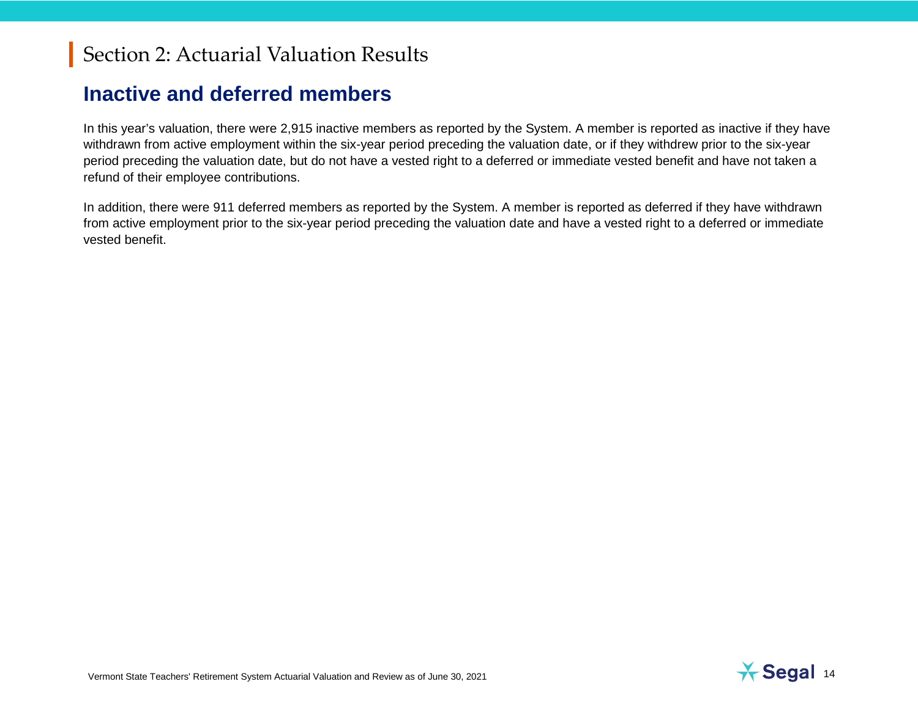# Section 2: Actuarial Valuation Results

## Inactive and deferred members

In this year's valuation, there were 2,915 inactive members as reported by the System. A member is reported as inactive if they have withdrawn from active employment within the six-year period preceding the valuation date, or if they withdrew prior to the six-year period preceding the valuation date, but do not have a vested right to a deferred or immediate vested benefit and have not taken a refund of their employee contributions.

In addition, there were 911 deferred members as reported by the System. A member is reported as deferred if they have withdrawn from active employment prior to the six-year period preceding the valuation date and have a vested right to a deferred or immediate vested benefit.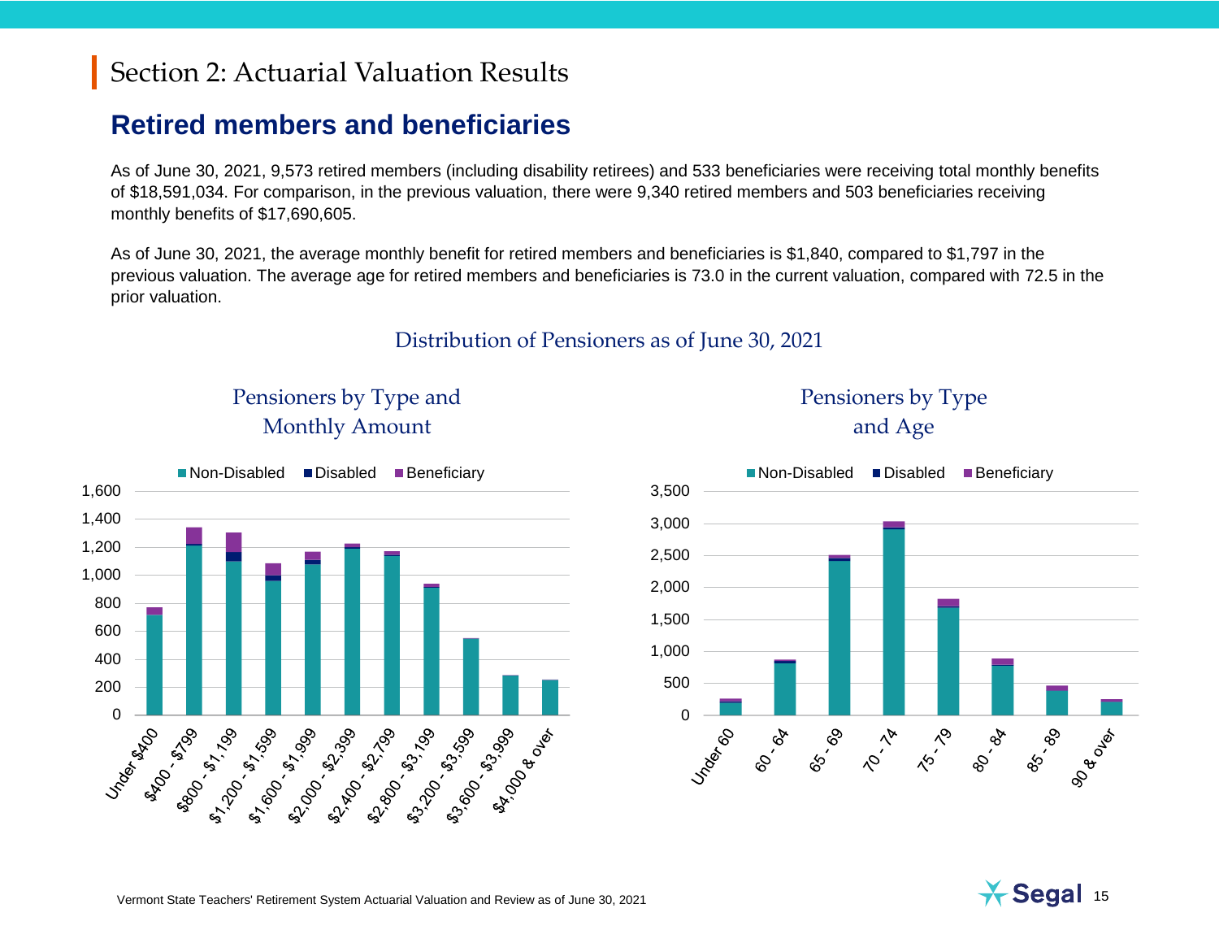# Section 2: Actuarial Valuation Results

## Retired members and beneficiaries

As of June 30, 2021, 9,573 retired members (including disability retirees) and 533 beneficiaries were receiving total monthly benefits of $18,591,034. For comparison, in the previous valuation, there were 9,340 retired members and 503 beneficiaries receiving monthly benefits of $17,690,605.

As of June 30, 2021, the average monthly benefit for retired members and beneficiaries is $1,840, compared to $1,797 in the previous valuation. The average age for retired members and beneficiaries is 73.0 in the current valuation, compared with 72.5 in the prior valuation.

### Distribution of Pensioners as of June 30, 2021

**Pensioners by Type and Monthly Amount**

Legend: Non-Disabled, Disabled, Beneficiary

Y-axis: 0 – 1,600

Categories: Under $400, $400 - $799, $800 - $1,199, $1,200 - $1,599, $1,600 - $1,999, $2,000 - $2,399, $2,400 - $2,799, $2,800 - $3,199, $3,200 - $3,599, $3,600 - $3,999, $4,000 & over

**Pensioners by Type and Age**

Legend: Non-Disabled, Disabled, Beneficiary

Y-axis: 0 – 3,500

Categories: Under 60, 60 - 64, 65 - 69, 70 - 74, 75 - 79, 80 - 84, 85 - 89, 90 & over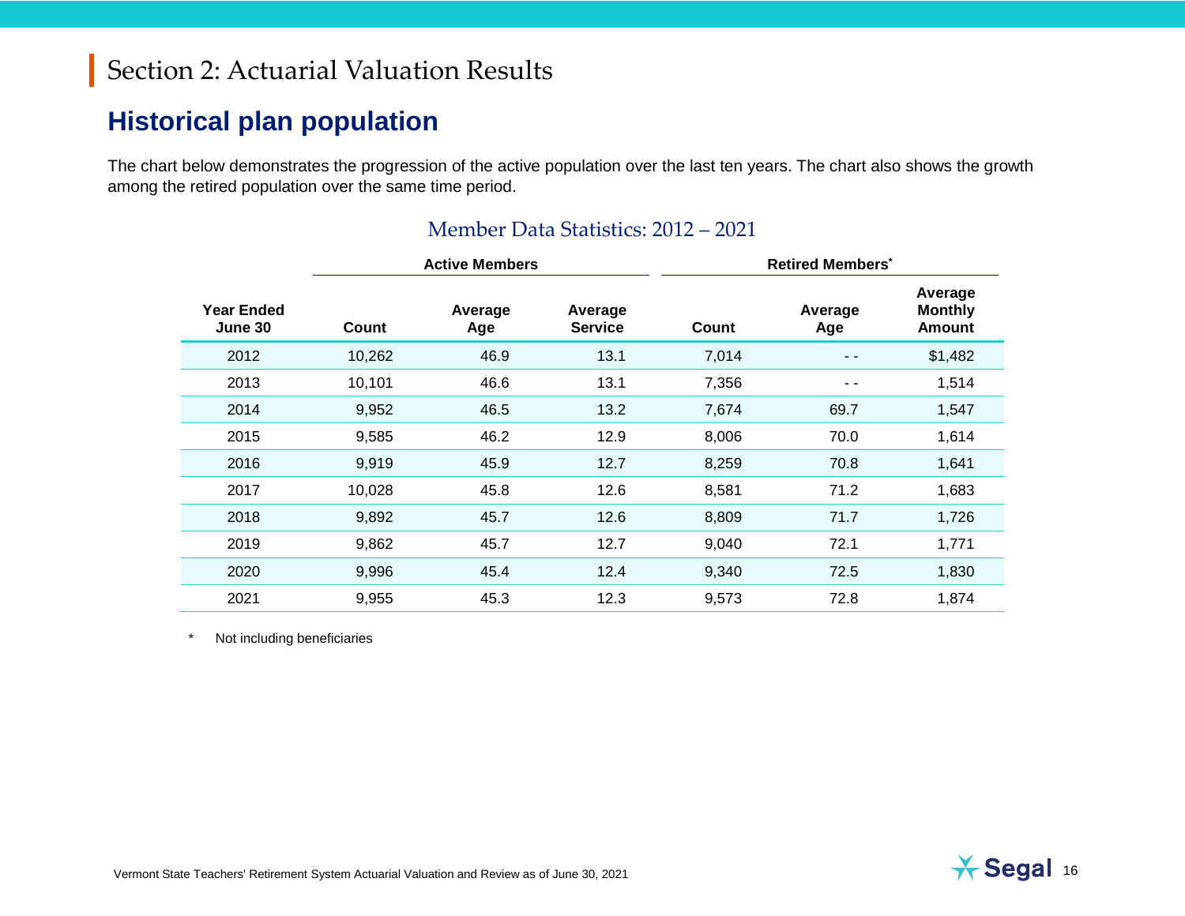# Section 2: Actuarial Valuation Results

## Historical plan population

The chart below demonstrates the progression of the active population over the last ten years. The chart also shows the growth among the retired population over the same time period.

### Member Data Statistics: 2012 – 2021

| | Active Members | | | Retired Members* | | |
|---|---|---|---|---|---|---|
| Year Ended June 30 | Count | Average Age | Average Service | Count | Average Age | Average Monthly Amount |
| 2012 | 10,262 | 46.9 | 13.1 | 7,014 | - - | $1,482 |
| 2013 | 10,101 | 46.6 | 13.1 | 7,356 | - - | 1,514 |
| 2014 | 9,952 | 46.5 | 13.2 | 7,674 | 69.7 | 1,547 |
| 2015 | 9,585 | 46.2 | 12.9 | 8,006 | 70.0 | 1,614 |
| 2016 | 9,919 | 45.9 | 12.7 | 8,259 | 70.8 | 1,641 |
| 2017 | 10,028 | 45.8 | 12.6 | 8,581 | 71.2 | 1,683 |
| 2018 | 9,892 | 45.7 | 12.6 | 8,809 | 71.7 | 1,726 |
| 2019 | 9,862 | 45.7 | 12.7 | 9,040 | 72.1 | 1,771 |
| 2020 | 9,996 | 45.4 | 12.4 | 9,340 | 72.5 | 1,830 |
| 2021 | 9,955 | 45.3 | 12.3 | 9,573 | 72.8 | 1,874 |

\* Not including beneficiaries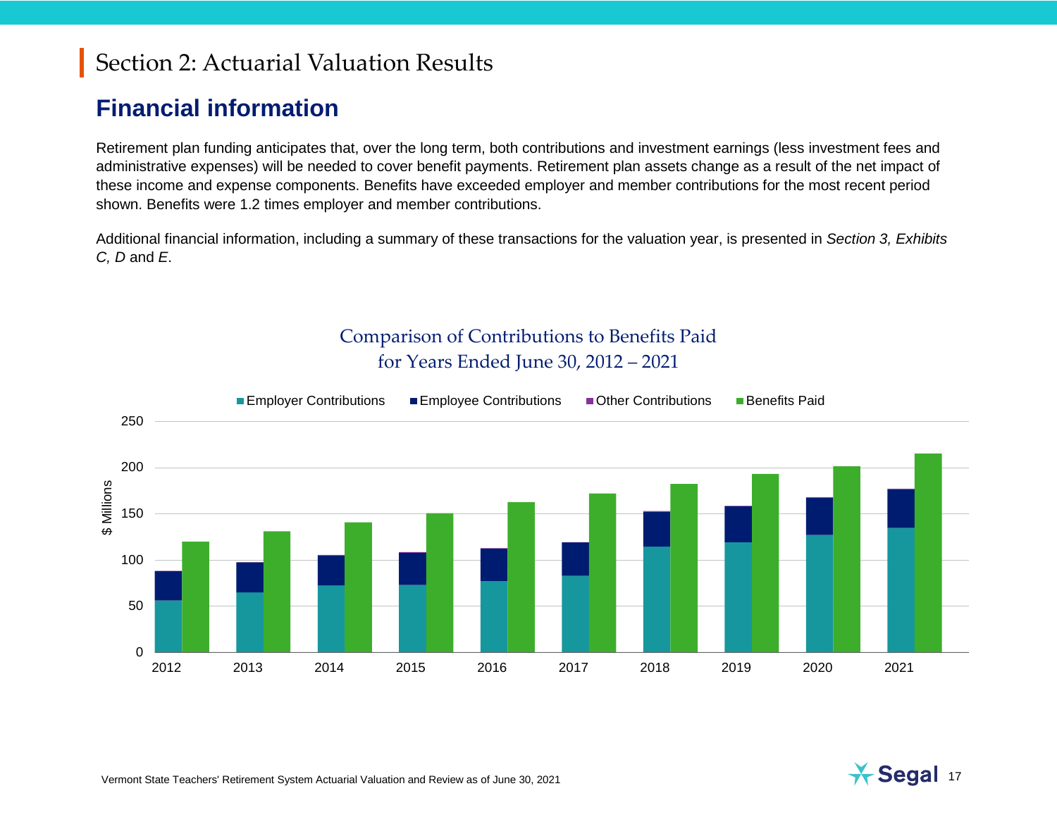# Section 2: Actuarial Valuation Results

## Financial information

Retirement plan funding anticipates that, over the long term, both contributions and investment earnings (less investment fees and administrative expenses) will be needed to cover benefit payments. Retirement plan assets change as a result of the net impact of these income and expense components. Benefits have exceeded employer and member contributions for the most recent period shown. Benefits were 1.2 times employer and member contributions.

Additional financial information, including a summary of these transactions for the valuation year, is presented in *Section 3, Exhibits C, D* and *E*.

Comparison of Contributions to Benefits Paid
for Years Ended June 30, 2012 – 2021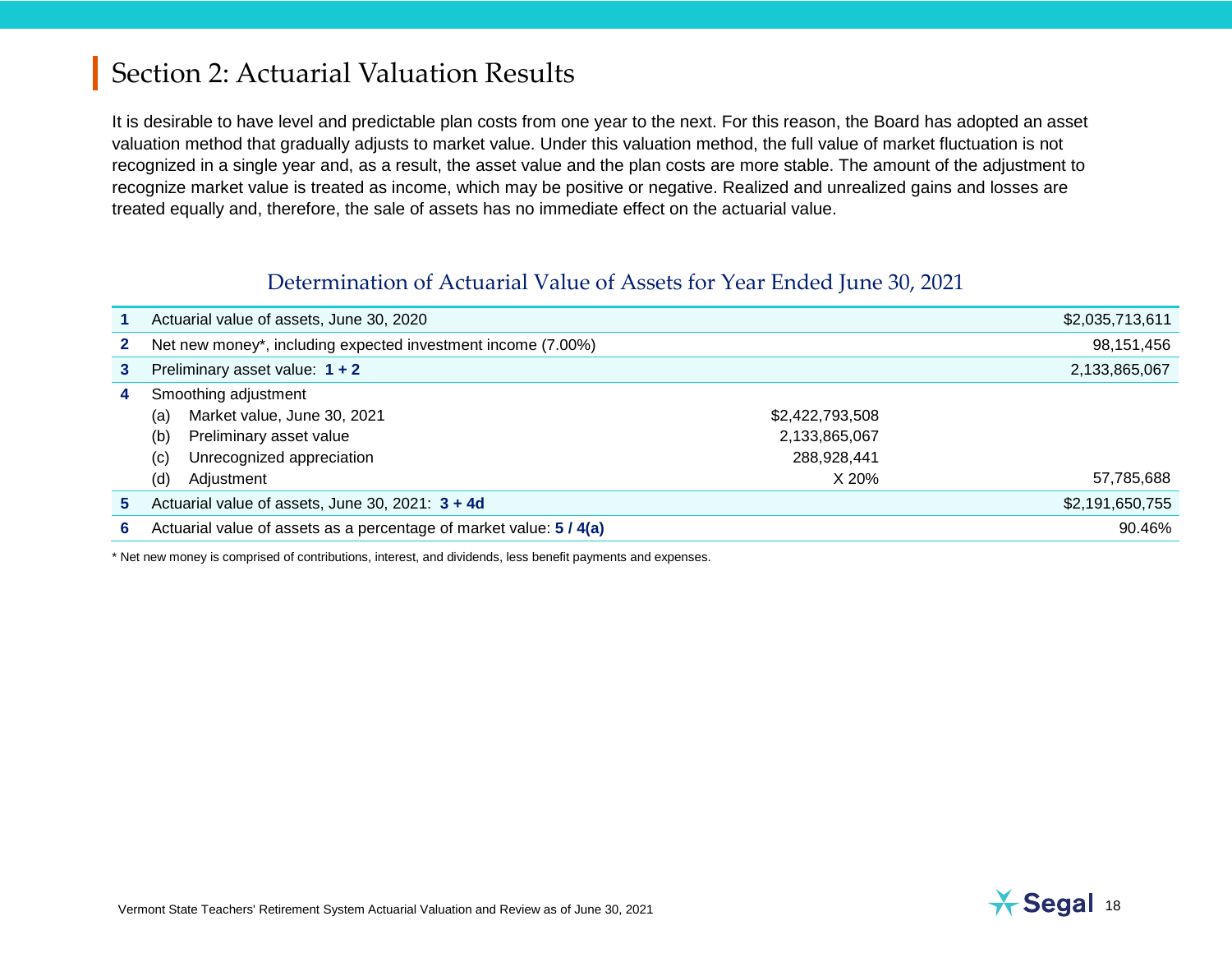## Section 2: Actuarial Valuation Results

It is desirable to have level and predictable plan costs from one year to the next. For this reason, the Board has adopted an asset valuation method that gradually adjusts to market value. Under this valuation method, the full value of market fluctuation is not recognized in a single year and, as a result, the asset value and the plan costs are more stable. The amount of the adjustment to recognize market value is treated as income, which may be positive or negative. Realized and unrealized gains and losses are treated equally and, therefore, the sale of assets has no immediate effect on the actuarial value.

### Determination of Actuarial Value of Assets for Year Ended June 30, 2021

| | | | |
|---|---|---|---|
| **1** | Actuarial value of assets, June 30, 2020 | | $2,035,713,611 |
| **2** | Net new money*, including expected investment income (7.00%) | | 98,151,456 |
| **3** | Preliminary asset value: **1 + 2** | | 2,133,865,067 |
| **4** | Smoothing adjustment | | |
| | (a) Market value, June 30, 2021 | $2,422,793,508 | |
| | (b) Preliminary asset value | 2,133,865,067 | |
| | (c) Unrecognized appreciation | 288,928,441 | |
| | (d) Adjustment | X 20% | 57,785,688 |
| **5** | Actuarial value of assets, June 30, 2021: **3 + 4d** | | $2,191,650,755 |
| **6** | Actuarial value of assets as a percentage of market value: **5 / 4(a)** | | 90.46% |

\* Net new money is comprised of contributions, interest, and dividends, less benefit payments and expenses.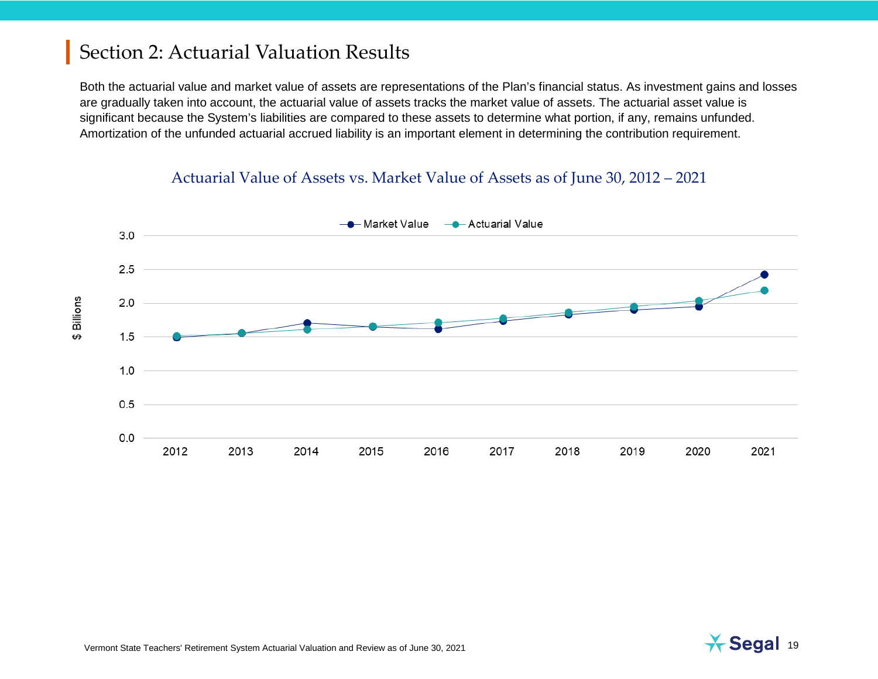## Section 2: Actuarial Valuation Results

Both the actuarial value and market value of assets are representations of the Plan's financial status. As investment gains and losses are gradually taken into account, the actuarial value of assets tracks the market value of assets. The actuarial asset value is significant because the System's liabilities are compared to these assets to determine what portion, if any, remains unfunded. Amortization of the unfunded actuarial accrued liability is an important element in determining the contribution requirement.

### Actuarial Value of Assets vs. Market Value of Assets as of June 30, 2012 – 2021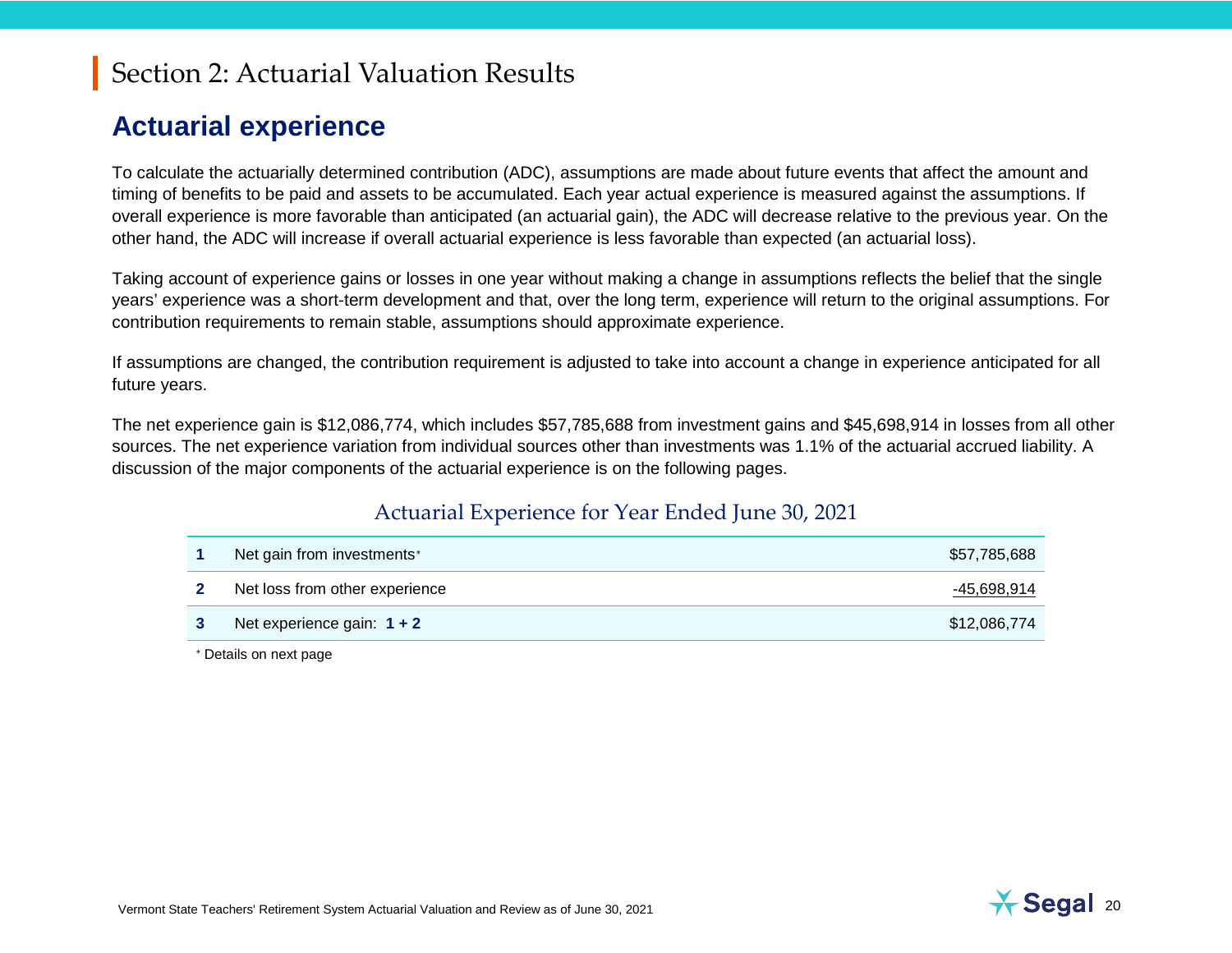# Section 2: Actuarial Valuation Results

## Actuarial experience

To calculate the actuarially determined contribution (ADC), assumptions are made about future events that affect the amount and timing of benefits to be paid and assets to be accumulated. Each year actual experience is measured against the assumptions. If overall experience is more favorable than anticipated (an actuarial gain), the ADC will decrease relative to the previous year. On the other hand, the ADC will increase if overall actuarial experience is less favorable than expected (an actuarial loss).

Taking account of experience gains or losses in one year without making a change in assumptions reflects the belief that the single years' experience was a short-term development and that, over the long term, experience will return to the original assumptions. For contribution requirements to remain stable, assumptions should approximate experience.

If assumptions are changed, the contribution requirement is adjusted to take into account a change in experience anticipated for all future years.

The net experience gain is $12,086,774, which includes $57,785,688 from investment gains and $45,698,914 in losses from all other sources. The net experience variation from individual sources other than investments was 1.1% of the actuarial accrued liability. A discussion of the major components of the actuarial experience is on the following pages.

### Actuarial Experience for Year Ended June 30, 2021

| | | |
|---|---|---|
| **1** | Net gain from investments* | $57,785,688 |
| **2** | Net loss from other experience | -45,698,914 |
| **3** | Net experience gain: **1 + 2** | $12,086,774 |

* Details on next page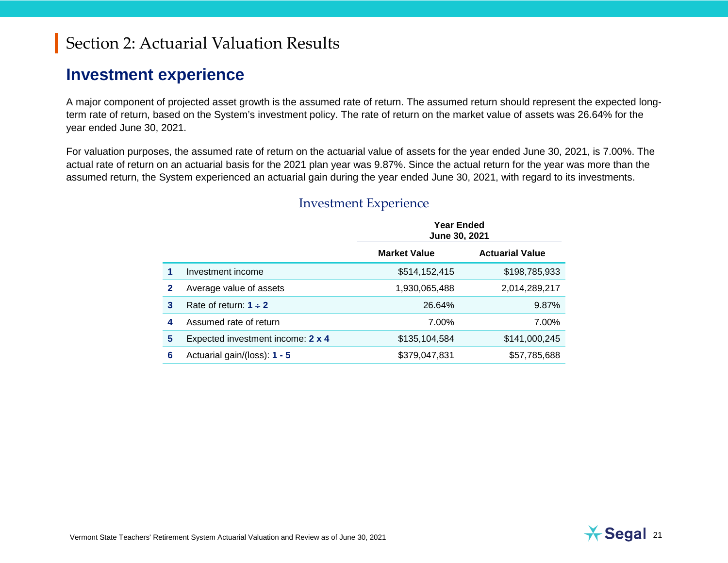# Section 2: Actuarial Valuation Results

## Investment experience

A major component of projected asset growth is the assumed rate of return. The assumed return should represent the expected long-term rate of return, based on the System's investment policy. The rate of return on the market value of assets was 26.64% for the year ended June 30, 2021.

For valuation purposes, the assumed rate of return on the actuarial value of assets for the year ended June 30, 2021, is 7.00%. The actual rate of return on an actuarial basis for the 2021 plan year was 9.87%. Since the actual return for the year was more than the assumed return, the System experienced an actuarial gain during the year ended June 30, 2021, with regard to its investments.

### Investment Experience

| | | Year Ended June 30, 2021 | |
|---|---|---|---|
| | | **Market Value** | **Actuarial Value** |
| **1** | Investment income | $514,152,415 | $198,785,933 |
| **2** | Average value of assets | 1,930,065,488 | 2,014,289,217 |
| **3** | Rate of return: **1 ÷ 2** | 26.64% | 9.87% |
| **4** | Assumed rate of return | 7.00% | 7.00% |
| **5** | Expected investment income: **2 x 4** | $135,104,584 | $141,000,245 |
| **6** | Actuarial gain/(loss): **1 - 5** | $379,047,831 | $57,785,688 |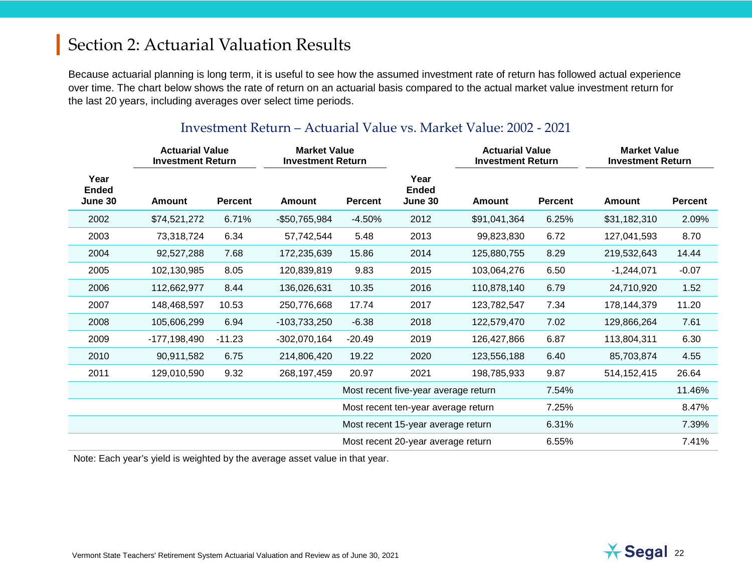## Section 2: Actuarial Valuation Results

Because actuarial planning is long term, it is useful to see how the assumed investment rate of return has followed actual experience over time. The chart below shows the rate of return on an actuarial basis compared to the actual market value investment return for the last 20 years, including averages over select time periods.

### Investment Return – Actuarial Value vs. Market Value: 2002 - 2021

| Year Ended June 30 | Actuarial Value Investment Return | | Market Value Investment Return | | Year Ended June 30 | Actuarial Value Investment Return | | Market Value Investment Return | |
|---|---|---|---|---|---|---|---|---|---|
| | Amount | Percent | Amount | Percent | | Amount | Percent | Amount | Percent |
| 2002 | $74,521,272 | 6.71% | -$50,765,984 | -4.50% | 2012 | $91,041,364 | 6.25% | $31,182,310 | 2.09% |
| 2003 | 73,318,724 | 6.34 | 57,742,544 | 5.48 | 2013 | 99,823,830 | 6.72 | 127,041,593 | 8.70 |
| 2004 | 92,527,288 | 7.68 | 172,235,639 | 15.86 | 2014 | 125,880,755 | 8.29 | 219,532,643 | 14.44 |
| 2005 | 102,130,985 | 8.05 | 120,839,819 | 9.83 | 2015 | 103,064,276 | 6.50 | -1,244,071 | -0.07 |
| 2006 | 112,662,977 | 8.44 | 136,026,631 | 10.35 | 2016 | 110,878,140 | 6.79 | 24,710,920 | 1.52 |
| 2007 | 148,468,597 | 10.53 | 250,776,668 | 17.74 | 2017 | 123,782,547 | 7.34 | 178,144,379 | 11.20 |
| 2008 | 105,606,299 | 6.94 | -103,733,250 | -6.38 | 2018 | 122,579,470 | 7.02 | 129,866,264 | 7.61 |
| 2009 | -177,198,490 | -11.23 | -302,070,164 | -20.49 | 2019 | 126,427,866 | 6.87 | 113,804,311 | 6.30 |
| 2010 | 90,911,582 | 6.75 | 214,806,420 | 19.22 | 2020 | 123,556,188 | 6.40 | 85,703,874 | 4.55 |
| 2011 | 129,010,590 | 9.32 | 268,197,459 | 20.97 | 2021 | 198,785,933 | 9.87 | 514,152,415 | 26.64 |
| | | | | Most recent five-year average return | | | 7.54% | | 11.46% |
| | | | | Most recent ten-year average return | | | 7.25% | | 8.47% |
| | | | | Most recent 15-year average return | | | 6.31% | | 7.39% |
| | | | | Most recent 20-year average return | | | 6.55% | | 7.41% |

Note: Each year's yield is weighted by the average asset value in that year.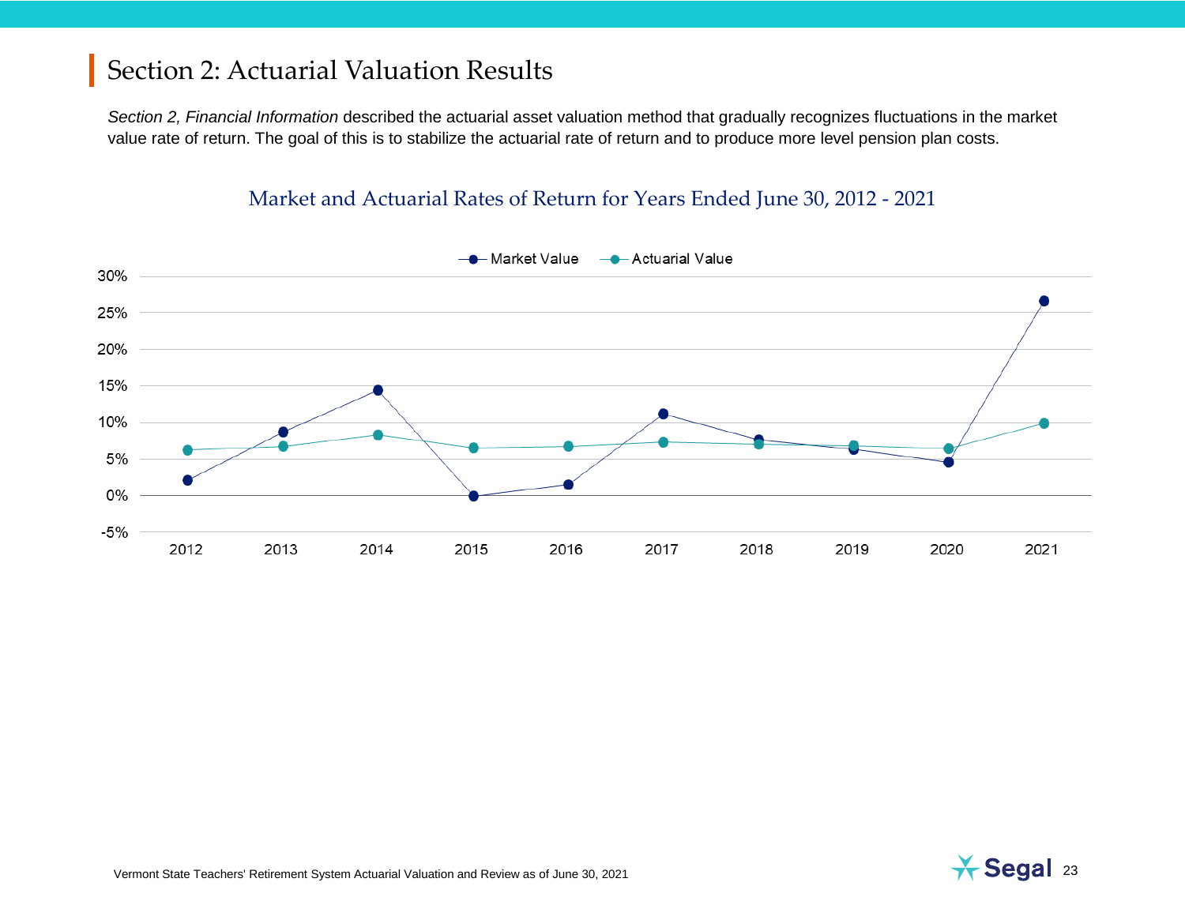# Section 2: Actuarial Valuation Results

*Section 2, Financial Information* described the actuarial asset valuation method that gradually recognizes fluctuations in the market value rate of return. The goal of this is to stabilize the actuarial rate of return and to produce more level pension plan costs.

Market and Actuarial Rates of Return for Years Ended June 30, 2012 - 2021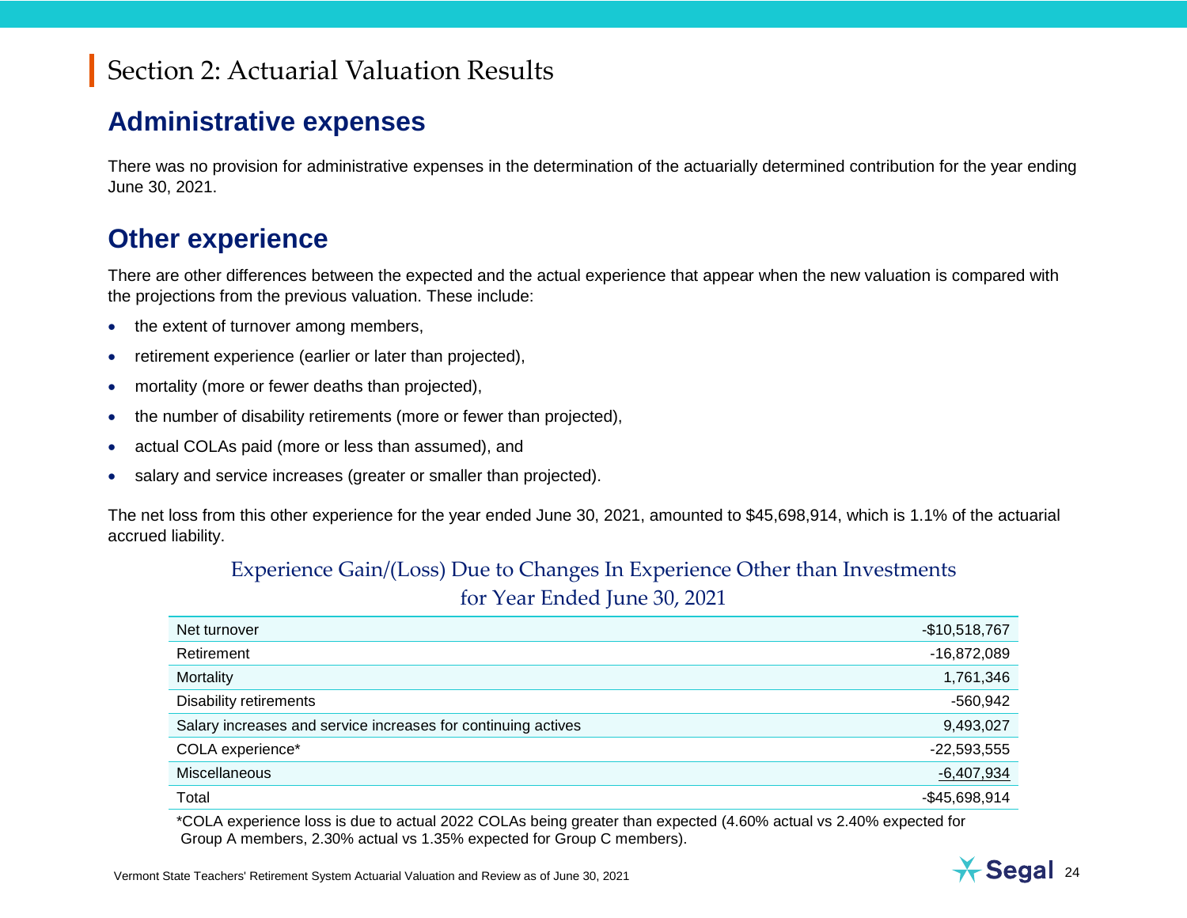# Section 2: Actuarial Valuation Results

## Administrative expenses

There was no provision for administrative expenses in the determination of the actuarially determined contribution for the year ending June 30, 2021.

## Other experience

There are other differences between the expected and the actual experience that appear when the new valuation is compared with the projections from the previous valuation. These include:

- the extent of turnover among members,
- retirement experience (earlier or later than projected),
- mortality (more or fewer deaths than projected),
- the number of disability retirements (more or fewer than projected),
- actual COLAs paid (more or less than assumed), and
- salary and service increases (greater or smaller than projected).

The net loss from this other experience for the year ended June 30, 2021, amounted to $45,698,914, which is 1.1% of the actuarial accrued liability.

### Experience Gain/(Loss) Due to Changes In Experience Other than Investments for Year Ended June 30, 2021

| | |
|---|---:|
| Net turnover | -$10,518,767 |
| Retirement | -16,872,089 |
| Mortality | 1,761,346 |
| Disability retirements | -560,942 |
| Salary increases and service increases for continuing actives | 9,493,027 |
| COLA experience* | -22,593,555 |
| Miscellaneous | -6,407,934 |
| Total | -$45,698,914 |

*COLA experience loss is due to actual 2022 COLAs being greater than expected (4.60% actual vs 2.40% expected for Group A members, 2.30% actual vs 1.35% expected for Group C members).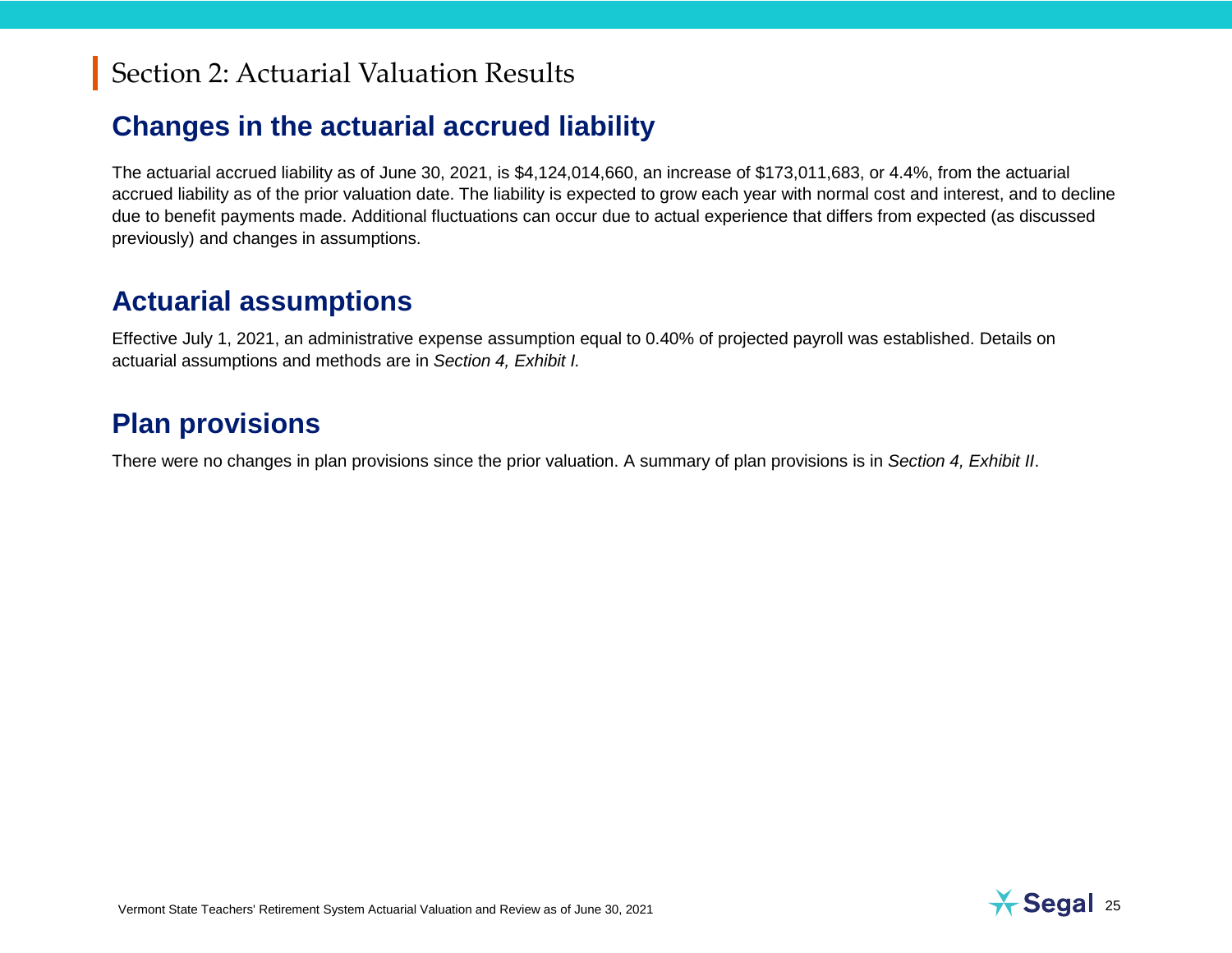# Section 2: Actuarial Valuation Results

## Changes in the actuarial accrued liability

The actuarial accrued liability as of June 30, 2021, is $4,124,014,660, an increase of $173,011,683, or 4.4%, from the actuarial accrued liability as of the prior valuation date. The liability is expected to grow each year with normal cost and interest, and to decline due to benefit payments made. Additional fluctuations can occur due to actual experience that differs from expected (as discussed previously) and changes in assumptions.

## Actuarial assumptions

Effective July 1, 2021, an administrative expense assumption equal to 0.40% of projected payroll was established. Details on actuarial assumptions and methods are in *Section 4, Exhibit I.*

## Plan provisions

There were no changes in plan provisions since the prior valuation. A summary of plan provisions is in *Section 4, Exhibit II*.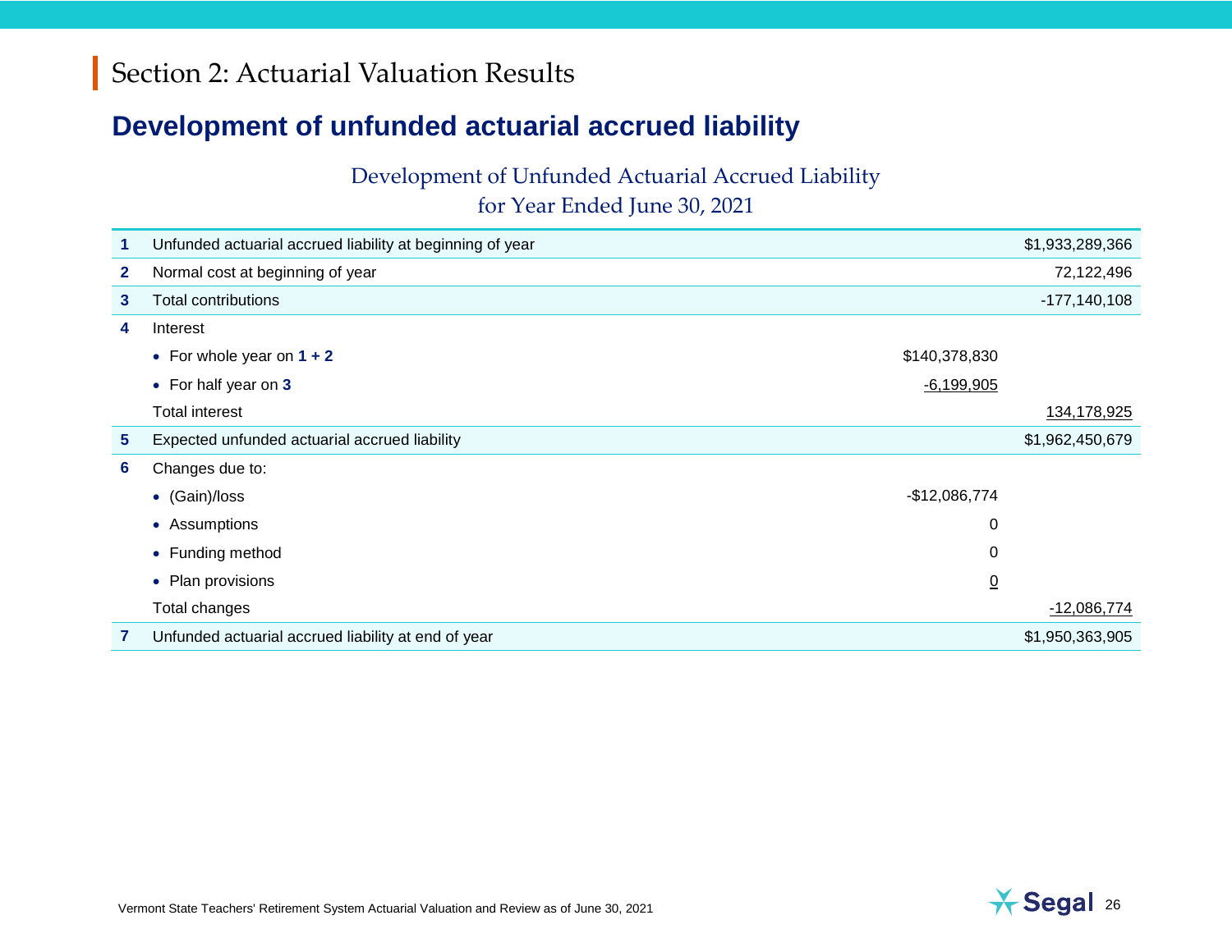# Section 2: Actuarial Valuation Results

## Development of unfunded actuarial accrued liability

Development of Unfunded Actuarial Accrued Liability
for Year Ended June 30, 2021

| | | | |
|---|---|---|---|
| **1** | Unfunded actuarial accrued liability at beginning of year | | $1,933,289,366 |
| **2** | Normal cost at beginning of year | | 72,122,496 |
| **3** | Total contributions | | -177,140,108 |
| **4** | Interest | | |
| | • For whole year on **1 + 2** | $140,378,830 | |
| | • For half year on **3** | -6,199,905 | |
| | Total interest | | 134,178,925 |
| **5** | Expected unfunded actuarial accrued liability | | $1,962,450,679 |
| **6** | Changes due to: | | |
| | • (Gain)/loss | -$12,086,774 | |
| | • Assumptions | 0 | |
| | • Funding method | 0 | |
| | • Plan provisions | 0 | |
| | Total changes | | -12,086,774 |
| **7** | Unfunded actuarial accrued liability at end of year | | $1,950,363,905 |

Vermont State Teachers' Retirement System Actuarial Valuation and Review as of June 30, 2021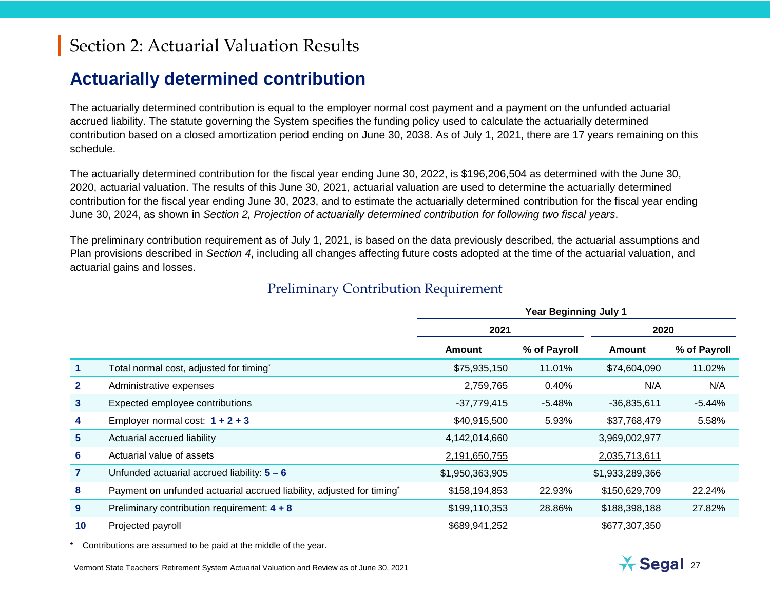# Section 2: Actuarial Valuation Results

## Actuarially determined contribution

The actuarially determined contribution is equal to the employer normal cost payment and a payment on the unfunded actuarial accrued liability. The statute governing the System specifies the funding policy used to calculate the actuarially determined contribution based on a closed amortization period ending on June 30, 2038. As of July 1, 2021, there are 17 years remaining on this schedule.

The actuarially determined contribution for the fiscal year ending June 30, 2022, is $196,206,504 as determined with the June 30, 2020, actuarial valuation. The results of this June 30, 2021, actuarial valuation are used to determine the actuarially determined contribution for the fiscal year ending June 30, 2023, and to estimate the actuarially determined contribution for the fiscal year ending June 30, 2024, as shown in *Section 2, Projection of actuarially determined contribution for following two fiscal years*.

The preliminary contribution requirement as of July 1, 2021, is based on the data previously described, the actuarial assumptions and Plan provisions described in *Section 4*, including all changes affecting future costs adopted at the time of the actuarial valuation, and actuarial gains and losses.

### Preliminary Contribution Requirement

| | | Year Beginning July 1 | | | |
|---|---|---|---|---|---|
| | | 2021 | | 2020 | |
| | | Amount | % of Payroll | Amount | % of Payroll |
| 1 | Total normal cost, adjusted for timing* | $75,935,150 | 11.01% | $74,604,090 | 11.02% |
| 2 | Administrative expenses | 2,759,765 | 0.40% | N/A | N/A |
| 3 | Expected employee contributions | -37,779,415 | -5.48% | -36,835,611 | -5.44% |
| 4 | Employer normal cost: **1 + 2 + 3** | $40,915,500 | 5.93% | $37,768,479 | 5.58% |
| 5 | Actuarial accrued liability | 4,142,014,660 | | 3,969,002,977 | |
| 6 | Actuarial value of assets | 2,191,650,755 | | 2,035,713,611 | |
| 7 | Unfunded actuarial accrued liability: **5 – 6** | $1,950,363,905 | | $1,933,289,366 | |
| 8 | Payment on unfunded actuarial accrued liability, adjusted for timing* | $158,194,853 | 22.93% | $150,629,709 | 22.24% |
| 9 | Preliminary contribution requirement: **4 + 8** | $199,110,353 | 28.86% | $188,398,188 | 27.82% |
| 10 | Projected payroll | $689,941,252 | | $677,307,350 | |

\* Contributions are assumed to be paid at the middle of the year.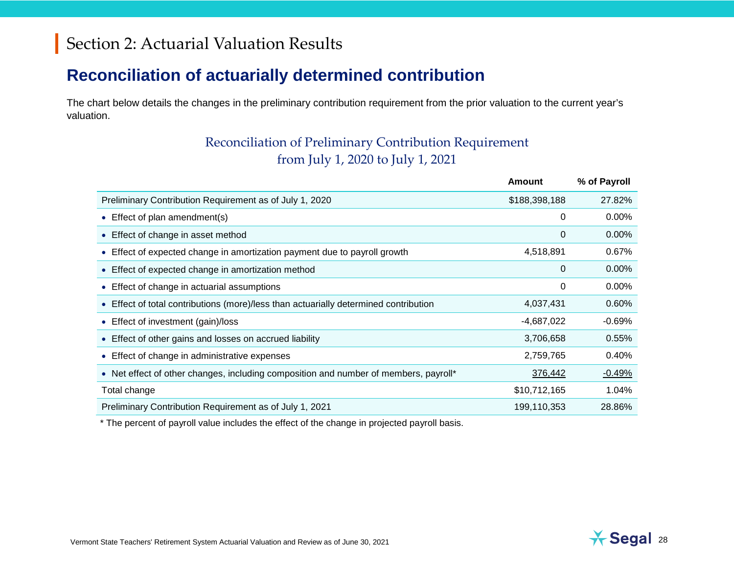# Section 2: Actuarial Valuation Results

## Reconciliation of actuarially determined contribution

The chart below details the changes in the preliminary contribution requirement from the prior valuation to the current year's valuation.

### Reconciliation of Preliminary Contribution Requirement from July 1, 2020 to July 1, 2021

| | Amount | % of Payroll |
|---|---|---|
| Preliminary Contribution Requirement as of July 1, 2020 | $188,398,188 | 27.82% |
| • Effect of plan amendment(s) | 0 | 0.00% |
| • Effect of change in asset method | 0 | 0.00% |
| • Effect of expected change in amortization payment due to payroll growth | 4,518,891 | 0.67% |
| • Effect of expected change in amortization method | 0 | 0.00% |
| • Effect of change in actuarial assumptions | 0 | 0.00% |
| • Effect of total contributions (more)/less than actuarially determined contribution | 4,037,431 | 0.60% |
| • Effect of investment (gain)/loss | -4,687,022 | -0.69% |
| • Effect of other gains and losses on accrued liability | 3,706,658 | 0.55% |
| • Effect of change in administrative expenses | 2,759,765 | 0.40% |
| • Net effect of other changes, including composition and number of members, payroll* | 376,442 | -0.49% |
| Total change | $10,712,165 | 1.04% |
| Preliminary Contribution Requirement as of July 1, 2021 | 199,110,353 | 28.86% |

* The percent of payroll value includes the effect of the change in projected payroll basis.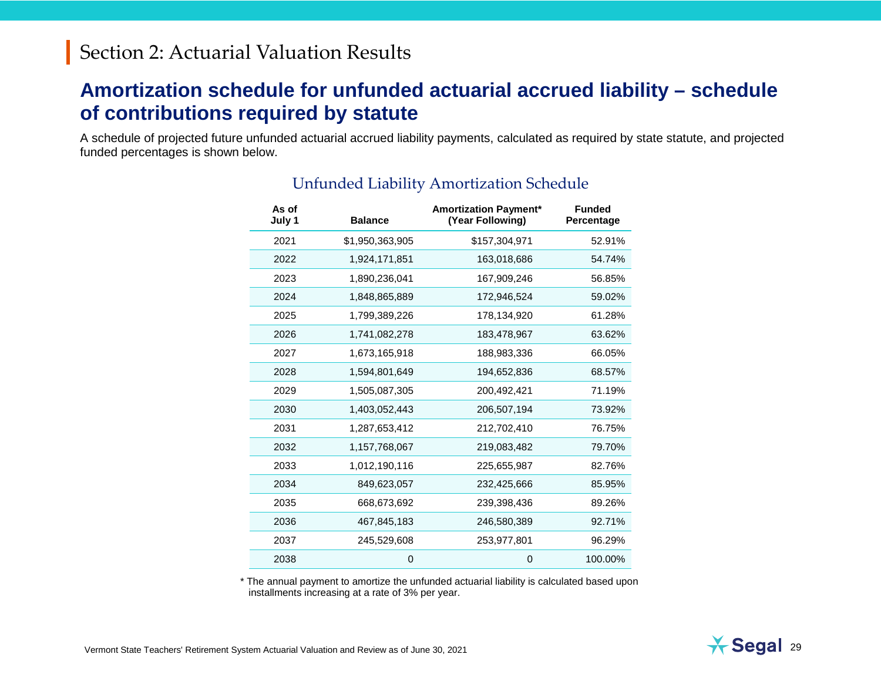# Section 2: Actuarial Valuation Results

## Amortization schedule for unfunded actuarial accrued liability – schedule of contributions required by statute

A schedule of projected future unfunded actuarial accrued liability payments, calculated as required by state statute, and projected funded percentages is shown below.

### Unfunded Liability Amortization Schedule

| As of July 1 | Balance | Amortization Payment* (Year Following) | Funded Percentage |
|---|---|---|---|
| 2021 | $1,950,363,905 | $157,304,971 | 52.91% |
| 2022 | 1,924,171,851 | 163,018,686 | 54.74% |
| 2023 | 1,890,236,041 | 167,909,246 | 56.85% |
| 2024 | 1,848,865,889 | 172,946,524 | 59.02% |
| 2025 | 1,799,389,226 | 178,134,920 | 61.28% |
| 2026 | 1,741,082,278 | 183,478,967 | 63.62% |
| 2027 | 1,673,165,918 | 188,983,336 | 66.05% |
| 2028 | 1,594,801,649 | 194,652,836 | 68.57% |
| 2029 | 1,505,087,305 | 200,492,421 | 71.19% |
| 2030 | 1,403,052,443 | 206,507,194 | 73.92% |
| 2031 | 1,287,653,412 | 212,702,410 | 76.75% |
| 2032 | 1,157,768,067 | 219,083,482 | 79.70% |
| 2033 | 1,012,190,116 | 225,655,987 | 82.76% |
| 2034 | 849,623,057 | 232,425,666 | 85.95% |
| 2035 | 668,673,692 | 239,398,436 | 89.26% |
| 2036 | 467,845,183 | 246,580,389 | 92.71% |
| 2037 | 245,529,608 | 253,977,801 | 96.29% |
| 2038 | 0 | 0 | 100.00% |

* The annual payment to amortize the unfunded actuarial liability is calculated based upon installments increasing at a rate of 3% per year.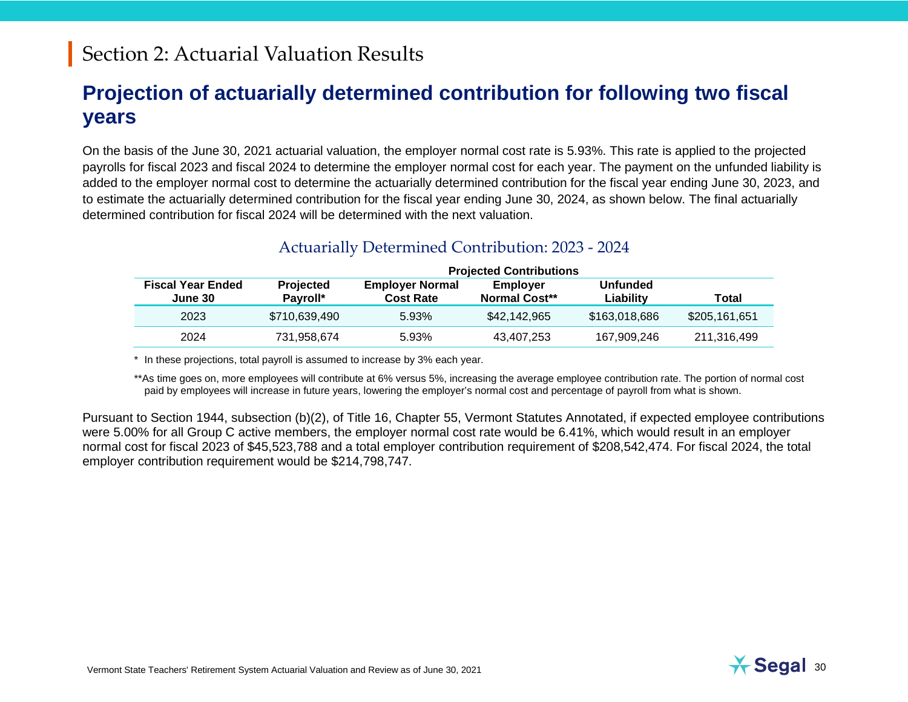# Section 2: Actuarial Valuation Results

## Projection of actuarially determined contribution for following two fiscal years

On the basis of the June 30, 2021 actuarial valuation, the employer normal cost rate is 5.93%. This rate is applied to the projected payrolls for fiscal 2023 and fiscal 2024 to determine the employer normal cost for each year. The payment on the unfunded liability is added to the employer normal cost to determine the actuarially determined contribution for the fiscal year ending June 30, 2023, and to estimate the actuarially determined contribution for the fiscal year ending June 30, 2024, as shown below. The final actuarially determined contribution for fiscal 2024 will be determined with the next valuation.

### Actuarially Determined Contribution: 2023 - 2024

| | | Projected Contributions | | | |
|---|---|---|---|---|---|
| **Fiscal Year Ended June 30** | **Projected Payroll*** | **Employer Normal Cost Rate** | **Employer Normal Cost**** | **Unfunded Liability** | **Total** |
| 2023 | $710,639,490 | 5.93% | $42,142,965 | $163,018,686 | $205,161,651 |
| 2024 | 731,958,674 | 5.93% | 43,407,253 | 167,909,246 | 211,316,499 |

\* In these projections, total payroll is assumed to increase by 3% each year.

**As time goes on, more employees will contribute at 6% versus 5%, increasing the average employee contribution rate. The portion of normal cost paid by employees will increase in future years, lowering the employer's normal cost and percentage of payroll from what is shown.

Pursuant to Section 1944, subsection (b)(2), of Title 16, Chapter 55, Vermont Statutes Annotated, if expected employee contributions were 5.00% for all Group C active members, the employer normal cost rate would be 6.41%, which would result in an employer normal cost for fiscal 2023 of $45,523,788 and a total employer contribution requirement of $208,542,474. For fiscal 2024, the total employer contribution requirement would be $214,798,747.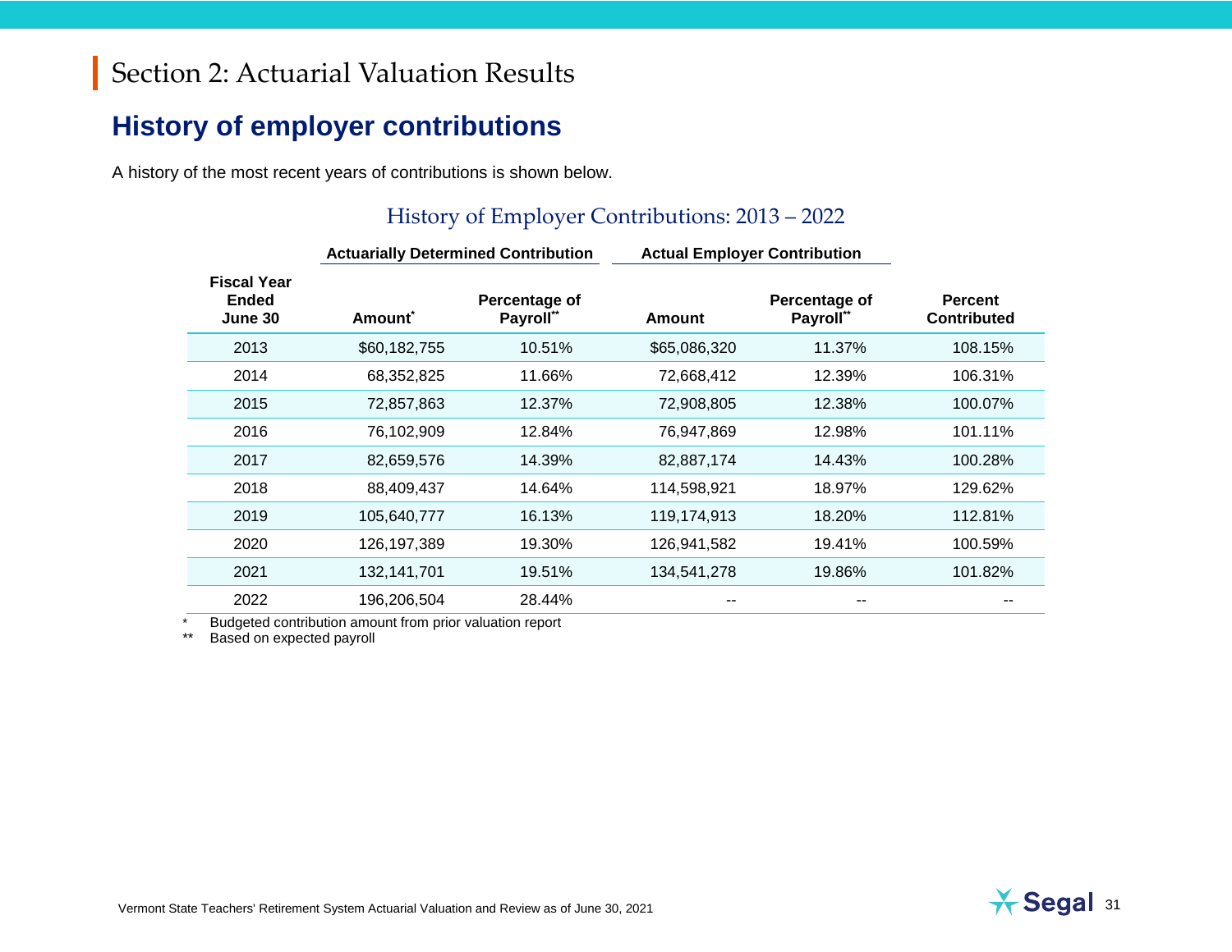# Section 2: Actuarial Valuation Results

## History of employer contributions

A history of the most recent years of contributions is shown below.

### History of Employer Contributions: 2013 – 2022

| Fiscal Year Ended June 30 | Actuarially Determined Contribution | | Actual Employer Contribution | | |
|---|---|---|---|---|---|
| | Amount* | Percentage of Payroll** | Amount | Percentage of Payroll** | Percent Contributed |
| 2013 | $60,182,755 | 10.51% | $65,086,320 | 11.37% | 108.15% |
| 2014 | 68,352,825 | 11.66% | 72,668,412 | 12.39% | 106.31% |
| 2015 | 72,857,863 | 12.37% | 72,908,805 | 12.38% | 100.07% |
| 2016 | 76,102,909 | 12.84% | 76,947,869 | 12.98% | 101.11% |
| 2017 | 82,659,576 | 14.39% | 82,887,174 | 14.43% | 100.28% |
| 2018 | 88,409,437 | 14.64% | 114,598,921 | 18.97% | 129.62% |
| 2019 | 105,640,777 | 16.13% | 119,174,913 | 18.20% | 112.81% |
| 2020 | 126,197,389 | 19.30% | 126,941,582 | 19.41% | 100.59% |
| 2021 | 132,141,701 | 19.51% | 134,541,278 | 19.86% | 101.82% |
| 2022 | 196,206,504 | 28.44% | -- | -- | -- |

\* Budgeted contribution amount from prior valuation report

\*\* Based on expected payroll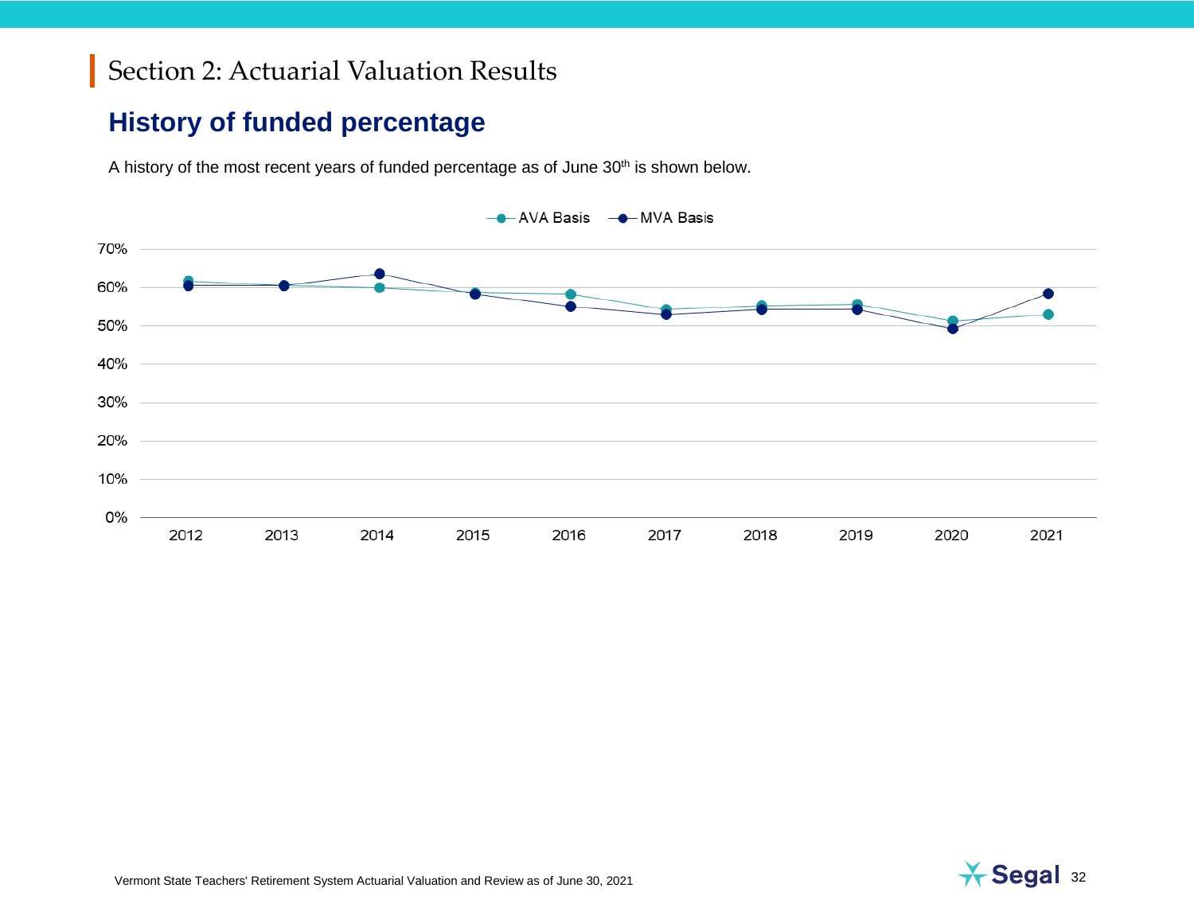# Section 2: Actuarial Valuation Results

## History of funded percentage

A history of the most recent years of funded percentage as of June 30th is shown below.

AVA Basis — MVA Basis

70%
60%
50%
40%
30%
20%
10%
0%

2012 2013 2014 2015 2016 2017 2018 2019 2020 2021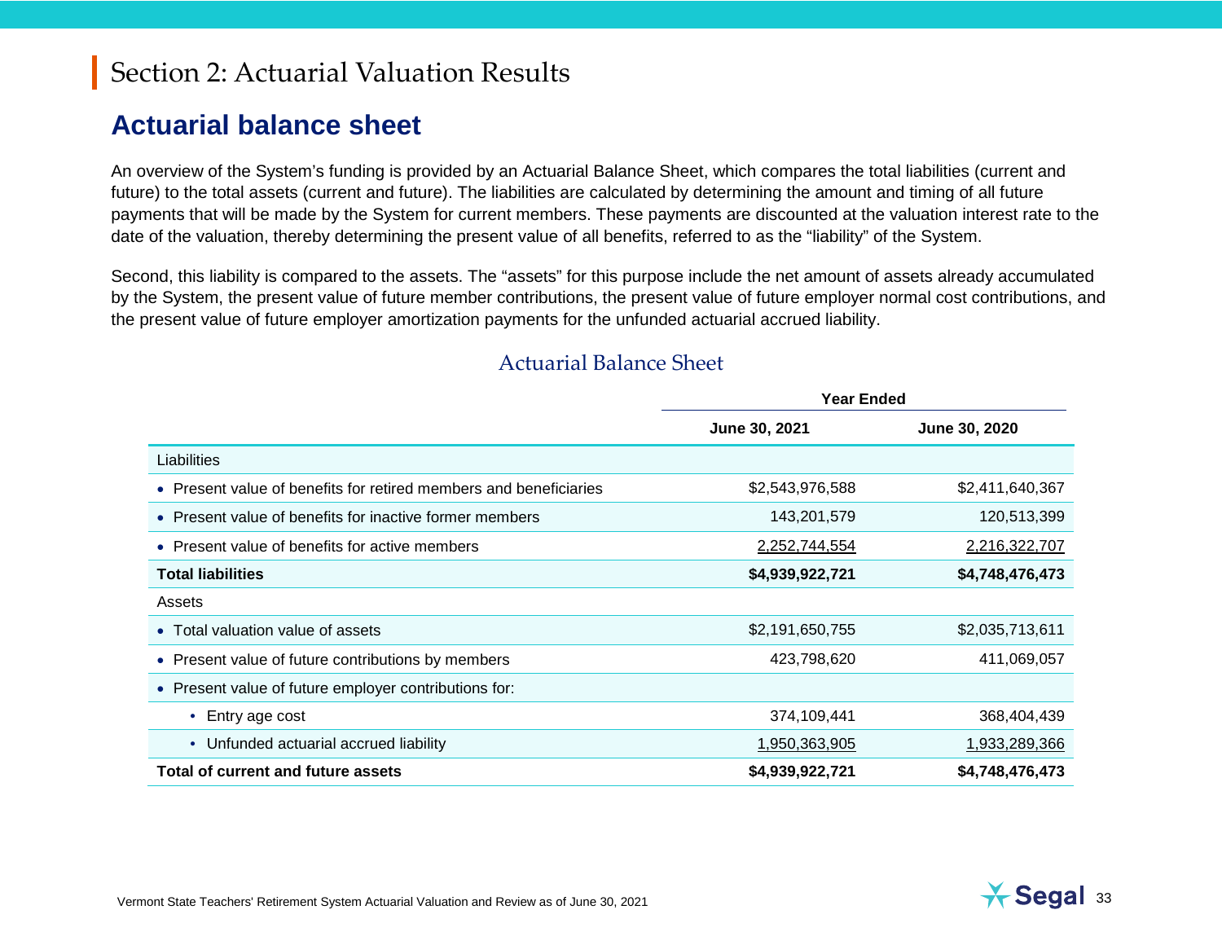# Section 2: Actuarial Valuation Results

## Actuarial balance sheet

An overview of the System's funding is provided by an Actuarial Balance Sheet, which compares the total liabilities (current and future) to the total assets (current and future). The liabilities are calculated by determining the amount and timing of all future payments that will be made by the System for current members. These payments are discounted at the valuation interest rate to the date of the valuation, thereby determining the present value of all benefits, referred to as the "liability" of the System.

Second, this liability is compared to the assets. The "assets" for this purpose include the net amount of assets already accumulated by the System, the present value of future member contributions, the present value of future employer normal cost contributions, and the present value of future employer amortization payments for the unfunded actuarial accrued liability.

### Actuarial Balance Sheet

| | Year Ended | |
|---|---|---|
| | **June 30, 2021** | **June 30, 2020** |
| Liabilities | | |
| • Present value of benefits for retired members and beneficiaries | $2,543,976,588 | $2,411,640,367 |
| • Present value of benefits for inactive former members | 143,201,579 | 120,513,399 |
| • Present value of benefits for active members | 2,252,744,554 | 2,216,322,707 |
| **Total liabilities** | **$4,939,922,721** | **$4,748,476,473** |
| Assets | | |
| • Total valuation value of assets | $2,191,650,755 | $2,035,713,611 |
| • Present value of future contributions by members | 423,798,620 | 411,069,057 |
| • Present value of future employer contributions for: | | |
| &nbsp;&nbsp;&nbsp;&nbsp;• Entry age cost | 374,109,441 | 368,404,439 |
| &nbsp;&nbsp;&nbsp;&nbsp;• Unfunded actuarial accrued liability | 1,950,363,905 | 1,933,289,366 |
| **Total of current and future assets** | **$4,939,922,721** | **$4,748,476,473** |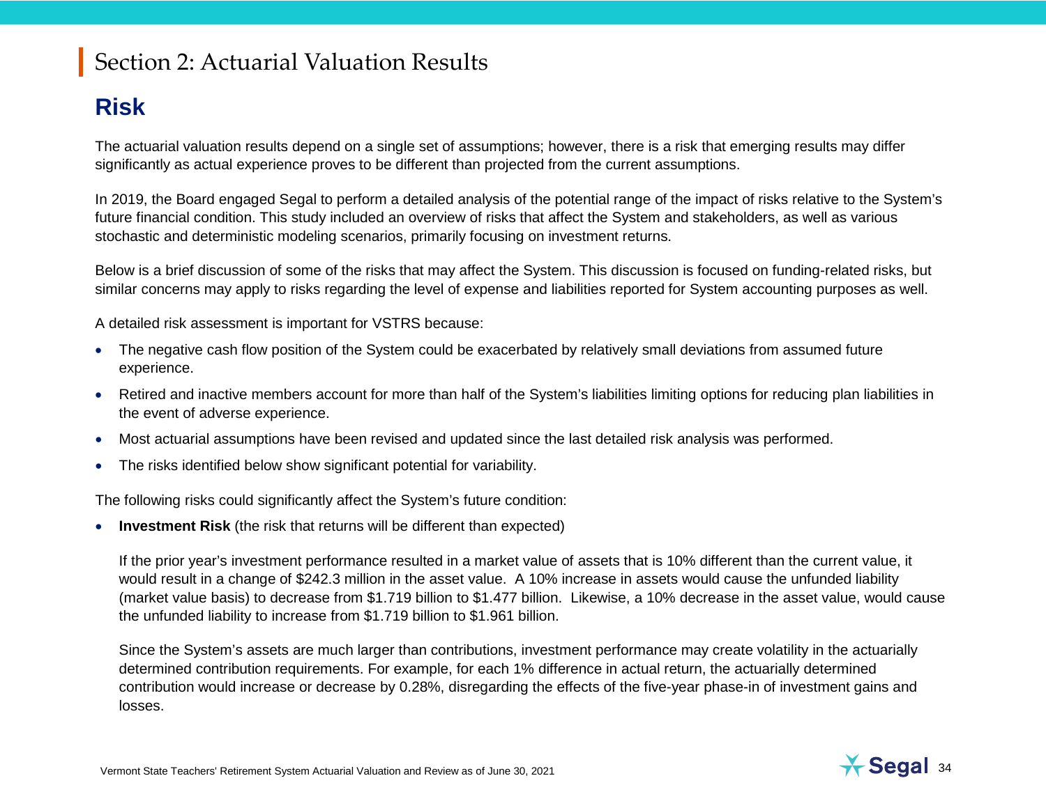# Section 2: Actuarial Valuation Results

## Risk

The actuarial valuation results depend on a single set of assumptions; however, there is a risk that emerging results may differ significantly as actual experience proves to be different than projected from the current assumptions.

In 2019, the Board engaged Segal to perform a detailed analysis of the potential range of the impact of risks relative to the System's future financial condition. This study included an overview of risks that affect the System and stakeholders, as well as various stochastic and deterministic modeling scenarios, primarily focusing on investment returns.

Below is a brief discussion of some of the risks that may affect the System. This discussion is focused on funding-related risks, but similar concerns may apply to risks regarding the level of expense and liabilities reported for System accounting purposes as well.

A detailed risk assessment is important for VSTRS because:

- The negative cash flow position of the System could be exacerbated by relatively small deviations from assumed future experience.
- Retired and inactive members account for more than half of the System's liabilities limiting options for reducing plan liabilities in the event of adverse experience.
- Most actuarial assumptions have been revised and updated since the last detailed risk analysis was performed.
- The risks identified below show significant potential for variability.

The following risks could significantly affect the System's future condition:

- **Investment Risk** (the risk that returns will be different than expected)

  If the prior year's investment performance resulted in a market value of assets that is 10% different than the current value, it would result in a change of $242.3 million in the asset value. A 10% increase in assets would cause the unfunded liability (market value basis) to decrease from $1.719 billion to $1.477 billion. Likewise, a 10% decrease in the asset value, would cause the unfunded liability to increase from $1.719 billion to $1.961 billion.

  Since the System's assets are much larger than contributions, investment performance may create volatility in the actuarially determined contribution requirements. For example, for each 1% difference in actual return, the actuarially determined contribution would increase or decrease by 0.28%, disregarding the effects of the five-year phase-in of investment gains and losses.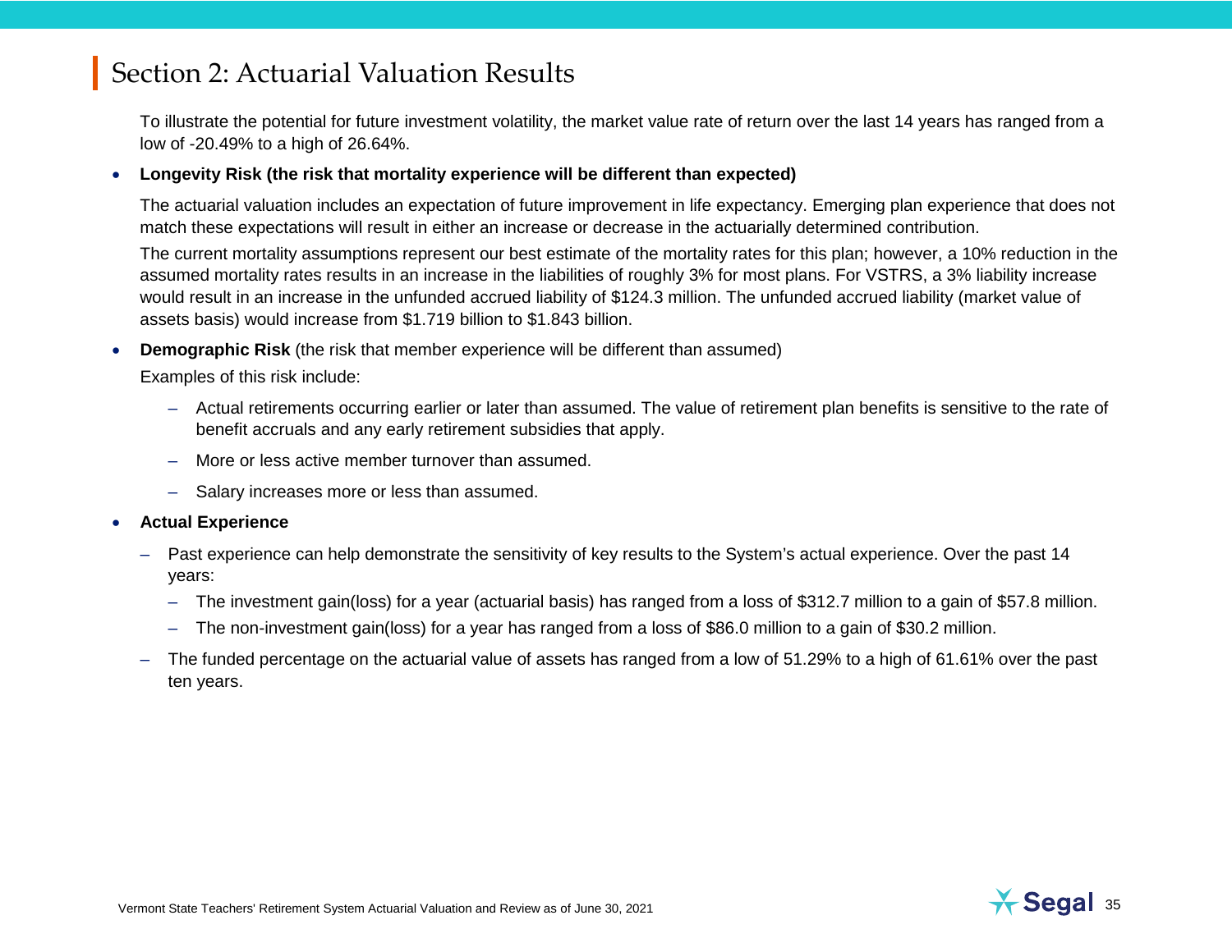# Section 2: Actuarial Valuation Results

To illustrate the potential for future investment volatility, the market value rate of return over the last 14 years has ranged from a low of -20.49% to a high of 26.64%.

- **Longevity Risk (the risk that mortality experience will be different than expected)**

  The actuarial valuation includes an expectation of future improvement in life expectancy. Emerging plan experience that does not match these expectations will result in either an increase or decrease in the actuarially determined contribution.

  The current mortality assumptions represent our best estimate of the mortality rates for this plan; however, a 10% reduction in the assumed mortality rates results in an increase in the liabilities of roughly 3% for most plans. For VSTRS, a 3% liability increase would result in an increase in the unfunded accrued liability of $124.3 million. The unfunded accrued liability (market value of assets basis) would increase from $1.719 billion to $1.843 billion.

- **Demographic Risk** (the risk that member experience will be different than assumed)

  Examples of this risk include:

  - Actual retirements occurring earlier or later than assumed. The value of retirement plan benefits is sensitive to the rate of benefit accruals and any early retirement subsidies that apply.
  - More or less active member turnover than assumed.
  - Salary increases more or less than assumed.

- **Actual Experience**
  - Past experience can help demonstrate the sensitivity of key results to the System's actual experience. Over the past 14 years:
    - The investment gain(loss) for a year (actuarial basis) has ranged from a loss of $312.7 million to a gain of $57.8 million.
    - The non-investment gain(loss) for a year has ranged from a loss of $86.0 million to a gain of $30.2 million.
  - The funded percentage on the actuarial value of assets has ranged from a low of 51.29% to a high of 61.61% over the past ten years.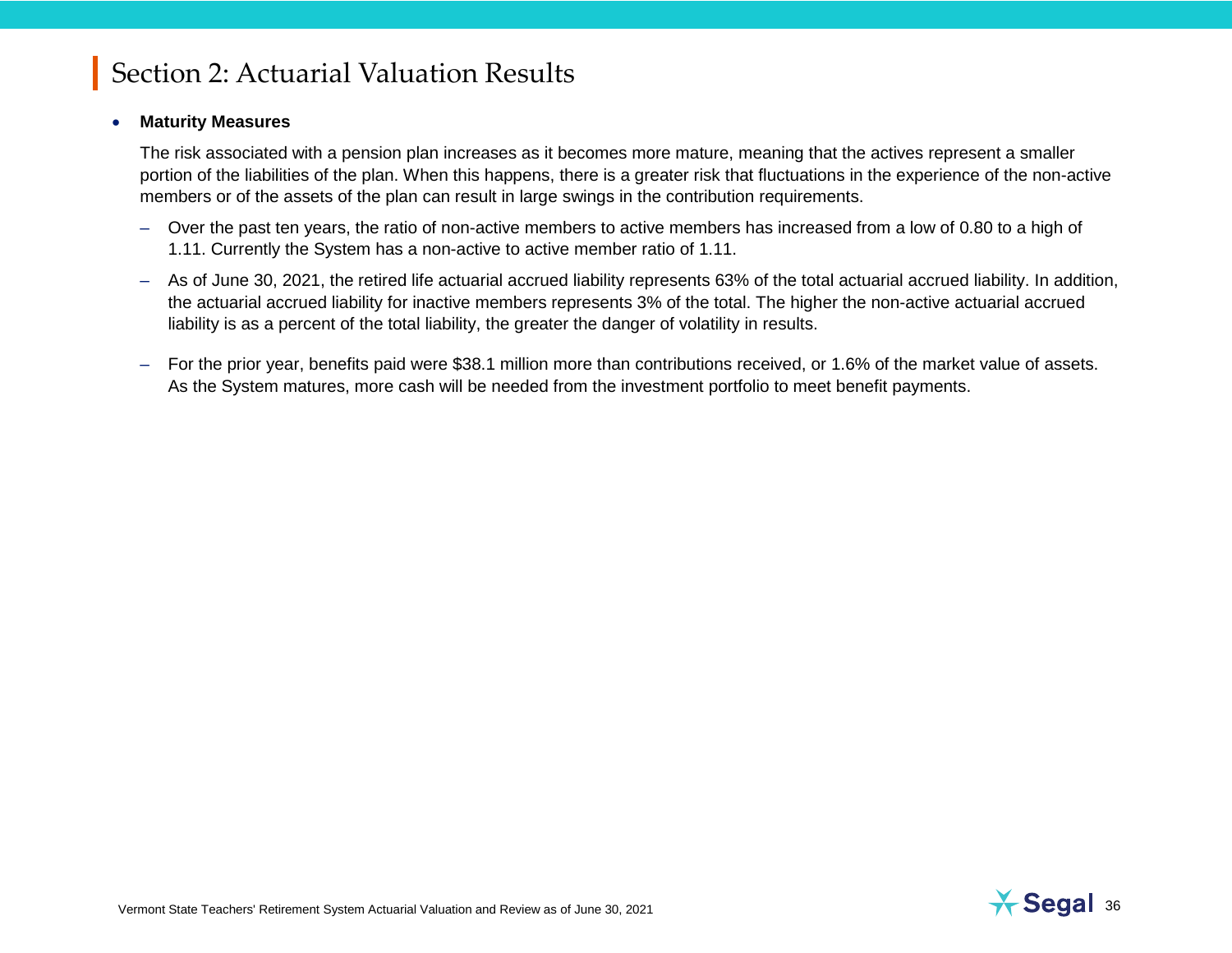# Section 2: Actuarial Valuation Results

- **Maturity Measures**

  The risk associated with a pension plan increases as it becomes more mature, meaning that the actives represent a smaller portion of the liabilities of the plan. When this happens, there is a greater risk that fluctuations in the experience of the non-active members or of the assets of the plan can result in large swings in the contribution requirements.

  - Over the past ten years, the ratio of non-active members to active members has increased from a low of 0.80 to a high of 1.11. Currently the System has a non-active to active member ratio of 1.11.
  - As of June 30, 2021, the retired life actuarial accrued liability represents 63% of the total actuarial accrued liability. In addition, the actuarial accrued liability for inactive members represents 3% of the total. The higher the non-active actuarial accrued liability is as a percent of the total liability, the greater the danger of volatility in results.
  - For the prior year, benefits paid were $38.1 million more than contributions received, or 1.6% of the market value of assets. As the System matures, more cash will be needed from the investment portfolio to meet benefit payments.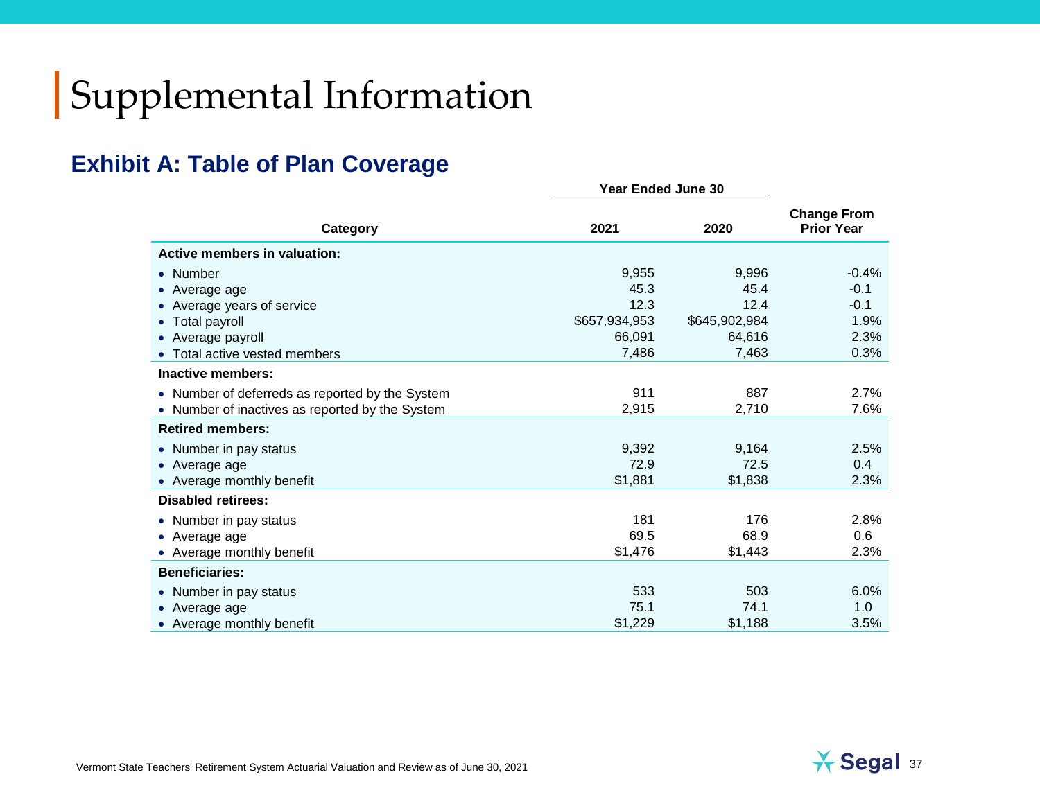# Supplemental Information

## Exhibit A: Table of Plan Coverage

| Category | Year Ended June 30 2021 | Year Ended June 30 2020 | Change From Prior Year |
|---|---|---|---|
| **Active members in valuation:** | | | |
| • Number | 9,955 | 9,996 | -0.4% |
| • Average age | 45.3 | 45.4 | -0.1 |
| • Average years of service | 12.3 | 12.4 | -0.1 |
| • Total payroll | $657,934,953 | $645,902,984 | 1.9% |
| • Average payroll | 66,091 | 64,616 | 2.3% |
| • Total active vested members | 7,486 | 7,463 | 0.3% |
| **Inactive members:** | | | |
| • Number of deferreds as reported by the System | 911 | 887 | 2.7% |
| • Number of inactives as reported by the System | 2,915 | 2,710 | 7.6% |
| **Retired members:** | | | |
| • Number in pay status | 9,392 | 9,164 | 2.5% |
| • Average age | 72.9 | 72.5 | 0.4 |
| • Average monthly benefit | $1,881 | $1,838 | 2.3% |
| **Disabled retirees:** | | | |
| • Number in pay status | 181 | 176 | 2.8% |
| • Average age | 69.5 | 68.9 | 0.6 |
| • Average monthly benefit | $1,476 | $1,443 | 2.3% |
| **Beneficiaries:** | | | |
| • Number in pay status | 533 | 503 | 6.0% |
| • Average age | 75.1 | 74.1 | 1.0 |
| • Average monthly benefit | $1,229 | $1,188 | 3.5% |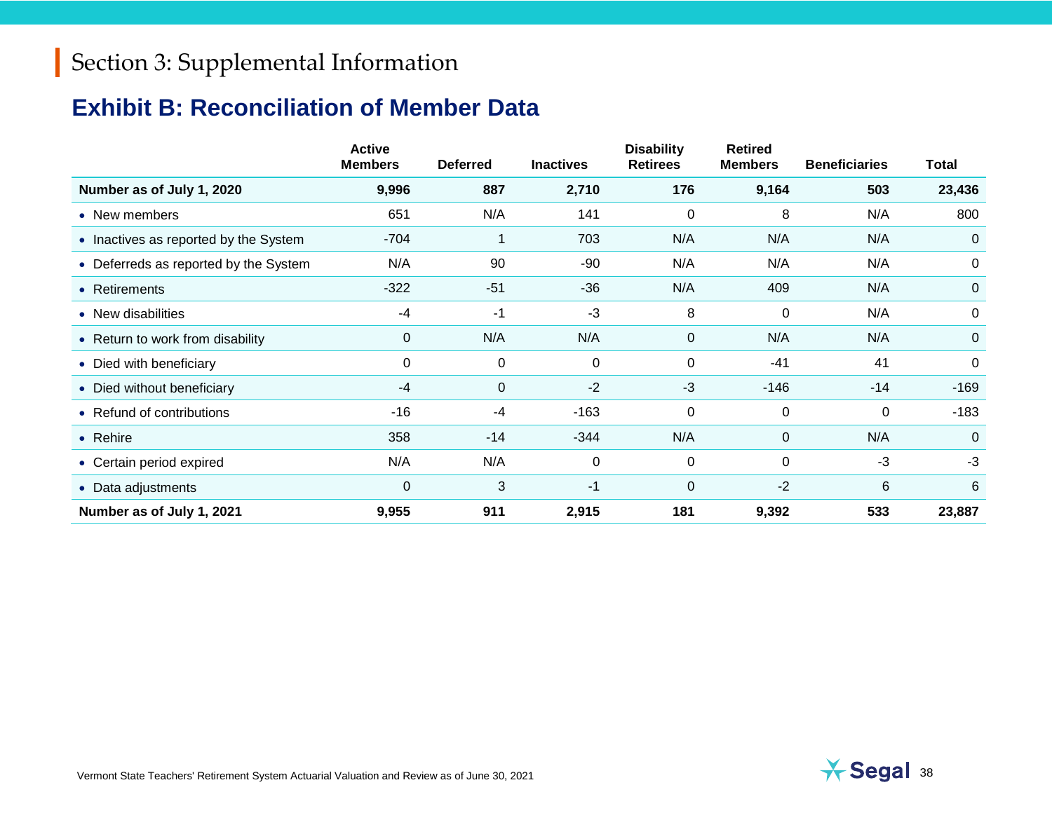# Section 3: Supplemental Information

## Exhibit B: Reconciliation of Member Data

| | Active Members | Deferred | Inactives | Disability Retirees | Retired Members | Beneficiaries | Total |
|---|---|---|---|---|---|---|---|
| **Number as of July 1, 2020** | **9,996** | **887** | **2,710** | **176** | **9,164** | **503** | **23,436** |
| • New members | 651 | N/A | 141 | 0 | 8 | N/A | 800 |
| • Inactives as reported by the System | -704 | 1 | 703 | N/A | N/A | N/A | 0 |
| • Deferreds as reported by the System | N/A | 90 | -90 | N/A | N/A | N/A | 0 |
| • Retirements | -322 | -51 | -36 | N/A | 409 | N/A | 0 |
| • New disabilities | -4 | -1 | -3 | 8 | 0 | N/A | 0 |
| • Return to work from disability | 0 | N/A | N/A | 0 | N/A | N/A | 0 |
| • Died with beneficiary | 0 | 0 | 0 | 0 | -41 | 41 | 0 |
| • Died without beneficiary | -4 | 0 | -2 | -3 | -146 | -14 | -169 |
| • Refund of contributions | -16 | -4 | -163 | 0 | 0 | 0 | -183 |
| • Rehire | 358 | -14 | -344 | N/A | 0 | N/A | 0 |
| • Certain period expired | N/A | N/A | 0 | 0 | 0 | -3 | -3 |
| • Data adjustments | 0 | 3 | -1 | 0 | -2 | 6 | 6 |
| **Number as of July 1, 2021** | **9,955** | **911** | **2,915** | **181** | **9,392** | **533** | **23,887** |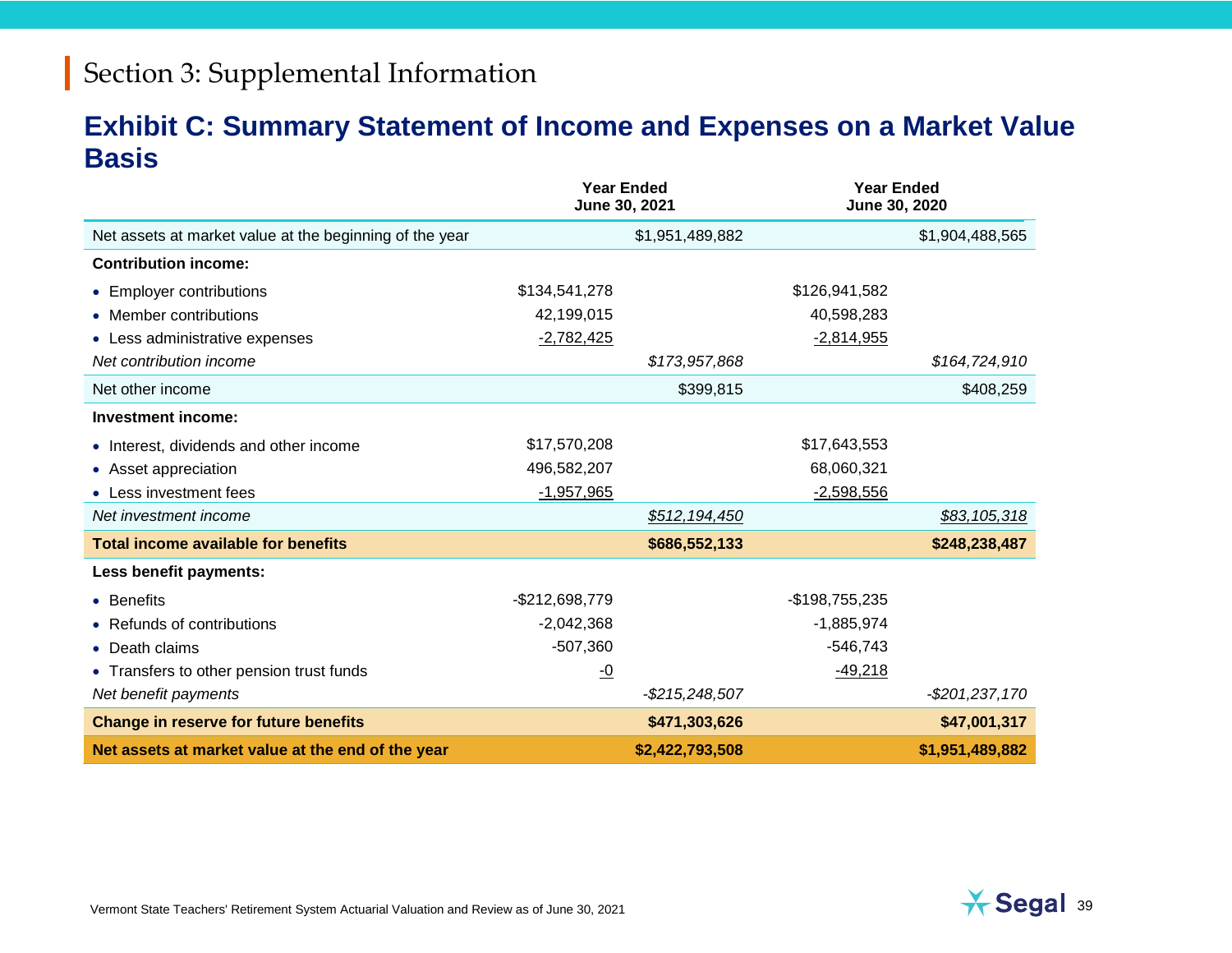# Section 3: Supplemental Information

## Exhibit C: Summary Statement of Income and Expenses on a Market Value Basis

| | Year Ended June 30, 2021 | | Year Ended June 30, 2020 | |
|---|---|---|---|---|
| Net assets at market value at the beginning of the year | | $1,951,489,882 | | $1,904,488,565 |
| **Contribution income:** | | | | |
| • Employer contributions | $134,541,278 | | $126,941,582 | |
| • Member contributions | 42,199,015 | | 40,598,283 | |
| • Less administrative expenses | -2,782,425 | | -2,814,955 | |
| *Net contribution income* | | *$173,957,868* | | *$164,724,910* |
| Net other income | | $399,815 | | $408,259 |
| **Investment income:** | | | | |
| • Interest, dividends and other income | $17,570,208 | | $17,643,553 | |
| • Asset appreciation | 496,582,207 | | 68,060,321 | |
| • Less investment fees | -1,957,965 | | -2,598,556 | |
| *Net investment income* | | *$512,194,450* | | *$83,105,318* |
| **Total income available for benefits** | | **$686,552,133** | | **$248,238,487** |
| **Less benefit payments:** | | | | |
| • Benefits | -$212,698,779 | | -$198,755,235 | |
| • Refunds of contributions | -2,042,368 | | -1,885,974 | |
| • Death claims | -507,360 | | -546,743 | |
| • Transfers to other pension trust funds | -0 | | -49,218 | |
| *Net benefit payments* | | *-$215,248,507* | | *-$201,237,170* |
| **Change in reserve for future benefits** | | **$471,303,626** | | **$47,001,317** |
| **Net assets at market value at the end of the year** | | **$2,422,793,508** | | **$1,951,489,882** |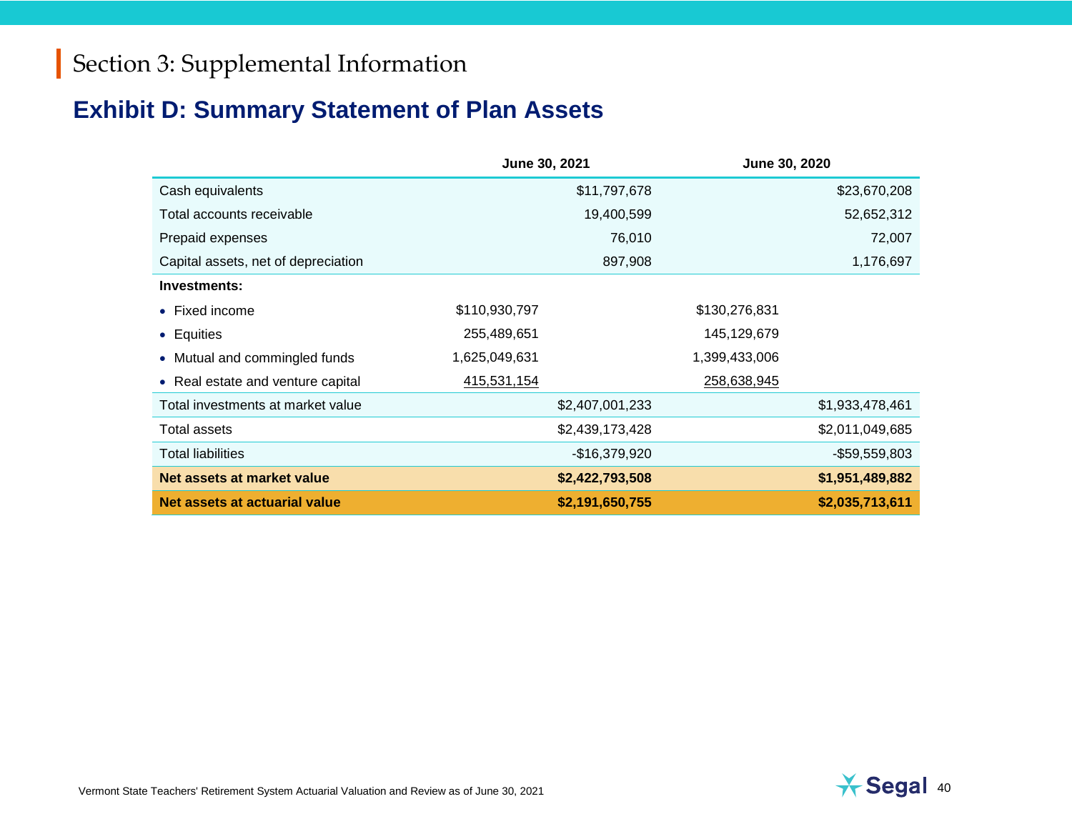# Section 3: Supplemental Information

## Exhibit D: Summary Statement of Plan Assets

| | June 30, 2021 | | June 30, 2020 | |
|---|---|---|---|---|
| Cash equivalents | | $11,797,678 | | $23,670,208 |
| Total accounts receivable | | 19,400,599 | | 52,652,312 |
| Prepaid expenses | | 76,010 | | 72,007 |
| Capital assets, net of depreciation | | 897,908 | | 1,176,697 |
| **Investments:** | | | | |
| • Fixed income | $110,930,797 | | $130,276,831 | |
| • Equities | 255,489,651 | | 145,129,679 | |
| • Mutual and commingled funds | 1,625,049,631 | | 1,399,433,006 | |
| • Real estate and venture capital | 415,531,154 | | 258,638,945 | |
| Total investments at market value | | $2,407,001,233 | | $1,933,478,461 |
| Total assets | | $2,439,173,428 | | $2,011,049,685 |
| Total liabilities | | -$16,379,920 | | -$59,559,803 |
| **Net assets at market value** | | **$2,422,793,508** | | **$1,951,489,882** |
| **Net assets at actuarial value** | | **$2,191,650,755** | | **$2,035,713,611** |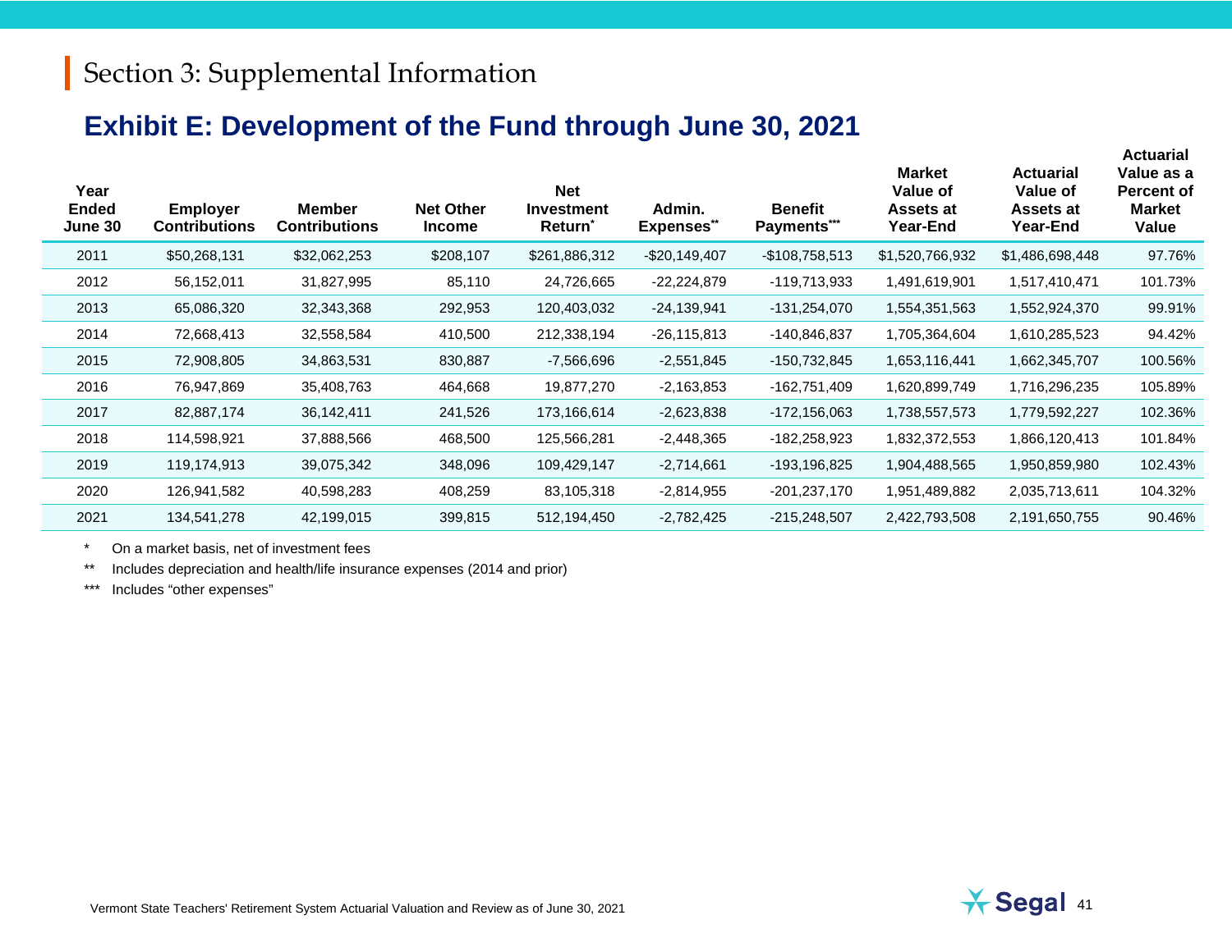# Section 3: Supplemental Information

## Exhibit E: Development of the Fund through June 30, 2021

| Year Ended June 30 | Employer Contributions | Member Contributions | Net Other Income | Net Investment Return* | Admin. Expenses** | Benefit Payments*** | Market Value of Assets at Year-End | Actuarial Value of Assets at Year-End | Actuarial Value as a Percent of Market Value |
|---|---|---|---|---|---|---|---|---|---|
| 2011 | $50,268,131 | $32,062,253 | $208,107 | $261,886,312 | -$20,149,407 | -$108,758,513 | $1,520,766,932 | $1,486,698,448 | 97.76% |
| 2012 | 56,152,011 | 31,827,995 | 85,110 | 24,726,665 | -22,224,879 | -119,713,933 | 1,491,619,901 | 1,517,410,471 | 101.73% |
| 2013 | 65,086,320 | 32,343,368 | 292,953 | 120,403,032 | -24,139,941 | -131,254,070 | 1,554,351,563 | 1,552,924,370 | 99.91% |
| 2014 | 72,668,413 | 32,558,584 | 410,500 | 212,338,194 | -26,115,813 | -140,846,837 | 1,705,364,604 | 1,610,285,523 | 94.42% |
| 2015 | 72,908,805 | 34,863,531 | 830,887 | -7,566,696 | -2,551,845 | -150,732,845 | 1,653,116,441 | 1,662,345,707 | 100.56% |
| 2016 | 76,947,869 | 35,408,763 | 464,668 | 19,877,270 | -2,163,853 | -162,751,409 | 1,620,899,749 | 1,716,296,235 | 105.89% |
| 2017 | 82,887,174 | 36,142,411 | 241,526 | 173,166,614 | -2,623,838 | -172,156,063 | 1,738,557,573 | 1,779,592,227 | 102.36% |
| 2018 | 114,598,921 | 37,888,566 | 468,500 | 125,566,281 | -2,448,365 | -182,258,923 | 1,832,372,553 | 1,866,120,413 | 101.84% |
| 2019 | 119,174,913 | 39,075,342 | 348,096 | 109,429,147 | -2,714,661 | -193,196,825 | 1,904,488,565 | 1,950,859,980 | 102.43% |
| 2020 | 126,941,582 | 40,598,283 | 408,259 | 83,105,318 | -2,814,955 | -201,237,170 | 1,951,489,882 | 2,035,713,611 | 104.32% |
| 2021 | 134,541,278 | 42,199,015 | 399,815 | 512,194,450 | -2,782,425 | -215,248,507 | 2,422,793,508 | 2,191,650,755 | 90.46% |

\* On a market basis, net of investment fees

\*\* Includes depreciation and health/life insurance expenses (2014 and prior)

\*\*\* Includes "other expenses"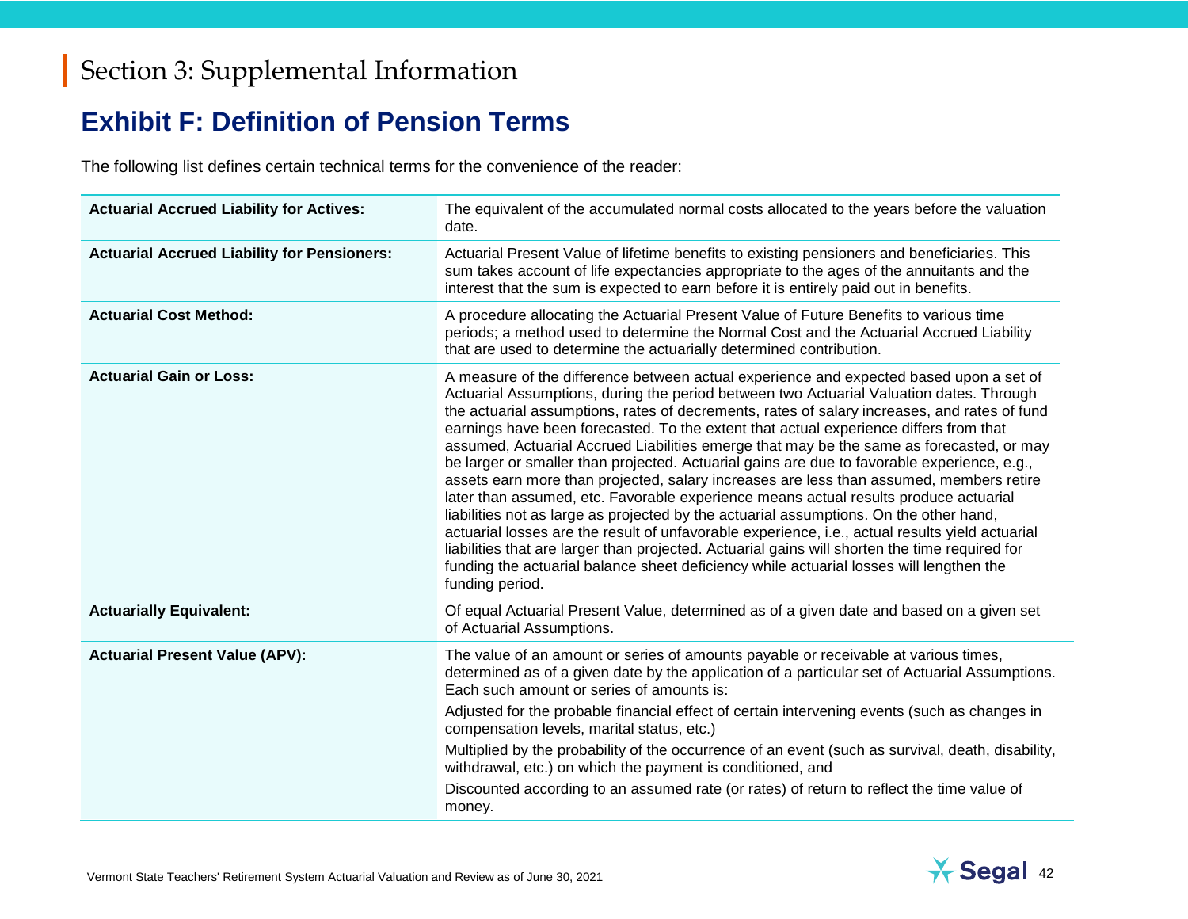# Section 3: Supplemental Information

## Exhibit F: Definition of Pension Terms

The following list defines certain technical terms for the convenience of the reader:

| Term | Definition |
|---|---|
| **Actuarial Accrued Liability for Actives:** | The equivalent of the accumulated normal costs allocated to the years before the valuation date. |
| **Actuarial Accrued Liability for Pensioners:** | Actuarial Present Value of lifetime benefits to existing pensioners and beneficiaries. This sum takes account of life expectancies appropriate to the ages of the annuitants and the interest that the sum is expected to earn before it is entirely paid out in benefits. |
| **Actuarial Cost Method:** | A procedure allocating the Actuarial Present Value of Future Benefits to various time periods; a method used to determine the Normal Cost and the Actuarial Accrued Liability that are used to determine the actuarially determined contribution. |
| **Actuarial Gain or Loss:** | A measure of the difference between actual experience and expected based upon a set of Actuarial Assumptions, during the period between two Actuarial Valuation dates. Through the actuarial assumptions, rates of decrements, rates of salary increases, and rates of fund earnings have been forecasted. To the extent that actual experience differs from that assumed, Actuarial Accrued Liabilities emerge that may be the same as forecasted, or may be larger or smaller than projected. Actuarial gains are due to favorable experience, e.g., assets earn more than projected, salary increases are less than assumed, members retire later than assumed, etc. Favorable experience means actual results produce actuarial liabilities not as large as projected by the actuarial assumptions. On the other hand, actuarial losses are the result of unfavorable experience, i.e., actual results yield actuarial liabilities that are larger than projected. Actuarial gains will shorten the time required for funding the actuarial balance sheet deficiency while actuarial losses will lengthen the funding period. |
| **Actuarially Equivalent:** | Of equal Actuarial Present Value, determined as of a given date and based on a given set of Actuarial Assumptions. |
| **Actuarial Present Value (APV):** | The value of an amount or series of amounts payable or receivable at various times, determined as of a given date by the application of a particular set of Actuarial Assumptions. Each such amount or series of amounts is:<br>Adjusted for the probable financial effect of certain intervening events (such as changes in compensation levels, marital status, etc.)<br>Multiplied by the probability of the occurrence of an event (such as survival, death, disability, withdrawal, etc.) on which the payment is conditioned, and<br>Discounted according to an assumed rate (or rates) of return to reflect the time value of money. |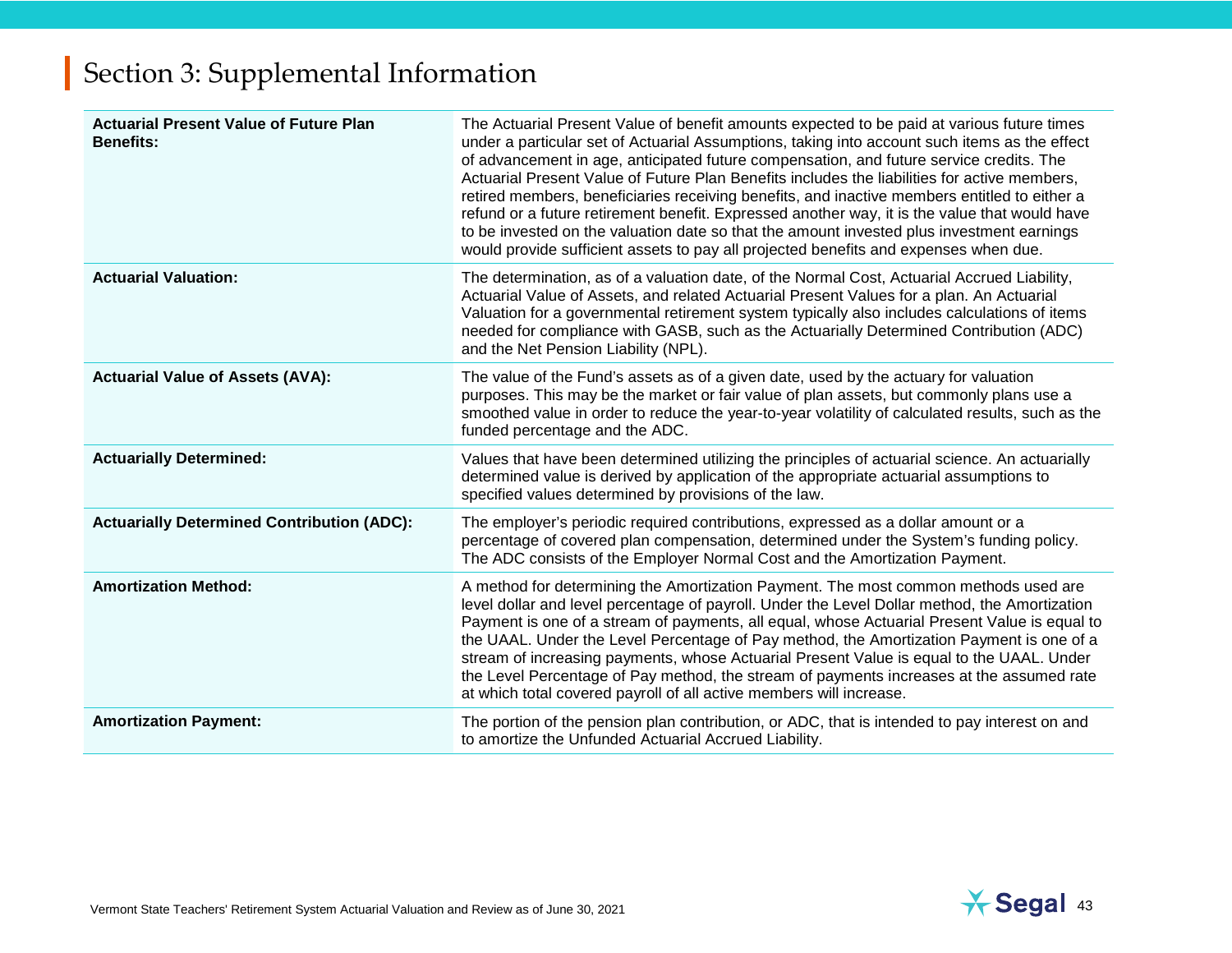## Section 3: Supplemental Information

| | |
|---|---|
| **Actuarial Present Value of Future Plan Benefits:** | The Actuarial Present Value of benefit amounts expected to be paid at various future times under a particular set of Actuarial Assumptions, taking into account such items as the effect of advancement in age, anticipated future compensation, and future service credits. The Actuarial Present Value of Future Plan Benefits includes the liabilities for active members, retired members, beneficiaries receiving benefits, and inactive members entitled to either a refund or a future retirement benefit. Expressed another way, it is the value that would have to be invested on the valuation date so that the amount invested plus investment earnings would provide sufficient assets to pay all projected benefits and expenses when due. |
| **Actuarial Valuation:** | The determination, as of a valuation date, of the Normal Cost, Actuarial Accrued Liability, Actuarial Value of Assets, and related Actuarial Present Values for a plan. An Actuarial Valuation for a governmental retirement system typically also includes calculations of items needed for compliance with GASB, such as the Actuarially Determined Contribution (ADC) and the Net Pension Liability (NPL). |
| **Actuarial Value of Assets (AVA):** | The value of the Fund's assets as of a given date, used by the actuary for valuation purposes. This may be the market or fair value of plan assets, but commonly plans use a smoothed value in order to reduce the year-to-year volatility of calculated results, such as the funded percentage and the ADC. |
| **Actuarially Determined:** | Values that have been determined utilizing the principles of actuarial science. An actuarially determined value is derived by application of the appropriate actuarial assumptions to specified values determined by provisions of the law. |
| **Actuarially Determined Contribution (ADC):** | The employer's periodic required contributions, expressed as a dollar amount or a percentage of covered plan compensation, determined under the System's funding policy. The ADC consists of the Employer Normal Cost and the Amortization Payment. |
| **Amortization Method:** | A method for determining the Amortization Payment. The most common methods used are level dollar and level percentage of payroll. Under the Level Dollar method, the Amortization Payment is one of a stream of payments, all equal, whose Actuarial Present Value is equal to the UAAL. Under the Level Percentage of Pay method, the Amortization Payment is one of a stream of increasing payments, whose Actuarial Present Value is equal to the UAAL. Under the Level Percentage of Pay method, the stream of payments increases at the assumed rate at which total covered payroll of all active members will increase. |
| **Amortization Payment:** | The portion of the pension plan contribution, or ADC, that is intended to pay interest on and to amortize the Unfunded Actuarial Accrued Liability. |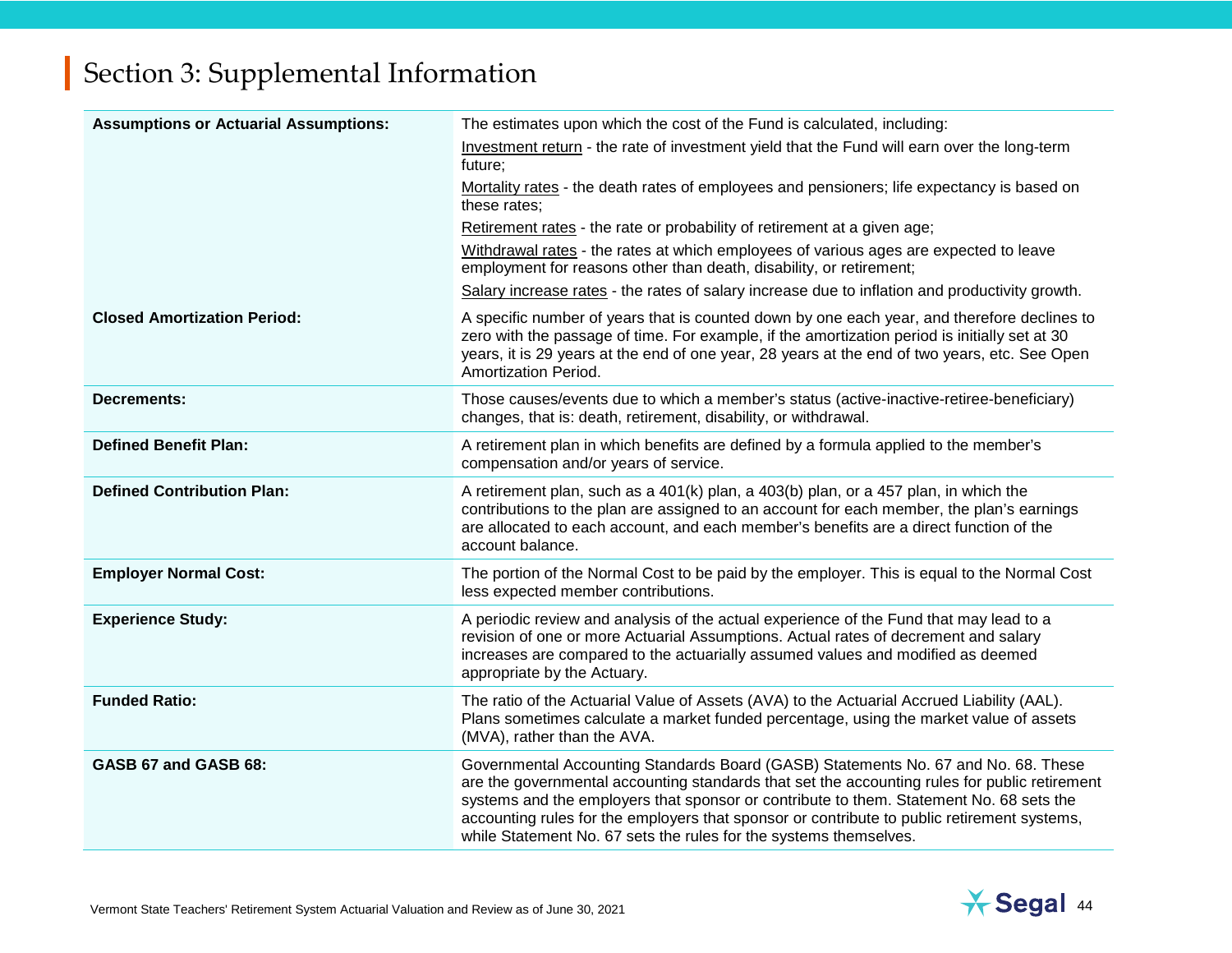## Section 3: Supplemental Information

| | |
|---|---|
| **Assumptions or Actuarial Assumptions:** | The estimates upon which the cost of the Fund is calculated, including:<br>Investment return - the rate of investment yield that the Fund will earn over the long-term future;<br>Mortality rates - the death rates of employees and pensioners; life expectancy is based on these rates;<br>Retirement rates - the rate or probability of retirement at a given age;<br>Withdrawal rates - the rates at which employees of various ages are expected to leave employment for reasons other than death, disability, or retirement;<br>Salary increase rates - the rates of salary increase due to inflation and productivity growth. |
| **Closed Amortization Period:** | A specific number of years that is counted down by one each year, and therefore declines to zero with the passage of time. For example, if the amortization period is initially set at 30 years, it is 29 years at the end of one year, 28 years at the end of two years, etc. See Open Amortization Period. |
| **Decrements:** | Those causes/events due to which a member's status (active-inactive-retiree-beneficiary) changes, that is: death, retirement, disability, or withdrawal. |
| **Defined Benefit Plan:** | A retirement plan in which benefits are defined by a formula applied to the member's compensation and/or years of service. |
| **Defined Contribution Plan:** | A retirement plan, such as a 401(k) plan, a 403(b) plan, or a 457 plan, in which the contributions to the plan are assigned to an account for each member, the plan's earnings are allocated to each account, and each member's benefits are a direct function of the account balance. |
| **Employer Normal Cost:** | The portion of the Normal Cost to be paid by the employer. This is equal to the Normal Cost less expected member contributions. |
| **Experience Study:** | A periodic review and analysis of the actual experience of the Fund that may lead to a revision of one or more Actuarial Assumptions. Actual rates of decrement and salary increases are compared to the actuarially assumed values and modified as deemed appropriate by the Actuary. |
| **Funded Ratio:** | The ratio of the Actuarial Value of Assets (AVA) to the Actuarial Accrued Liability (AAL). Plans sometimes calculate a market funded percentage, using the market value of assets (MVA), rather than the AVA. |
| **GASB 67 and GASB 68:** | Governmental Accounting Standards Board (GASB) Statements No. 67 and No. 68. These are the governmental accounting standards that set the accounting rules for public retirement systems and the employers that sponsor or contribute to them. Statement No. 68 sets the accounting rules for the employers that sponsor or contribute to public retirement systems, while Statement No. 67 sets the rules for the systems themselves. |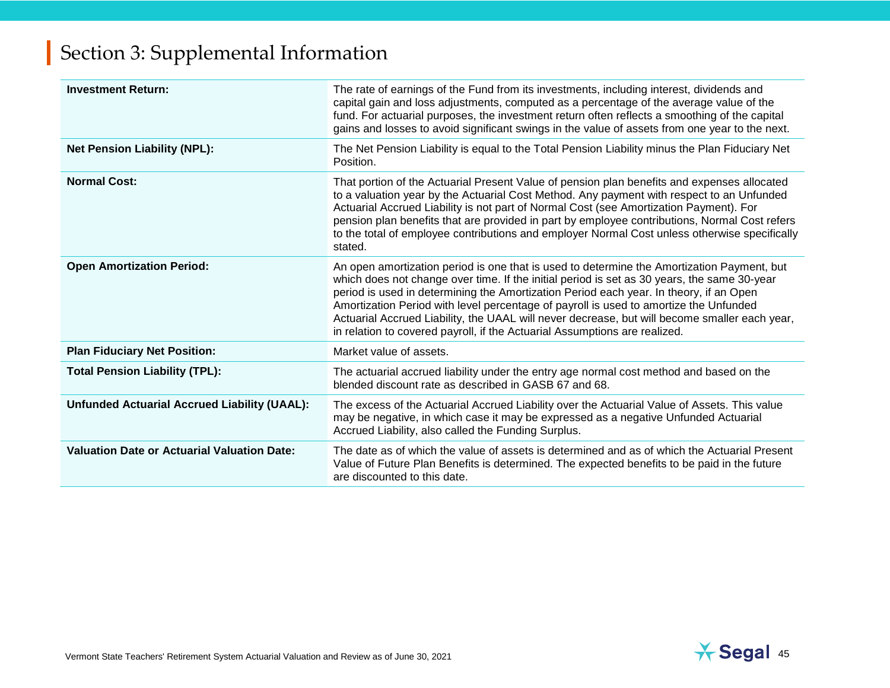# Section 3: Supplemental Information

| | |
|---|---|
| **Investment Return:** | The rate of earnings of the Fund from its investments, including interest, dividends and capital gain and loss adjustments, computed as a percentage of the average value of the fund. For actuarial purposes, the investment return often reflects a smoothing of the capital gains and losses to avoid significant swings in the value of assets from one year to the next. |
| **Net Pension Liability (NPL):** | The Net Pension Liability is equal to the Total Pension Liability minus the Plan Fiduciary Net Position. |
| **Normal Cost:** | That portion of the Actuarial Present Value of pension plan benefits and expenses allocated to a valuation year by the Actuarial Cost Method. Any payment with respect to an Unfunded Actuarial Accrued Liability is not part of Normal Cost (see Amortization Payment). For pension plan benefits that are provided in part by employee contributions, Normal Cost refers to the total of employee contributions and employer Normal Cost unless otherwise specifically stated. |
| **Open Amortization Period:** | An open amortization period is one that is used to determine the Amortization Payment, but which does not change over time. If the initial period is set as 30 years, the same 30-year period is used in determining the Amortization Period each year. In theory, if an Open Amortization Period with level percentage of payroll is used to amortize the Unfunded Actuarial Accrued Liability, the UAAL will never decrease, but will become smaller each year, in relation to covered payroll, if the Actuarial Assumptions are realized. |
| **Plan Fiduciary Net Position:** | Market value of assets. |
| **Total Pension Liability (TPL):** | The actuarial accrued liability under the entry age normal cost method and based on the blended discount rate as described in GASB 67 and 68. |
| **Unfunded Actuarial Accrued Liability (UAAL):** | The excess of the Actuarial Accrued Liability over the Actuarial Value of Assets. This value may be negative, in which case it may be expressed as a negative Unfunded Actuarial Accrued Liability, also called the Funding Surplus. |
| **Valuation Date or Actuarial Valuation Date:** | The date as of which the value of assets is determined and as of which the Actuarial Present Value of Future Plan Benefits is determined. The expected benefits to be paid in the future are discounted to this date. |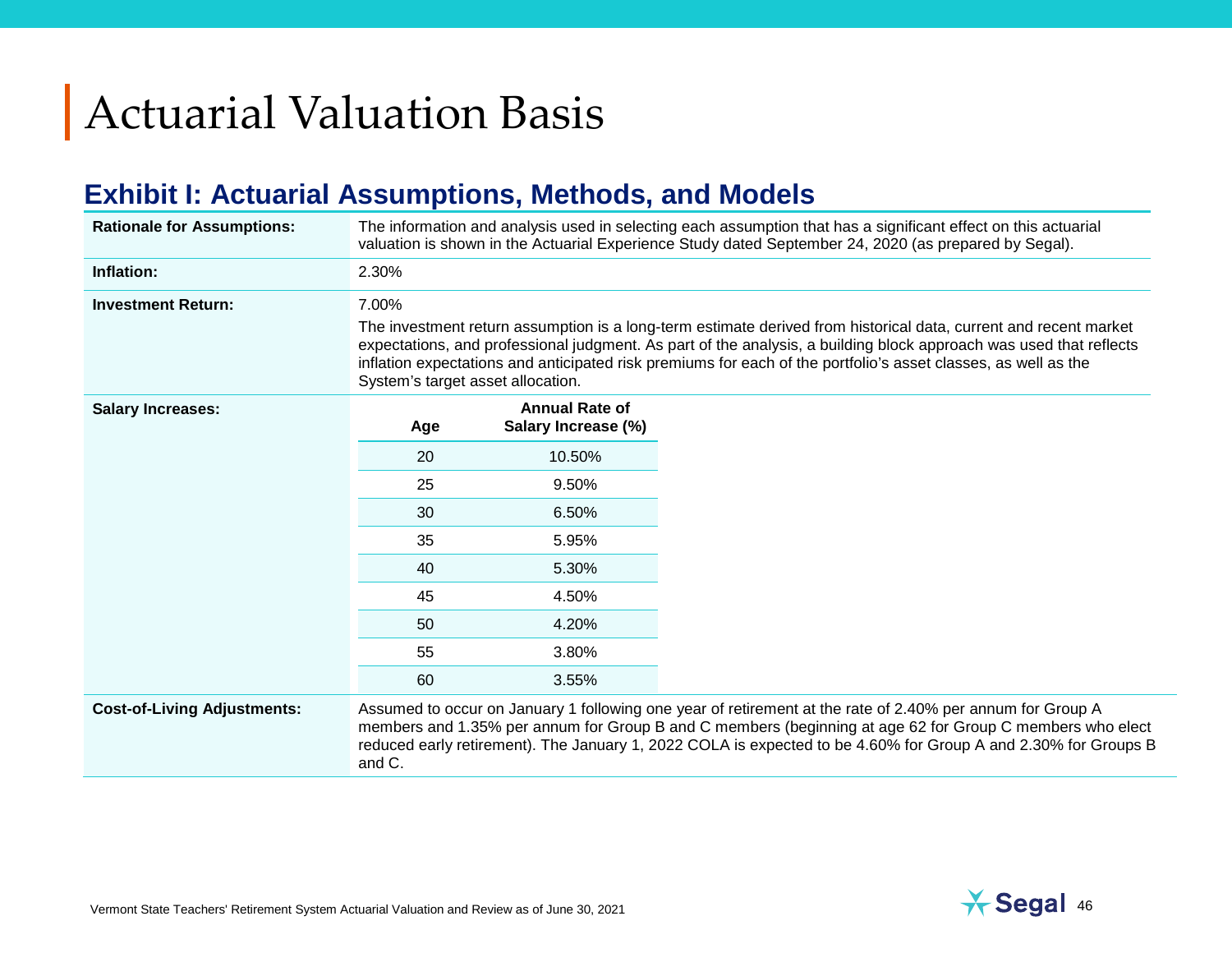# Actuarial Valuation Basis

## Exhibit I: Actuarial Assumptions, Methods, and Models

**Rationale for Assumptions:** The information and analysis used in selecting each assumption that has a significant effect on this actuarial valuation is shown in the Actuarial Experience Study dated September 24, 2020 (as prepared by Segal).

**Inflation:** 2.30%

**Investment Return:** 7.00%

The investment return assumption is a long-term estimate derived from historical data, current and recent market expectations, and professional judgment. As part of the analysis, a building block approach was used that reflects inflation expectations and anticipated risk premiums for each of the portfolio's asset classes, as well as the System's target asset allocation.

**Salary Increases:**

| Age | Annual Rate of Salary Increase (%) |
|---|---|
| 20 | 10.50% |
| 25 | 9.50% |
| 30 | 6.50% |
| 35 | 5.95% |
| 40 | 5.30% |
| 45 | 4.50% |
| 50 | 4.20% |
| 55 | 3.80% |
| 60 | 3.55% |

**Cost-of-Living Adjustments:** Assumed to occur on January 1 following one year of retirement at the rate of 2.40% per annum for Group A members and 1.35% per annum for Group B and C members (beginning at age 62 for Group C members who elect reduced early retirement). The January 1, 2022 COLA is expected to be 4.60% for Group A and 2.30% for Groups B and C.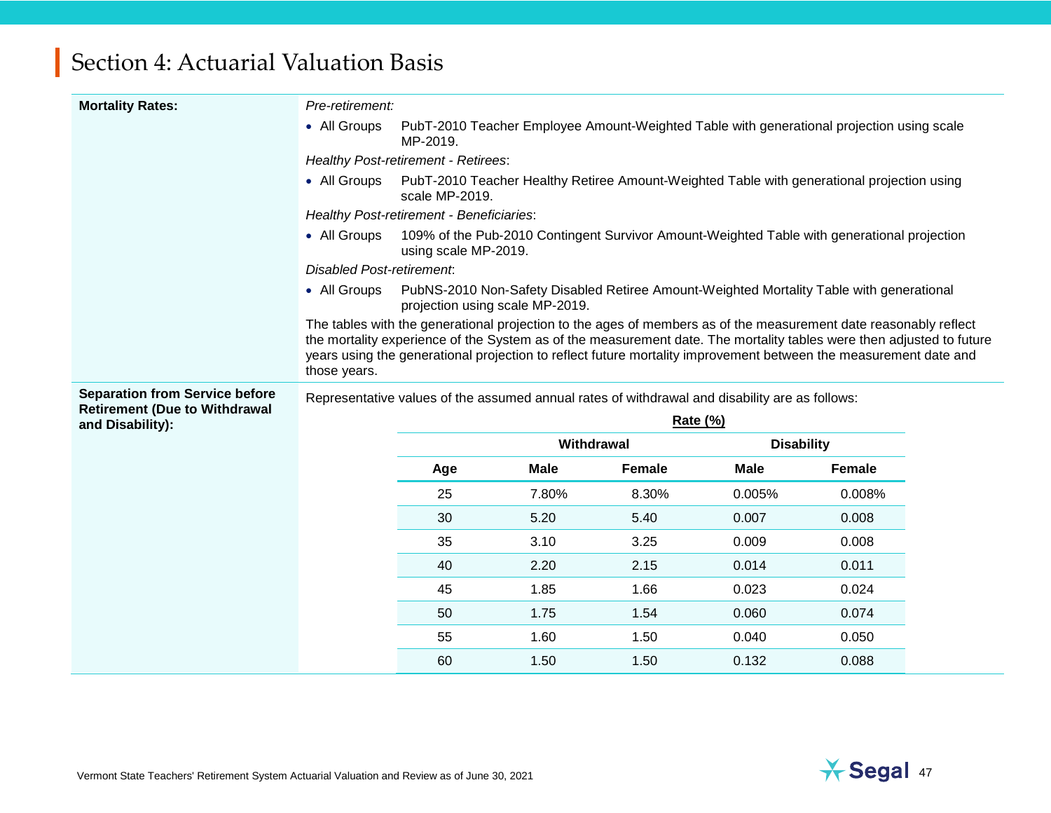# Section 4: Actuarial Valuation Basis

**Mortality Rates:**

*Pre-retirement:*

- All Groups — PubT-2010 Teacher Employee Amount-Weighted Table with generational projection using scale MP-2019.

*Healthy Post-retirement - Retirees*:

- All Groups — PubT-2010 Teacher Healthy Retiree Amount-Weighted Table with generational projection using scale MP-2019.

*Healthy Post-retirement - Beneficiaries*:

- All Groups — 109% of the Pub-2010 Contingent Survivor Amount-Weighted Table with generational projection using scale MP-2019.

*Disabled Post-retirement*:

- All Groups — PubNS-2010 Non-Safety Disabled Retiree Amount-Weighted Mortality Table with generational projection using scale MP-2019.

The tables with the generational projection to the ages of members as of the measurement date reasonably reflect the mortality experience of the System as of the measurement date. The mortality tables were then adjusted to future years using the generational projection to reflect future mortality improvement between the measurement date and those years.

**Separation from Service before Retirement (Due to Withdrawal and Disability):**

Representative values of the assumed annual rates of withdrawal and disability are as follows:

**Rate (%)**

| | Withdrawal | | Disability | |
|---|---|---|---|---|
| **Age** | **Male** | **Female** | **Male** | **Female** |
| 25 | 7.80% | 8.30% | 0.005% | 0.008% |
| 30 | 5.20 | 5.40 | 0.007 | 0.008 |
| 35 | 3.10 | 3.25 | 0.009 | 0.008 |
| 40 | 2.20 | 2.15 | 0.014 | 0.011 |
| 45 | 1.85 | 1.66 | 0.023 | 0.024 |
| 50 | 1.75 | 1.54 | 0.060 | 0.074 |
| 55 | 1.60 | 1.50 | 0.040 | 0.050 |
| 60 | 1.50 | 1.50 | 0.132 | 0.088 |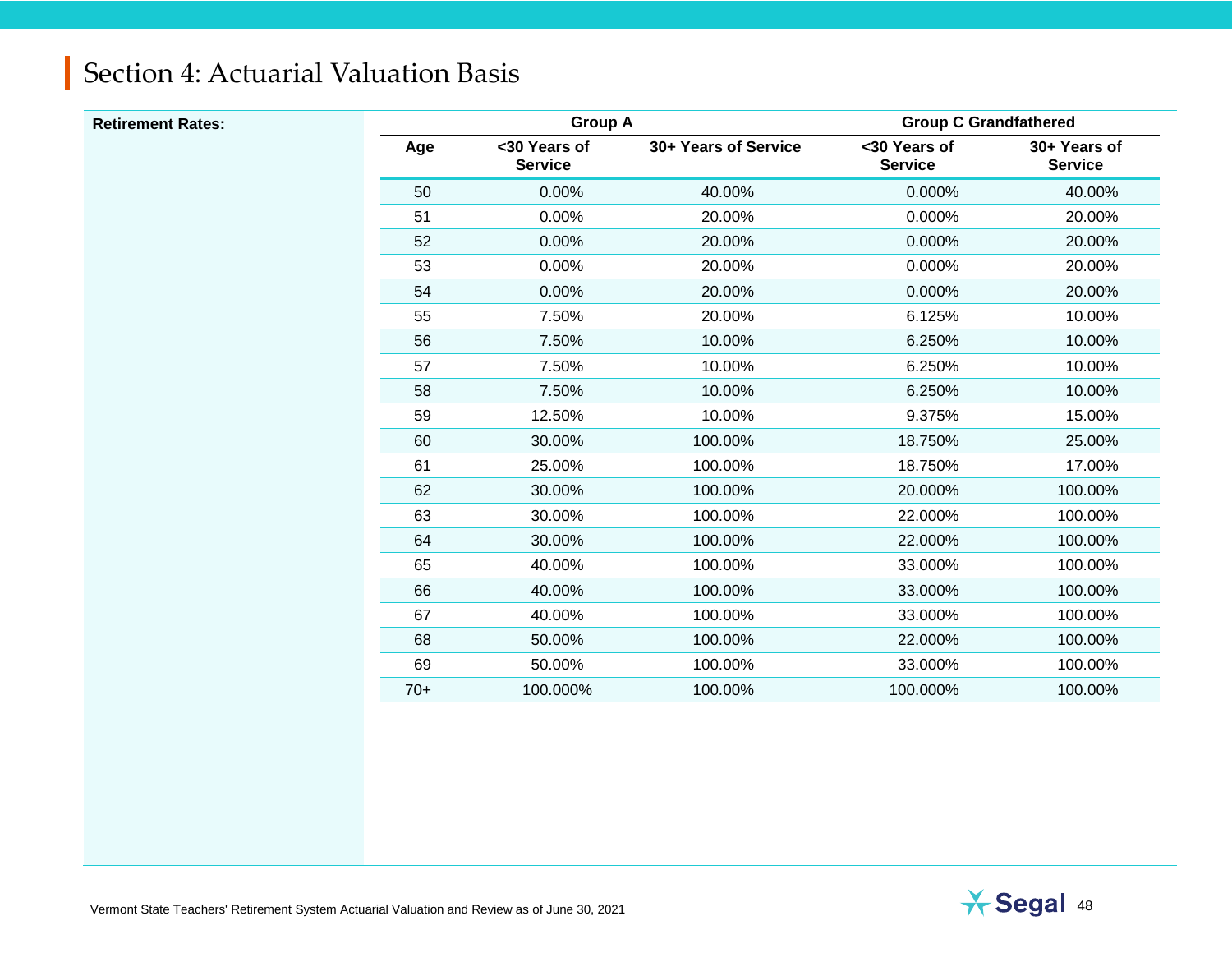# Section 4: Actuarial Valuation Basis

**Retirement Rates:**

| | Group A | | Group C Grandfathered | |
|---|---|---|---|---|
| **Age** | **<30 Years of Service** | **30+ Years of Service** | **<30 Years of Service** | **30+ Years of Service** |
| 50 | 0.00% | 40.00% | 0.000% | 40.00% |
| 51 | 0.00% | 20.00% | 0.000% | 20.00% |
| 52 | 0.00% | 20.00% | 0.000% | 20.00% |
| 53 | 0.00% | 20.00% | 0.000% | 20.00% |
| 54 | 0.00% | 20.00% | 0.000% | 20.00% |
| 55 | 7.50% | 20.00% | 6.125% | 10.00% |
| 56 | 7.50% | 10.00% | 6.250% | 10.00% |
| 57 | 7.50% | 10.00% | 6.250% | 10.00% |
| 58 | 7.50% | 10.00% | 6.250% | 10.00% |
| 59 | 12.50% | 10.00% | 9.375% | 15.00% |
| 60 | 30.00% | 100.00% | 18.750% | 25.00% |
| 61 | 25.00% | 100.00% | 18.750% | 17.00% |
| 62 | 30.00% | 100.00% | 20.000% | 100.00% |
| 63 | 30.00% | 100.00% | 22.000% | 100.00% |
| 64 | 30.00% | 100.00% | 22.000% | 100.00% |
| 65 | 40.00% | 100.00% | 33.000% | 100.00% |
| 66 | 40.00% | 100.00% | 33.000% | 100.00% |
| 67 | 40.00% | 100.00% | 33.000% | 100.00% |
| 68 | 50.00% | 100.00% | 22.000% | 100.00% |
| 69 | 50.00% | 100.00% | 33.000% | 100.00% |
| 70+ | 100.000% | 100.00% | 100.000% | 100.00% |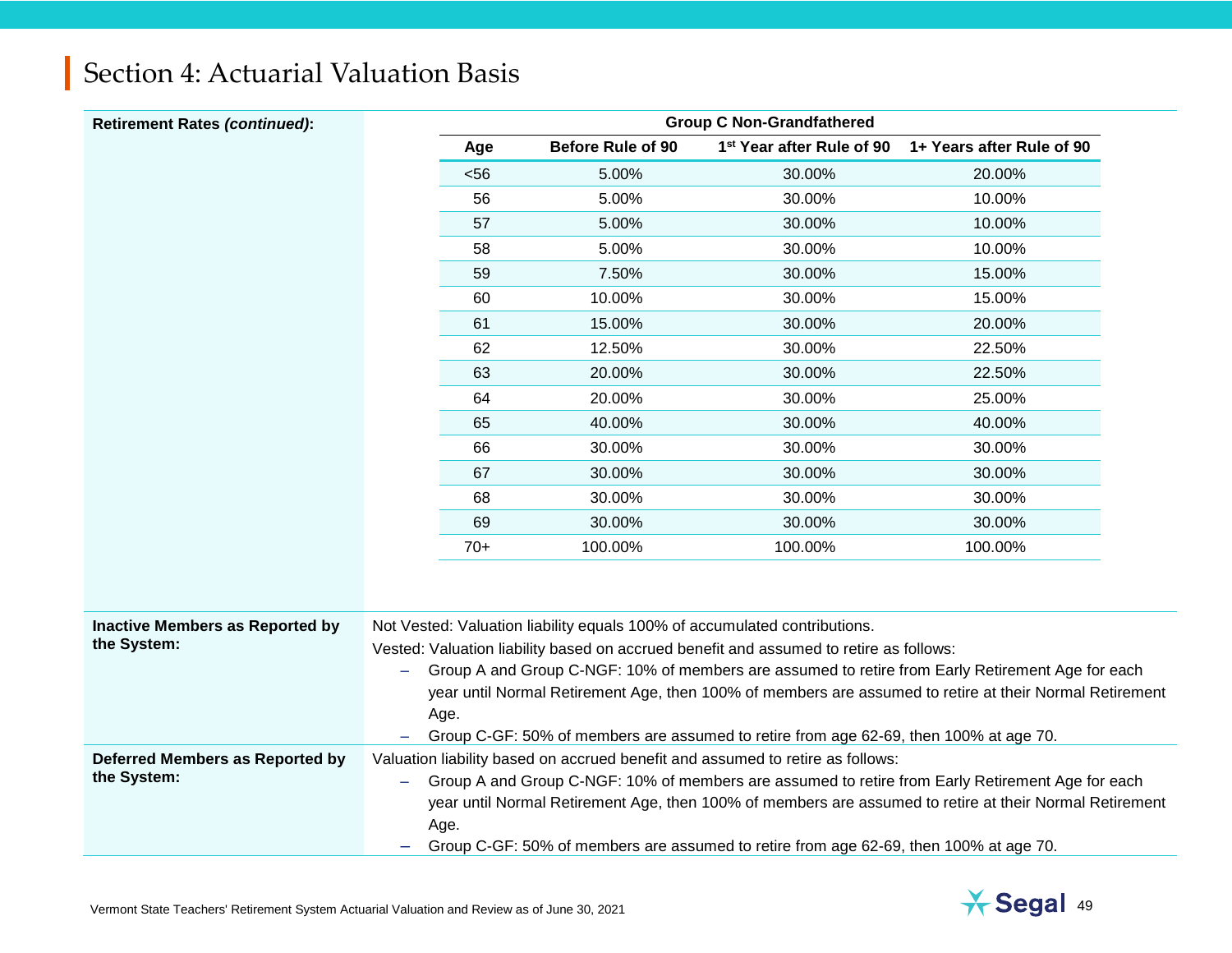# Section 4: Actuarial Valuation Basis

**Retirement Rates *(continued)*:**

| Group C Non-Grandfathered | | | |
|---|---|---|---|
| Age | Before Rule of 90 | 1st Year after Rule of 90 | 1+ Years after Rule of 90 |
| <56 | 5.00% | 30.00% | 20.00% |
| 56 | 5.00% | 30.00% | 10.00% |
| 57 | 5.00% | 30.00% | 10.00% |
| 58 | 5.00% | 30.00% | 10.00% |
| 59 | 7.50% | 30.00% | 15.00% |
| 60 | 10.00% | 30.00% | 15.00% |
| 61 | 15.00% | 30.00% | 20.00% |
| 62 | 12.50% | 30.00% | 22.50% |
| 63 | 20.00% | 30.00% | 22.50% |
| 64 | 20.00% | 30.00% | 25.00% |
| 65 | 40.00% | 30.00% | 40.00% |
| 66 | 30.00% | 30.00% | 30.00% |
| 67 | 30.00% | 30.00% | 30.00% |
| 68 | 30.00% | 30.00% | 30.00% |
| 69 | 30.00% | 30.00% | 30.00% |
| 70+ | 100.00% | 100.00% | 100.00% |

**Inactive Members as Reported by the System:**

Not Vested: Valuation liability equals 100% of accumulated contributions.

Vested: Valuation liability based on accrued benefit and assumed to retire as follows:

- Group A and Group C-NGF: 10% of members are assumed to retire from Early Retirement Age for each year until Normal Retirement Age, then 100% of members are assumed to retire at their Normal Retirement Age.
- Group C-GF: 50% of members are assumed to retire from age 62-69, then 100% at age 70.

**Deferred Members as Reported by the System:**

Valuation liability based on accrued benefit and assumed to retire as follows:

- Group A and Group C-NGF: 10% of members are assumed to retire from Early Retirement Age for each year until Normal Retirement Age, then 100% of members are assumed to retire at their Normal Retirement Age.
- Group C-GF: 50% of members are assumed to retire from age 62-69, then 100% at age 70.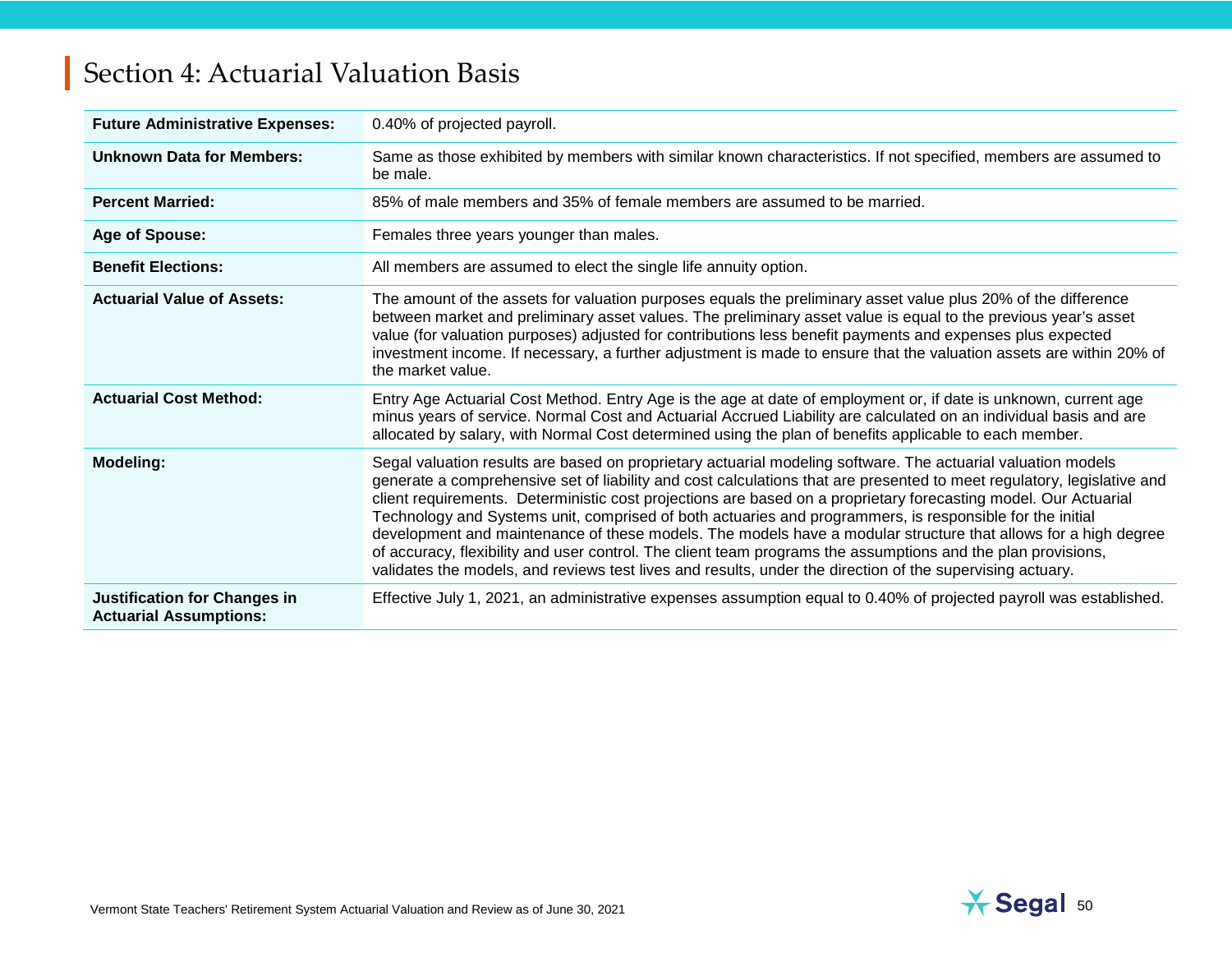# Section 4: Actuarial Valuation Basis

| | |
|---|---|
| **Future Administrative Expenses:** | 0.40% of projected payroll. |
| **Unknown Data for Members:** | Same as those exhibited by members with similar known characteristics. If not specified, members are assumed to be male. |
| **Percent Married:** | 85% of male members and 35% of female members are assumed to be married. |
| **Age of Spouse:** | Females three years younger than males. |
| **Benefit Elections:** | All members are assumed to elect the single life annuity option. |
| **Actuarial Value of Assets:** | The amount of the assets for valuation purposes equals the preliminary asset value plus 20% of the difference between market and preliminary asset values. The preliminary asset value is equal to the previous year's asset value (for valuation purposes) adjusted for contributions less benefit payments and expenses plus expected investment income. If necessary, a further adjustment is made to ensure that the valuation assets are within 20% of the market value. |
| **Actuarial Cost Method:** | Entry Age Actuarial Cost Method. Entry Age is the age at date of employment or, if date is unknown, current age minus years of service. Normal Cost and Actuarial Accrued Liability are calculated on an individual basis and are allocated by salary, with Normal Cost determined using the plan of benefits applicable to each member. |
| **Modeling:** | Segal valuation results are based on proprietary actuarial modeling software. The actuarial valuation models generate a comprehensive set of liability and cost calculations that are presented to meet regulatory, legislative and client requirements. Deterministic cost projections are based on a proprietary forecasting model. Our Actuarial Technology and Systems unit, comprised of both actuaries and programmers, is responsible for the initial development and maintenance of these models. The models have a modular structure that allows for a high degree of accuracy, flexibility and user control. The client team programs the assumptions and the plan provisions, validates the models, and reviews test lives and results, under the direction of the supervising actuary. |
| **Justification for Changes in Actuarial Assumptions:** | Effective July 1, 2021, an administrative expenses assumption equal to 0.40% of projected payroll was established. |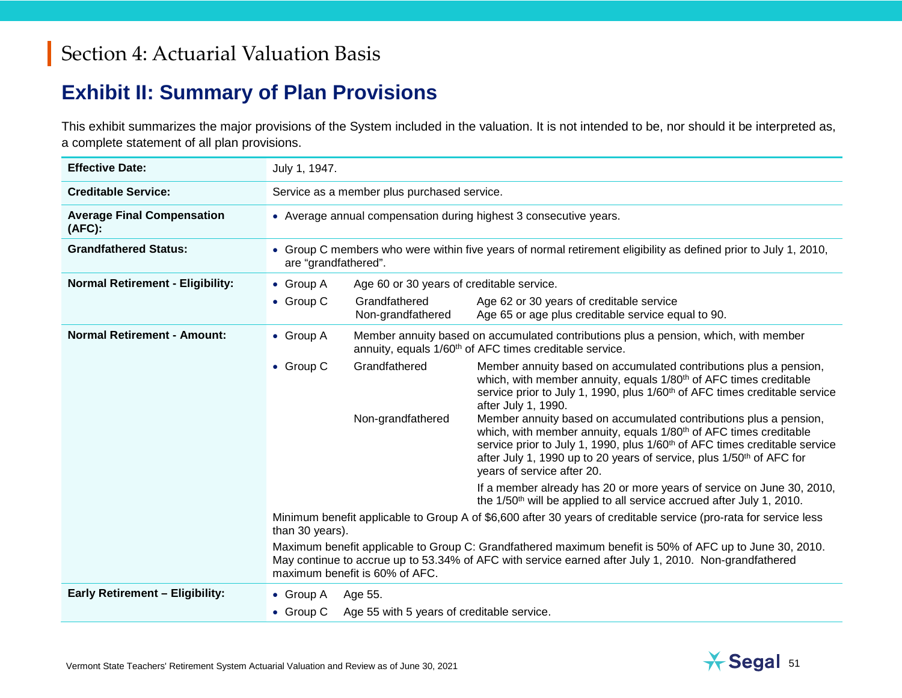# Section 4: Actuarial Valuation Basis

## Exhibit II: Summary of Plan Provisions

This exhibit summarizes the major provisions of the System included in the valuation. It is not intended to be, nor should it be interpreted as, a complete statement of all plan provisions.

| | |
|---|---|
| **Effective Date:** | July 1, 1947. |
| **Creditable Service:** | Service as a member plus purchased service. |
| **Average Final Compensation (AFC):** | • Average annual compensation during highest 3 consecutive years. |
| **Grandfathered Status:** | • Group C members who were within five years of normal retirement eligibility as defined prior to July 1, 2010, are "grandfathered". |
| **Normal Retirement - Eligibility:** | • Group A: Age 60 or 30 years of creditable service.<br>• Group C: Grandfathered – Age 62 or 30 years of creditable service; Non-grandfathered – Age 65 or age plus creditable service equal to 90. |
| **Normal Retirement - Amount:** | • Group A: Member annuity based on accumulated contributions plus a pension, which, with member annuity, equals 1/60th of AFC times creditable service.<br>• Group C: Grandfathered – Member annuity based on accumulated contributions plus a pension, which, with member annuity, equals 1/80th of AFC times creditable service prior to July 1, 1990, plus 1/60th of AFC times creditable service after July 1, 1990.<br>Non-grandfathered – Member annuity based on accumulated contributions plus a pension, which, with member annuity, equals 1/80th of AFC times creditable service prior to July 1, 1990, plus 1/60th of AFC times creditable service after July 1, 1990 up to 20 years of service, plus 1/50th of AFC for years of service after 20.<br>If a member already has 20 or more years of service on June 30, 2010, the 1/50th will be applied to all service accrued after July 1, 2010.<br>Minimum benefit applicable to Group A of $6,600 after 30 years of creditable service (pro-rata for service less than 30 years).<br>Maximum benefit applicable to Group C: Grandfathered maximum benefit is 50% of AFC up to June 30, 2010. May continue to accrue up to 53.34% of AFC with service earned after July 1, 2010. Non-grandfathered maximum benefit is 60% of AFC. |
| **Early Retirement – Eligibility:** | • Group A: Age 55.<br>• Group C: Age 55 with 5 years of creditable service. |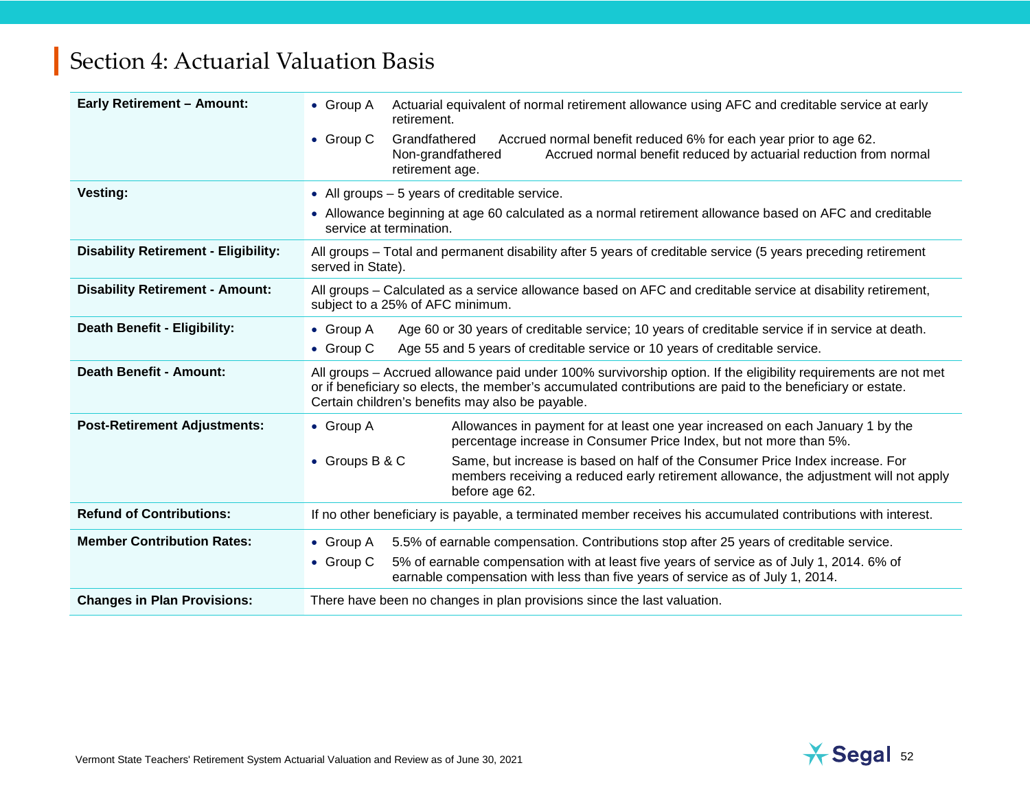# Section 4: Actuarial Valuation Basis

| | |
|---|---|
| **Early Retirement – Amount:** | • Group A — Actuarial equivalent of normal retirement allowance using AFC and creditable service at early retirement.<br>• Group C — Grandfathered: Accrued normal benefit reduced 6% for each year prior to age 62. Non-grandfathered: Accrued normal benefit reduced by actuarial reduction from normal retirement age. |
| **Vesting:** | • All groups – 5 years of creditable service.<br>• Allowance beginning at age 60 calculated as a normal retirement allowance based on AFC and creditable service at termination. |
| **Disability Retirement - Eligibility:** | All groups – Total and permanent disability after 5 years of creditable service (5 years preceding retirement served in State). |
| **Disability Retirement - Amount:** | All groups – Calculated as a service allowance based on AFC and creditable service at disability retirement, subject to a 25% of AFC minimum. |
| **Death Benefit - Eligibility:** | • Group A — Age 60 or 30 years of creditable service; 10 years of creditable service if in service at death.<br>• Group C — Age 55 and 5 years of creditable service or 10 years of creditable service. |
| **Death Benefit - Amount:** | All groups – Accrued allowance paid under 100% survivorship option. If the eligibility requirements are not met or if beneficiary so elects, the member's accumulated contributions are paid to the beneficiary or estate. Certain children's benefits may also be payable. |
| **Post-Retirement Adjustments:** | • Group A — Allowances in payment for at least one year increased on each January 1 by the percentage increase in Consumer Price Index, but not more than 5%.<br>• Groups B & C — Same, but increase is based on half of the Consumer Price Index increase. For members receiving a reduced early retirement allowance, the adjustment will not apply before age 62. |
| **Refund of Contributions:** | If no other beneficiary is payable, a terminated member receives his accumulated contributions with interest. |
| **Member Contribution Rates:** | • Group A — 5.5% of earnable compensation. Contributions stop after 25 years of creditable service.<br>• Group C — 5% of earnable compensation with at least five years of service as of July 1, 2014. 6% of earnable compensation with less than five years of service as of July 1, 2014. |
| **Changes in Plan Provisions:** | There have been no changes in plan provisions since the last valuation. |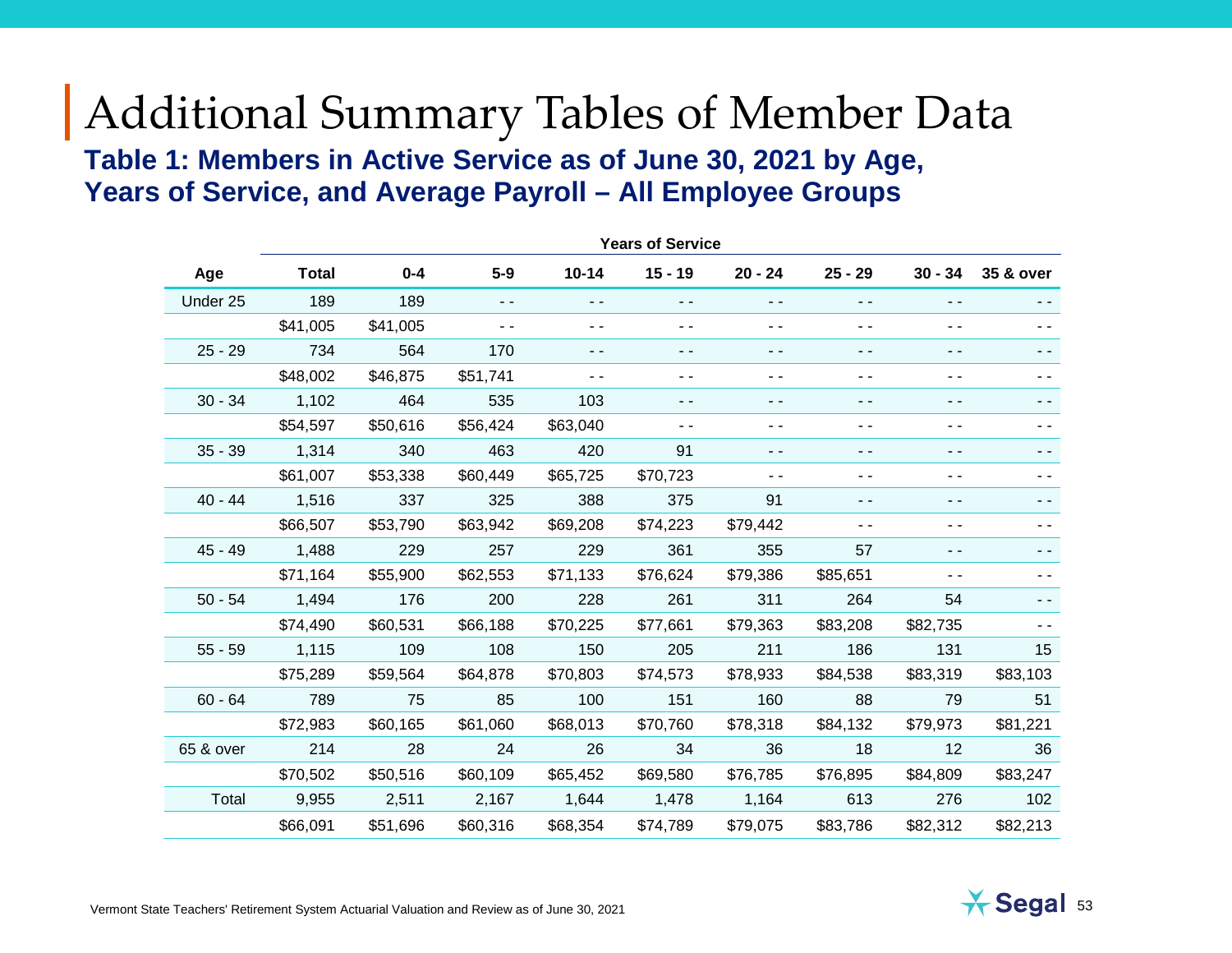# Additional Summary Tables of Member Data

## Table 1: Members in Active Service as of June 30, 2021 by Age, Years of Service, and Average Payroll – All Employee Groups

| | | Years of Service | | | | | | | |
|---|---|---|---|---|---|---|---|---|---|
| **Age** | **Total** | **0-4** | **5-9** | **10-14** | **15 - 19** | **20 - 24** | **25 - 29** | **30 - 34** | **35 & over** |
| Under 25 | 189 | 189 | - - | - - | - - | - - | - - | - - | - - |
| | $41,005 | $41,005 | - - | - - | - - | - - | - - | - - | - - |
| 25 - 29 | 734 | 564 | 170 | - - | - - | - - | - - | - - | - - |
| | $48,002 | $46,875 | $51,741 | - - | - - | - - | - - | - - | - - |
| 30 - 34 | 1,102 | 464 | 535 | 103 | - - | - - | - - | - - | - - |
| | $54,597 | $50,616 | $56,424 | $63,040 | - - | - - | - - | - - | - - |
| 35 - 39 | 1,314 | 340 | 463 | 420 | 91 | - - | - - | - - | - - |
| | $61,007 | $53,338 | $60,449 | $65,725 | $70,723 | - - | - - | - - | - - |
| 40 - 44 | 1,516 | 337 | 325 | 388 | 375 | 91 | - - | - - | - - |
| | $66,507 | $53,790 | $63,942 | $69,208 | $74,223 | $79,442 | - - | - - | - - |
| 45 - 49 | 1,488 | 229 | 257 | 229 | 361 | 355 | 57 | - - | - - |
| | $71,164 | $55,900 | $62,553 | $71,133 | $76,624 | $79,386 | $85,651 | - - | - - |
| 50 - 54 | 1,494 | 176 | 200 | 228 | 261 | 311 | 264 | 54 | - - |
| | $74,490 | $60,531 | $66,188 | $70,225 | $77,661 | $79,363 | $83,208 | $82,735 | - - |
| 55 - 59 | 1,115 | 109 | 108 | 150 | 205 | 211 | 186 | 131 | 15 |
| | $75,289 | $59,564 | $64,878 | $70,803 | $74,573 | $78,933 | $84,538 | $83,319 | $83,103 |
| 60 - 64 | 789 | 75 | 85 | 100 | 151 | 160 | 88 | 79 | 51 |
| | $72,983 | $60,165 | $61,060 | $68,013 | $70,760 | $78,318 | $84,132 | $79,973 | $81,221 |
| 65 & over | 214 | 28 | 24 | 26 | 34 | 36 | 18 | 12 | 36 |
| | $70,502 | $50,516 | $60,109 | $65,452 | $69,580 | $76,785 | $76,895 | $84,809 | $83,247 |
| Total | 9,955 | 2,511 | 2,167 | 1,644 | 1,478 | 1,164 | 613 | 276 | 102 |
| | $66,091 | $51,696 | $60,316 | $68,354 | $74,789 | $79,075 | $83,786 | $82,312 | $82,213 |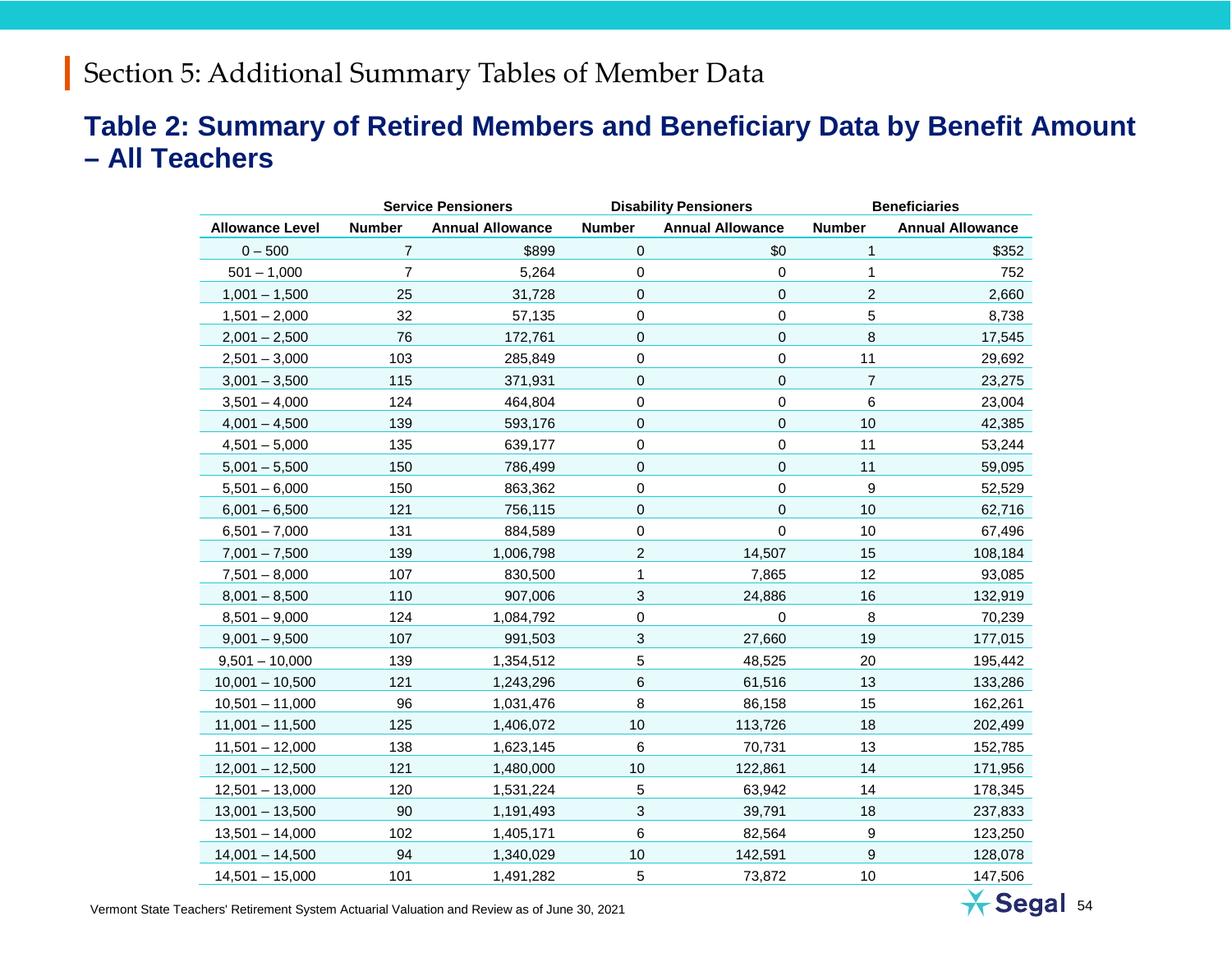## Section 5: Additional Summary Tables of Member Data

### Table 2: Summary of Retired Members and Beneficiary Data by Benefit Amount – All Teachers

| | Service Pensioners | | Disability Pensioners | | Beneficiaries | |
|---|---|---|---|---|---|---|
| Allowance Level | Number | Annual Allowance | Number | Annual Allowance | Number | Annual Allowance |
| 0 – 500 | 7 | $899 | 0 | $0 | 1 | $352 |
| 501 – 1,000 | 7 | 5,264 | 0 | 0 | 1 | 752 |
| 1,001 – 1,500 | 25 | 31,728 | 0 | 0 | 2 | 2,660 |
| 1,501 – 2,000 | 32 | 57,135 | 0 | 0 | 5 | 8,738 |
| 2,001 – 2,500 | 76 | 172,761 | 0 | 0 | 8 | 17,545 |
| 2,501 – 3,000 | 103 | 285,849 | 0 | 0 | 11 | 29,692 |
| 3,001 – 3,500 | 115 | 371,931 | 0 | 0 | 7 | 23,275 |
| 3,501 – 4,000 | 124 | 464,804 | 0 | 0 | 6 | 23,004 |
| 4,001 – 4,500 | 139 | 593,176 | 0 | 0 | 10 | 42,385 |
| 4,501 – 5,000 | 135 | 639,177 | 0 | 0 | 11 | 53,244 |
| 5,001 – 5,500 | 150 | 786,499 | 0 | 0 | 11 | 59,095 |
| 5,501 – 6,000 | 150 | 863,362 | 0 | 0 | 9 | 52,529 |
| 6,001 – 6,500 | 121 | 756,115 | 0 | 0 | 10 | 62,716 |
| 6,501 – 7,000 | 131 | 884,589 | 0 | 0 | 10 | 67,496 |
| 7,001 – 7,500 | 139 | 1,006,798 | 2 | 14,507 | 15 | 108,184 |
| 7,501 – 8,000 | 107 | 830,500 | 1 | 7,865 | 12 | 93,085 |
| 8,001 – 8,500 | 110 | 907,006 | 3 | 24,886 | 16 | 132,919 |
| 8,501 – 9,000 | 124 | 1,084,792 | 0 | 0 | 8 | 70,239 |
| 9,001 – 9,500 | 107 | 991,503 | 3 | 27,660 | 19 | 177,015 |
| 9,501 – 10,000 | 139 | 1,354,512 | 5 | 48,525 | 20 | 195,442 |
| 10,001 – 10,500 | 121 | 1,243,296 | 6 | 61,516 | 13 | 133,286 |
| 10,501 – 11,000 | 96 | 1,031,476 | 8 | 86,158 | 15 | 162,261 |
| 11,001 – 11,500 | 125 | 1,406,072 | 10 | 113,726 | 18 | 202,499 |
| 11,501 – 12,000 | 138 | 1,623,145 | 6 | 70,731 | 13 | 152,785 |
| 12,001 – 12,500 | 121 | 1,480,000 | 10 | 122,861 | 14 | 171,956 |
| 12,501 – 13,000 | 120 | 1,531,224 | 5 | 63,942 | 14 | 178,345 |
| 13,001 – 13,500 | 90 | 1,191,493 | 3 | 39,791 | 18 | 237,833 |
| 13,501 – 14,000 | 102 | 1,405,171 | 6 | 82,564 | 9 | 123,250 |
| 14,001 – 14,500 | 94 | 1,340,029 | 10 | 142,591 | 9 | 128,078 |
| 14,501 – 15,000 | 101 | 1,491,282 | 5 | 73,872 | 10 | 147,506 |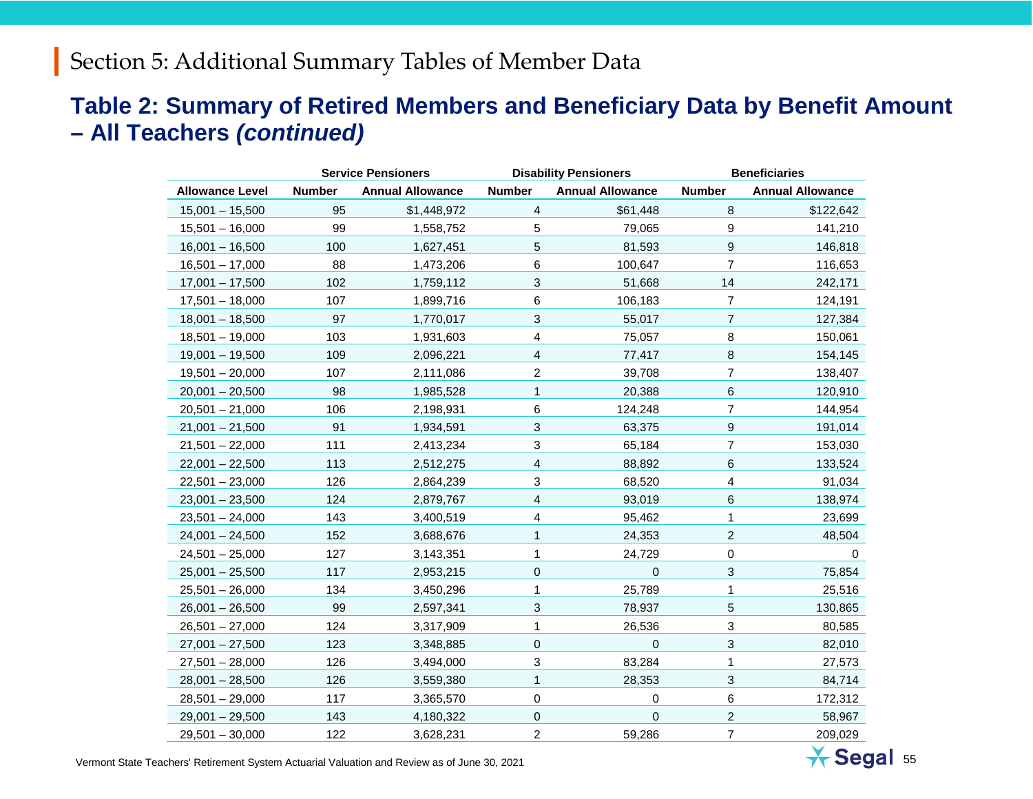# Section 5: Additional Summary Tables of Member Data

## Table 2: Summary of Retired Members and Beneficiary Data by Benefit Amount – All Teachers *(continued)*

| | Service Pensioners | | Disability Pensioners | | Beneficiaries | |
|---|---|---|---|---|---|---|
| **Allowance Level** | **Number** | **Annual Allowance** | **Number** | **Annual Allowance** | **Number** | **Annual Allowance** |
| 15,001 – 15,500 | 95 | $1,448,972 | 4 | $61,448 | 8 | $122,642 |
| 15,501 – 16,000 | 99 | 1,558,752 | 5 | 79,065 | 9 | 141,210 |
| 16,001 – 16,500 | 100 | 1,627,451 | 5 | 81,593 | 9 | 146,818 |
| 16,501 – 17,000 | 88 | 1,473,206 | 6 | 100,647 | 7 | 116,653 |
| 17,001 – 17,500 | 102 | 1,759,112 | 3 | 51,668 | 14 | 242,171 |
| 17,501 – 18,000 | 107 | 1,899,716 | 6 | 106,183 | 7 | 124,191 |
| 18,001 – 18,500 | 97 | 1,770,017 | 3 | 55,017 | 7 | 127,384 |
| 18,501 – 19,000 | 103 | 1,931,603 | 4 | 75,057 | 8 | 150,061 |
| 19,001 – 19,500 | 109 | 2,096,221 | 4 | 77,417 | 8 | 154,145 |
| 19,501 – 20,000 | 107 | 2,111,086 | 2 | 39,708 | 7 | 138,407 |
| 20,001 – 20,500 | 98 | 1,985,528 | 1 | 20,388 | 6 | 120,910 |
| 20,501 – 21,000 | 106 | 2,198,931 | 6 | 124,248 | 7 | 144,954 |
| 21,001 – 21,500 | 91 | 1,934,591 | 3 | 63,375 | 9 | 191,014 |
| 21,501 – 22,000 | 111 | 2,413,234 | 3 | 65,184 | 7 | 153,030 |
| 22,001 – 22,500 | 113 | 2,512,275 | 4 | 88,892 | 6 | 133,524 |
| 22,501 – 23,000 | 126 | 2,864,239 | 3 | 68,520 | 4 | 91,034 |
| 23,001 – 23,500 | 124 | 2,879,767 | 4 | 93,019 | 6 | 138,974 |
| 23,501 – 24,000 | 143 | 3,400,519 | 4 | 95,462 | 1 | 23,699 |
| 24,001 – 24,500 | 152 | 3,688,676 | 1 | 24,353 | 2 | 48,504 |
| 24,501 – 25,000 | 127 | 3,143,351 | 1 | 24,729 | 0 | 0 |
| 25,001 – 25,500 | 117 | 2,953,215 | 0 | 0 | 3 | 75,854 |
| 25,501 – 26,000 | 134 | 3,450,296 | 1 | 25,789 | 1 | 25,516 |
| 26,001 – 26,500 | 99 | 2,597,341 | 3 | 78,937 | 5 | 130,865 |
| 26,501 – 27,000 | 124 | 3,317,909 | 1 | 26,536 | 3 | 80,585 |
| 27,001 – 27,500 | 123 | 3,348,885 | 0 | 0 | 3 | 82,010 |
| 27,501 – 28,000 | 126 | 3,494,000 | 3 | 83,284 | 1 | 27,573 |
| 28,001 – 28,500 | 126 | 3,559,380 | 1 | 28,353 | 3 | 84,714 |
| 28,501 – 29,000 | 117 | 3,365,570 | 0 | 0 | 6 | 172,312 |
| 29,001 – 29,500 | 143 | 4,180,322 | 0 | 0 | 2 | 58,967 |
| 29,501 – 30,000 | 122 | 3,628,231 | 2 | 59,286 | 7 | 209,029 |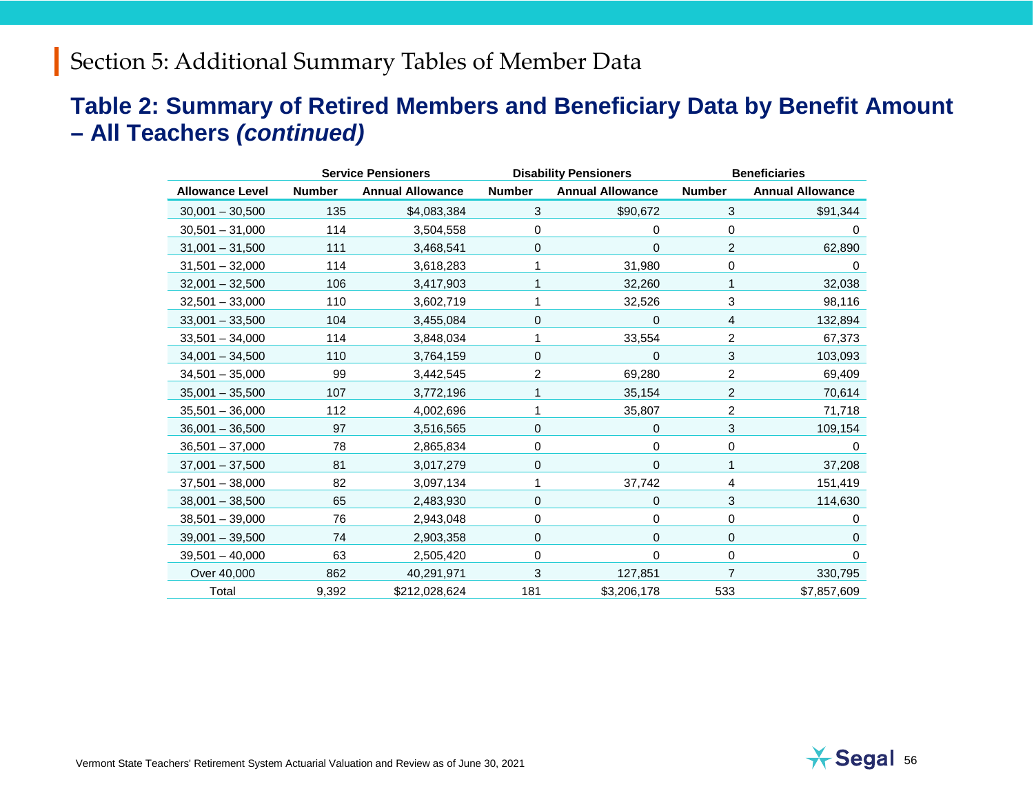# Section 5: Additional Summary Tables of Member Data

## Table 2: Summary of Retired Members and Beneficiary Data by Benefit Amount – All Teachers *(continued)*

| | Service Pensioners | | Disability Pensioners | | Beneficiaries | |
|---|---|---|---|---|---|---|
| **Allowance Level** | **Number** | **Annual Allowance** | **Number** | **Annual Allowance** | **Number** | **Annual Allowance** |
| 30,001 – 30,500 | 135 | $4,083,384 | 3 | $90,672 | 3 | $91,344 |
| 30,501 – 31,000 | 114 | 3,504,558 | 0 | 0 | 0 | 0 |
| 31,001 – 31,500 | 111 | 3,468,541 | 0 | 0 | 2 | 62,890 |
| 31,501 – 32,000 | 114 | 3,618,283 | 1 | 31,980 | 0 | 0 |
| 32,001 – 32,500 | 106 | 3,417,903 | 1 | 32,260 | 1 | 32,038 |
| 32,501 – 33,000 | 110 | 3,602,719 | 1 | 32,526 | 3 | 98,116 |
| 33,001 – 33,500 | 104 | 3,455,084 | 0 | 0 | 4 | 132,894 |
| 33,501 – 34,000 | 114 | 3,848,034 | 1 | 33,554 | 2 | 67,373 |
| 34,001 – 34,500 | 110 | 3,764,159 | 0 | 0 | 3 | 103,093 |
| 34,501 – 35,000 | 99 | 3,442,545 | 2 | 69,280 | 2 | 69,409 |
| 35,001 – 35,500 | 107 | 3,772,196 | 1 | 35,154 | 2 | 70,614 |
| 35,501 – 36,000 | 112 | 4,002,696 | 1 | 35,807 | 2 | 71,718 |
| 36,001 – 36,500 | 97 | 3,516,565 | 0 | 0 | 3 | 109,154 |
| 36,501 – 37,000 | 78 | 2,865,834 | 0 | 0 | 0 | 0 |
| 37,001 – 37,500 | 81 | 3,017,279 | 0 | 0 | 1 | 37,208 |
| 37,501 – 38,000 | 82 | 3,097,134 | 1 | 37,742 | 4 | 151,419 |
| 38,001 – 38,500 | 65 | 2,483,930 | 0 | 0 | 3 | 114,630 |
| 38,501 – 39,000 | 76 | 2,943,048 | 0 | 0 | 0 | 0 |
| 39,001 – 39,500 | 74 | 2,903,358 | 0 | 0 | 0 | 0 |
| 39,501 – 40,000 | 63 | 2,505,420 | 0 | 0 | 0 | 0 |
| Over 40,000 | 862 | 40,291,971 | 3 | 127,851 | 7 | 330,795 |
| Total | 9,392 | $212,028,624 | 181 | $3,206,178 | 533 | $7,857,609 |

Vermont State Teachers' Retirement System Actuarial Valuation and Review as of June 30, 2021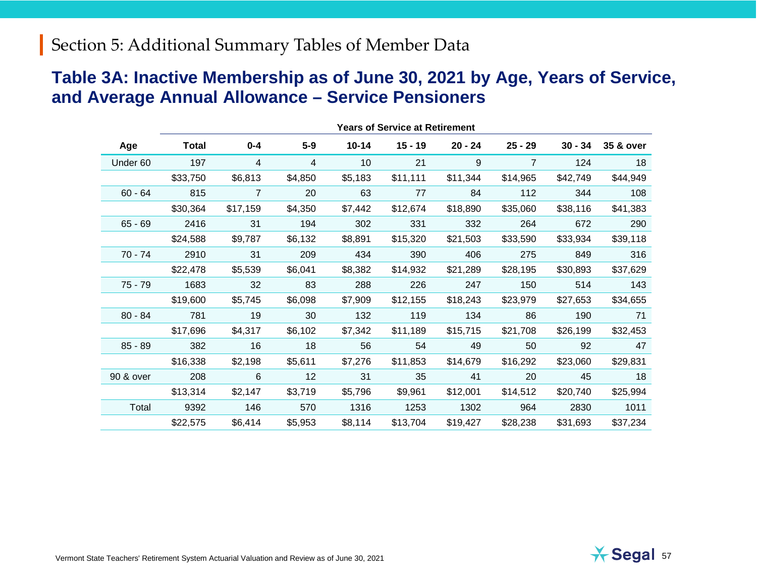# Section 5: Additional Summary Tables of Member Data

## Table 3A: Inactive Membership as of June 30, 2021 by Age, Years of Service, and Average Annual Allowance – Service Pensioners

| | Years of Service at Retirement | | | | | | | | |
|---|---|---|---|---|---|---|---|---|---|
| Age | Total | 0-4 | 5-9 | 10-14 | 15 - 19 | 20 - 24 | 25 - 29 | 30 - 34 | 35 & over |
| Under 60 | 197 | 4 | 4 | 10 | 21 | 9 | 7 | 124 | 18 |
| | $33,750 | $6,813 | $4,850 | $5,183 | $11,111 | $11,344 | $14,965 | $42,749 | $44,949 |
| 60 - 64 | 815 | 7 | 20 | 63 | 77 | 84 | 112 | 344 | 108 |
| | $30,364 | $17,159 | $4,350 | $7,442 | $12,674 | $18,890 | $35,060 | $38,116 | $41,383 |
| 65 - 69 | 2416 | 31 | 194 | 302 | 331 | 332 | 264 | 672 | 290 |
| | $24,588 | $9,787 | $6,132 | $8,891 | $15,320 | $21,503 | $33,590 | $33,934 | $39,118 |
| 70 - 74 | 2910 | 31 | 209 | 434 | 390 | 406 | 275 | 849 | 316 |
| | $22,478 | $5,539 | $6,041 | $8,382 | $14,932 | $21,289 | $28,195 | $30,893 | $37,629 |
| 75 - 79 | 1683 | 32 | 83 | 288 | 226 | 247 | 150 | 514 | 143 |
| | $19,600 | $5,745 | $6,098 | $7,909 | $12,155 | $18,243 | $23,979 | $27,653 | $34,655 |
| 80 - 84 | 781 | 19 | 30 | 132 | 119 | 134 | 86 | 190 | 71 |
| | $17,696 | $4,317 | $6,102 | $7,342 | $11,189 | $15,715 | $21,708 | $26,199 | $32,453 |
| 85 - 89 | 382 | 16 | 18 | 56 | 54 | 49 | 50 | 92 | 47 |
| | $16,338 | $2,198 | $5,611 | $7,276 | $11,853 | $14,679 | $16,292 | $23,060 | $29,831 |
| 90 & over | 208 | 6 | 12 | 31 | 35 | 41 | 20 | 45 | 18 |
| | $13,314 | $2,147 | $3,719 | $5,796 | $9,961 | $12,001 | $14,512 | $20,740 | $25,994 |
| Total | 9392 | 146 | 570 | 1316 | 1253 | 1302 | 964 | 2830 | 1011 |
| | $22,575 | $6,414 | $5,953 | $8,114 | $13,704 | $19,427 | $28,238 | $31,693 | $37,234 |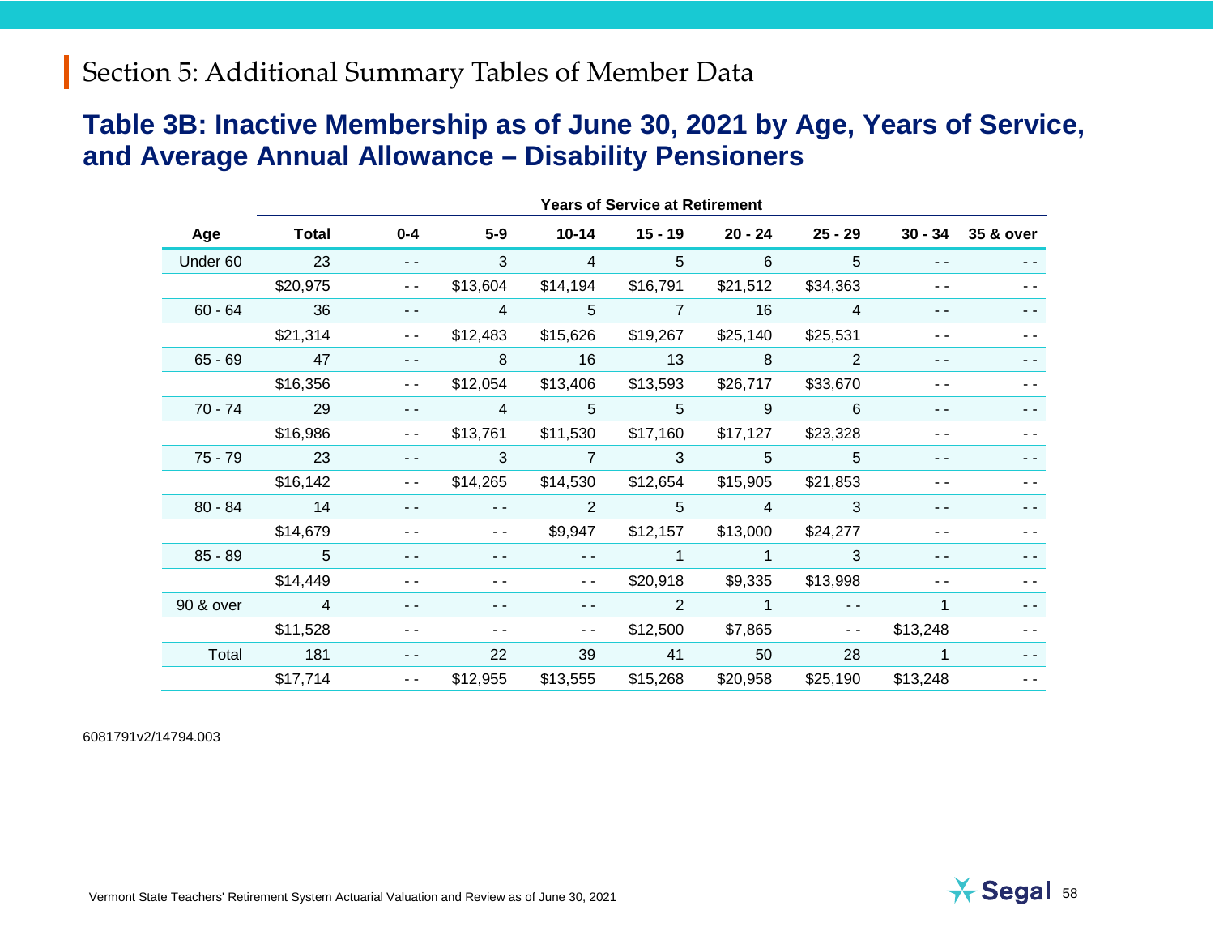Section 5: Additional Summary Tables of Member Data

## Table 3B: Inactive Membership as of June 30, 2021 by Age, Years of Service, and Average Annual Allowance – Disability Pensioners

| | | Years of Service at Retirement | | | | | | | |
|---|---|---|---|---|---|---|---|---|---|
| **Age** | **Total** | **0-4** | **5-9** | **10-14** | **15 - 19** | **20 - 24** | **25 - 29** | **30 - 34** | **35 & over** |
| Under 60 | 23 | - - | 3 | 4 | 5 | 6 | 5 | - - | - - |
| | $20,975 | - - | $13,604 | $14,194 | $16,791 | $21,512 | $34,363 | - - | - - |
| 60 - 64 | 36 | - - | 4 | 5 | 7 | 16 | 4 | - - | - - |
| | $21,314 | - - | $12,483 | $15,626 | $19,267 | $25,140 | $25,531 | - - | - - |
| 65 - 69 | 47 | - - | 8 | 16 | 13 | 8 | 2 | - - | - - |
| | $16,356 | - - | $12,054 | $13,406 | $13,593 | $26,717 | $33,670 | - - | - - |
| 70 - 74 | 29 | - - | 4 | 5 | 5 | 9 | 6 | - - | - - |
| | $16,986 | - - | $13,761 | $11,530 | $17,160 | $17,127 | $23,328 | - - | - - |
| 75 - 79 | 23 | - - | 3 | 7 | 3 | 5 | 5 | - - | - - |
| | $16,142 | - - | $14,265 | $14,530 | $12,654 | $15,905 | $21,853 | - - | - - |
| 80 - 84 | 14 | - - | - - | 2 | 5 | 4 | 3 | - - | - - |
| | $14,679 | - - | - - | $9,947 | $12,157 | $13,000 | $24,277 | - - | - - |
| 85 - 89 | 5 | - - | - - | - - | 1 | 1 | 3 | - - | - - |
| | $14,449 | - - | - - | - - | $20,918 | $9,335 | $13,998 | - - | - - |
| 90 & over | 4 | - - | - - | - - | 2 | 1 | - - | 1 | - - |
| | $11,528 | - - | - - | - - | $12,500 | $7,865 | - - | $13,248 | - - |
| Total | 181 | - - | 22 | 39 | 41 | 50 | 28 | 1 | - - |
| | $17,714 | - - | $12,955 | $13,555 | $15,268 | $20,958 | $25,190 | $13,248 | - - |

6081791v2/14794.003